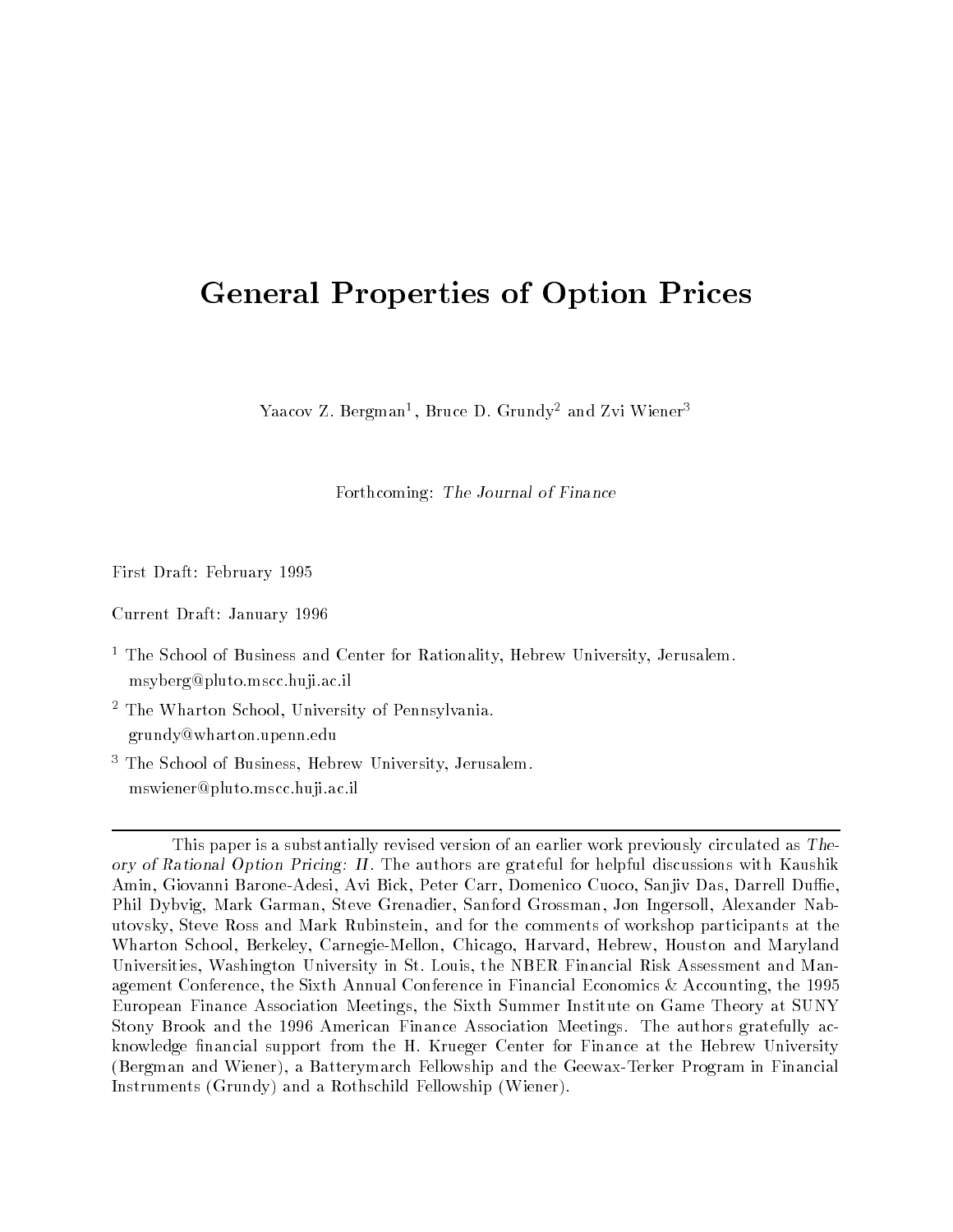# General Properties of Option Prices

Yaacov Z. Bergman[1], Bruce D. Grundy[2] and Zvi Wiener[3]

Forthcoming: *The Journal of Finance*

First Draft: February 1995

Current Draft: January 1996

[1] The School of Business and Center for Rationality, Hebrew University, Jerusalem. msyberg@pluto.mscc.huji.ac.il

[2] The Wharton School, University of Pennsylvania. grundy@wharton.upenn.edu

[3] The School of Business, Hebrew University, Jerusalem. mswiener@pluto.mscc.huji.ac.il

---

This paper is a substantially revised version of an earlier work previously circulated as *Theory of Rational Option Pricing: II*. The authors are grateful for helpful discussions with Kaushik Amin, Giovanni Barone-Adesi, Avi Bick, Peter Carr, Domenico Cuoco, Sanjiv Das, Darrell Duffie, Phil Dybvig, Mark Garman, Steve Grenadier, Sanford Grossman, Jon Ingersoll, Alexander Nabutovsky, Steve Ross and Mark Rubinstein, and for the comments of workshop participants at the Wharton School, Berkeley, Carnegie-Mellon, Chicago, Harvard, Hebrew, Houston and Maryland Universities, Washington University in St. Louis, the NBER Financial Risk Assessment and Management Conference, the Sixth Annual Conference in Financial Economics & Accounting, the 1995 European Finance Association Meetings, the Sixth Summer Institute on Game Theory at SUNY Stony Brook and the 1996 American Finance Association Meetings. The authors gratefully acknowledge financial support from the H. Krueger Center for Finance at the Hebrew University (Bergman and Wiener), a Batterymarch Fellowship and the Geewax-Terker Program in Financial Instruments (Grundy) and a Rothschild Fellowship (Wiener).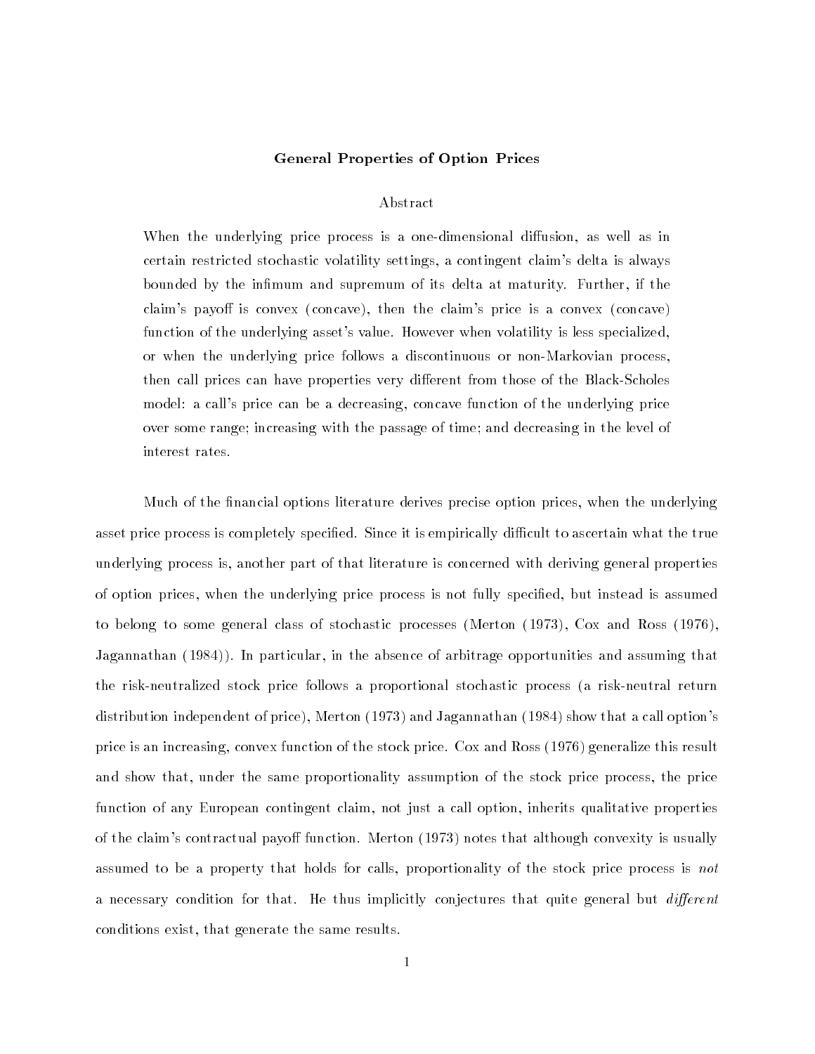# General Properties of Option Prices

## Abstract

When the underlying price process is a one-dimensional diffusion, as well as in certain restricted stochastic volatility settings, a contingent claim's delta is always bounded by the infimum and supremum of its delta at maturity. Further, if the claim's payoff is convex (concave), then the claim's price is a convex (concave) function of the underlying asset's value. However when volatility is less specialized, or when the underlying price follows a discontinuous or non-Markovian process, then call prices can have properties very different from those of the Black-Scholes model: a call's price can be a decreasing, concave function of the underlying price over some range; increasing with the passage of time; and decreasing in the level of interest rates.

Much of the financial options literature derives precise option prices, when the underlying asset price process is completely specified. Since it is empirically difficult to ascertain what the true underlying process is, another part of that literature is concerned with deriving general properties of option prices, when the underlying price process is not fully specified, but instead is assumed to belong to some general class of stochastic processes (Merton (1973), Cox and Ross (1976), Jagannathan (1984)). In particular, in the absence of arbitrage opportunities and assuming that the risk-neutralized stock price follows a proportional stochastic process (a risk-neutral return distribution independent of price), Merton (1973) and Jagannathan (1984) show that a call option's price is an increasing, convex function of the stock price. Cox and Ross (1976) generalize this result and show that, under the same proportionality assumption of the stock price process, the price function of any European contingent claim, not just a call option, inherits qualitative properties of the claim's contractual payoff function. Merton (1973) notes that although convexity is usually assumed to be a property that holds for calls, proportionality of the stock price process is *not* a necessary condition for that. He thus implicitly conjectures that quite general but *different* conditions exist, that generate the same results.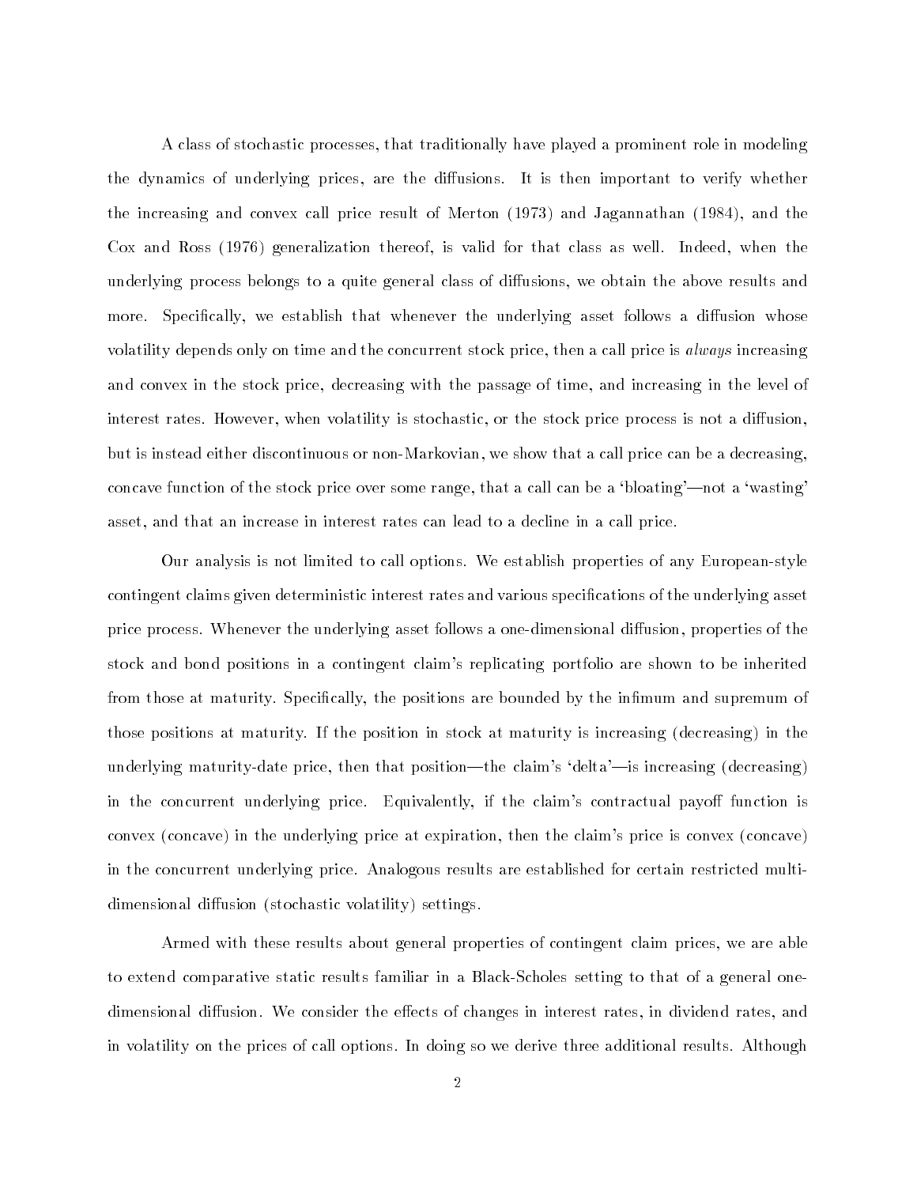A class of stochastic processes, that traditionally have played a prominent role in modeling the dynamics of underlying prices, are the diffusions. It is then important to verify whether the increasing and convex call price result of Merton (1973) and Jagannathan (1984), and the Cox and Ross (1976) generalization thereof, is valid for that class as well. Indeed, when the underlying process belongs to a quite general class of diffusions, we obtain the above results and more. Specifically, we establish that whenever the underlying asset follows a diffusion whose volatility depends only on time and the concurrent stock price, then a call price is *always* increasing and convex in the stock price, decreasing with the passage of time, and increasing in the level of interest rates. However, when volatility is stochastic, or the stock price process is not a diffusion, but is instead either discontinuous or non-Markovian, we show that a call price can be a decreasing, concave function of the stock price over some range, that a call can be a 'bloating'—not a 'wasting' asset, and that an increase in interest rates can lead to a decline in a call price.

Our analysis is not limited to call options. We establish properties of any European-style contingent claims given deterministic interest rates and various specifications of the underlying asset price process. Whenever the underlying asset follows a one-dimensional diffusion, properties of the stock and bond positions in a contingent claim's replicating portfolio are shown to be inherited from those at maturity. Specifically, the positions are bounded by the infimum and supremum of those positions at maturity. If the position in stock at maturity is increasing (decreasing) in the underlying maturity-date price, then that position—the claim's 'delta'—is increasing (decreasing) in the concurrent underlying price. Equivalently, if the claim's contractual payoff function is convex (concave) in the underlying price at expiration, then the claim's price is convex (concave) in the concurrent underlying price. Analogous results are established for certain restricted multi-dimensional diffusion (stochastic volatility) settings.

Armed with these results about general properties of contingent claim prices, we are able to extend comparative static results familiar in a Black-Scholes setting to that of a general one-dimensional diffusion. We consider the effects of changes in interest rates, in dividend rates, and in volatility on the prices of call options. In doing so we derive three additional results. Although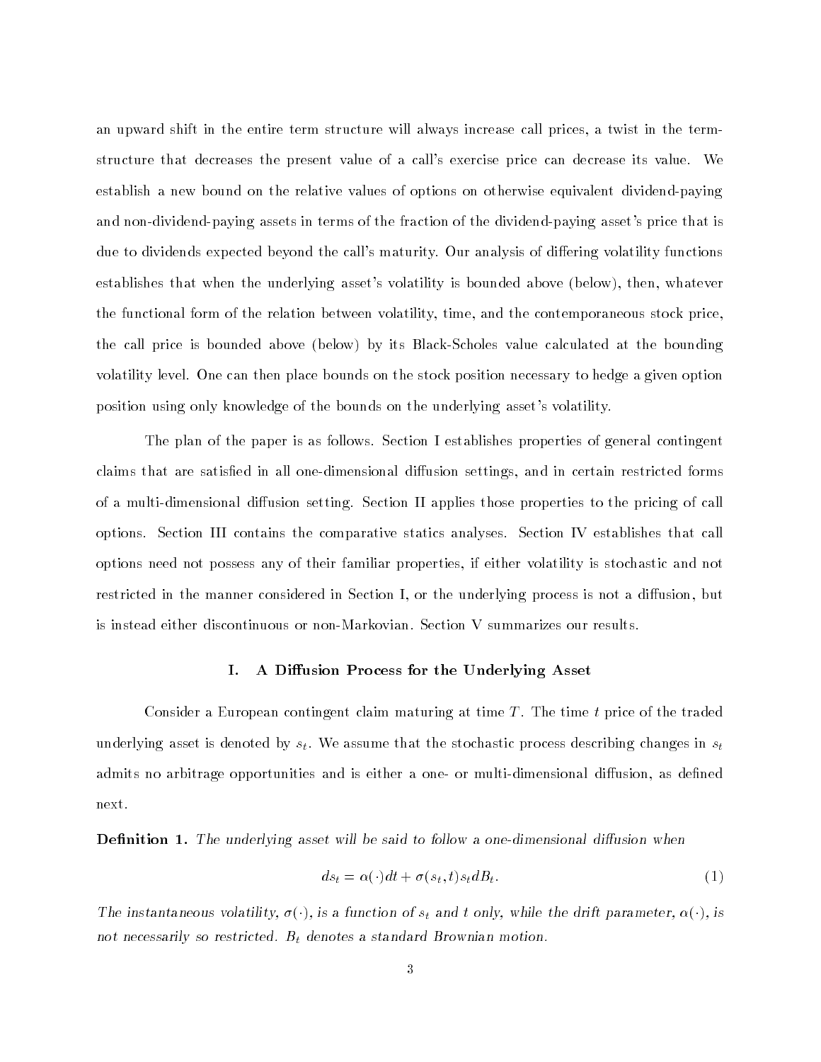an upward shift in the entire term structure will always increase call prices, a twist in the term-structure that decreases the present value of a call's exercise price can decrease its value. We establish a new bound on the relative values of options on otherwise equivalent dividend-paying and non-dividend-paying assets in terms of the fraction of the dividend-paying asset's price that is due to dividends expected beyond the call's maturity. Our analysis of differing volatility functions establishes that when the underlying asset's volatility is bounded above (below), then, whatever the functional form of the relation between volatility, time, and the contemporaneous stock price, the call price is bounded above (below) by its Black-Scholes value calculated at the bounding volatility level. One can then place bounds on the stock position necessary to hedge a given option position using only knowledge of the bounds on the underlying asset's volatility.

The plan of the paper is as follows. Section I establishes properties of general contingent claims that are satisfied in all one-dimensional diffusion settings, and in certain restricted forms of a multi-dimensional diffusion setting. Section II applies those properties to the pricing of call options. Section III contains the comparative statics analyses. Section IV establishes that call options need not possess any of their familiar properties, if either volatility is stochastic and not restricted in the manner considered in Section I, or the underlying process is not a diffusion, but is instead either discontinuous or non-Markovian. Section V summarizes our results.

## I. A Diffusion Process for the Underlying Asset

Consider a European contingent claim maturing at time $T$. The time $t$ price of the traded underlying asset is denoted by $s_t$. We assume that the stochastic process describing changes in $s_t$ admits no arbitrage opportunities and is either a one- or multi-dimensional diffusion, as defined next.

**Definition 1.** *The underlying asset will be said to follow a one-dimensional diffusion when*

$$ds_t = \alpha(\cdot)dt + \sigma(s_t, t)s_t dB_t. \tag{1}$$

*The instantaneous volatility, $\sigma(\cdot)$, is a function of $s_t$ and $t$ only, while the drift parameter, $\alpha(\cdot)$, is not necessarily so restricted. $B_t$ denotes a standard Brownian motion.*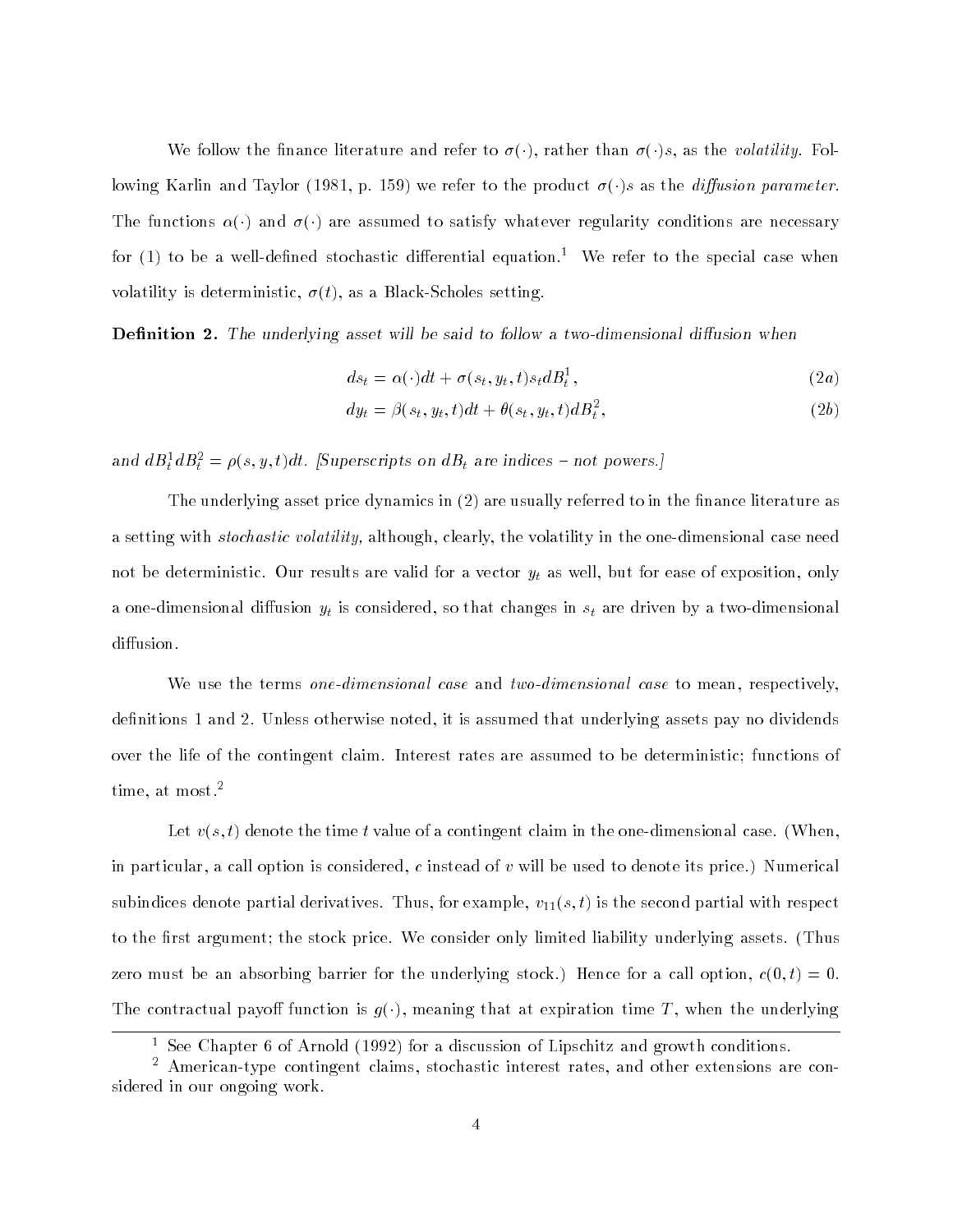We follow the finance literature and refer to $\sigma(\cdot)$, rather than $\sigma(\cdot)s$, as the *volatility*. Following Karlin and Taylor (1981, p. 159) we refer to the product $\sigma(\cdot)s$ as the *diffusion parameter*. The functions $\alpha(\cdot)$ and $\sigma(\cdot)$ are assumed to satisfy whatever regularity conditions are necessary for (1) to be a well-defined stochastic differential equation.[1] We refer to the special case when volatility is deterministic, $\sigma(t)$, as a Black-Scholes setting.

**Definition 2.** *The underlying asset will be said to follow a two-dimensional diffusion when*

$$ds_t = \alpha(\cdot)dt + \sigma(s_t, y_t, t)s_t dB_t^1, \tag{2a}$$

$$dy_t = \beta(s_t, y_t, t)dt + \theta(s_t, y_t, t)dB_t^2, \tag{2b}$$

*and* $dB_t^1 dB_t^2 = \rho(s, y, t)dt$. *[Superscripts on* $dB_t$ *are indices – not powers.]*

The underlying asset price dynamics in (2) are usually referred to in the finance literature as a setting with *stochastic volatility,* although, clearly, the volatility in the one-dimensional case need not be deterministic. Our results are valid for a vector $y_t$ as well, but for ease of exposition, only a one-dimensional diffusion $y_t$ is considered, so that changes in $s_t$ are driven by a two-dimensional diffusion.

We use the terms *one-dimensional case* and *two-dimensional case* to mean, respectively, definitions 1 and 2. Unless otherwise noted, it is assumed that underlying assets pay no dividends over the life of the contingent claim. Interest rates are assumed to be deterministic; functions of time, at most.[2]

Let $v(s, t)$ denote the time $t$ value of a contingent claim in the one-dimensional case. (When, in particular, a call option is considered, $c$ instead of $v$ will be used to denote its price.) Numerical subindices denote partial derivatives. Thus, for example, $v_{11}(s, t)$ is the second partial with respect to the first argument; the stock price. We consider only limited liability underlying assets. (Thus zero must be an absorbing barrier for the underlying stock.) Hence for a call option, $c(0, t) = 0$. The contractual payoff function is $g(\cdot)$, meaning that at expiration time $T$, when the underlying

---

[1] See Chapter 6 of Arnold (1992) for a discussion of Lipschitz and growth conditions.

[2] American-type contingent claims, stochastic interest rates, and other extensions are considered in our ongoing work.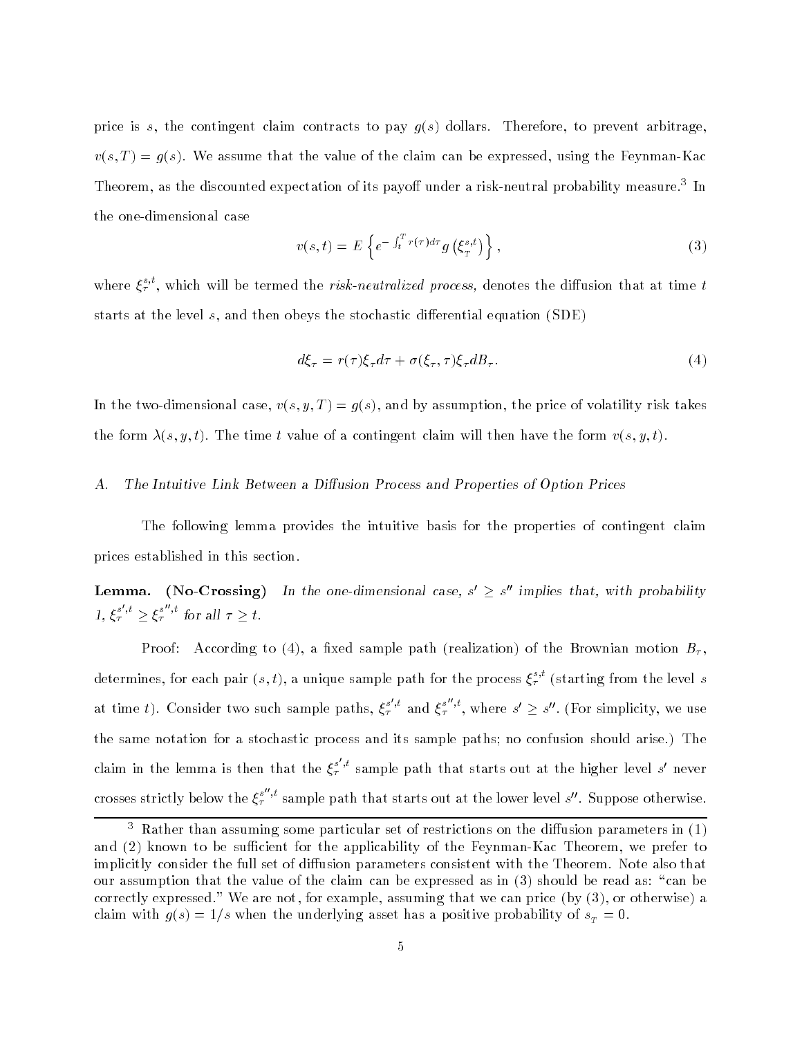price is $s$, the contingent claim contracts to pay $g(s)$ dollars. Therefore, to prevent arbitrage, $v(s,T) = g(s)$. We assume that the value of the claim can be expressed, using the Feynman-Kac Theorem, as the discounted expectation of its payoff under a risk-neutral probability measure.[3] In the one-dimensional case

$$v(s,t) = E\left\{ e^{-\int_t^T r(\tau)d\tau} g\left(\xi_T^{s,t}\right) \right\}, \tag{3}$$

where $\xi_\tau^{s,t}$, which will be termed the *risk-neutralized process,* denotes the diffusion that at time $t$ starts at the level $s$, and then obeys the stochastic differential equation (SDE)

$$d\xi_\tau = r(\tau)\xi_\tau d\tau + \sigma(\xi_\tau, \tau)\xi_\tau dB_\tau. \tag{4}$$

In the two-dimensional case, $v(s,y,T) = g(s)$, and by assumption, the price of volatility risk takes the form $\lambda(s,y,t)$. The time $t$ value of a contingent claim will then have the form $v(s,y,t)$.

### A. *The Intuitive Link Between a Diffusion Process and Properties of Option Prices*

The following lemma provides the intuitive basis for the properties of contingent claim prices established in this section.

**Lemma. (No-Crossing)** *In the one-dimensional case, $s' \geq s''$ implies that, with probability 1, $\xi_\tau^{s',t} \geq \xi_\tau^{s'',t}$ for all $\tau \geq t$.*

Proof: According to (4), a fixed sample path (realization) of the Brownian motion $B_\tau$, determines, for each pair $(s,t)$, a unique sample path for the process $\xi_\tau^{s,t}$ (starting from the level $s$ at time $t$). Consider two such sample paths, $\xi_\tau^{s',t}$ and $\xi_\tau^{s'',t}$, where $s' \geq s''$. (For simplicity, we use the same notation for a stochastic process and its sample paths; no confusion should arise.) The claim in the lemma is then that the $\xi_\tau^{s',t}$ sample path that starts out at the higher level $s'$ never crosses strictly below the $\xi_\tau^{s'',t}$ sample path that starts out at the lower level $s''$. Suppose otherwise.

[3] Rather than assuming some particular set of restrictions on the diffusion parameters in (1) and (2) known to be sufficient for the applicability of the Feynman-Kac Theorem, we prefer to implicitly consider the full set of diffusion parameters consistent with the Theorem. Note also that our assumption that the value of the claim can be expressed as in (3) should be read as: "can be correctly expressed." We are not, for example, assuming that we can price (by (3), or otherwise) a claim with $g(s) = 1/s$ when the underlying asset has a positive probability of $s_T = 0$.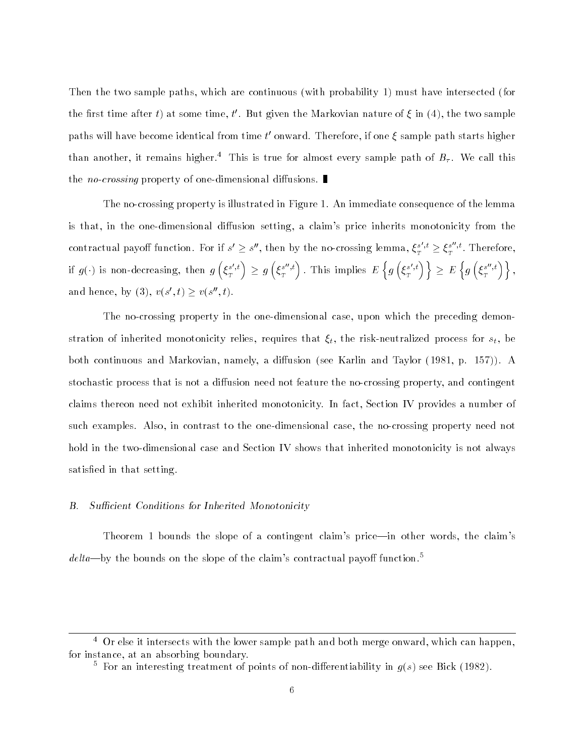Then the two sample paths, which are continuous (with probability 1) must have intersected (for the first time after $t$) at some time, $t'$. But given the Markovian nature of $\xi$ in (4), the two sample paths will have become identical from time $t'$ onward. Therefore, if one $\xi$ sample path starts higher than another, it remains higher.[4] This is true for almost every sample path of $B_\tau$. We call this the *no-crossing* property of one-dimensional diffusions. ∎

The no-crossing property is illustrated in Figure 1. An immediate consequence of the lemma is that, in the one-dimensional diffusion setting, a claim's price inherits monotonicity from the contractual payoff function. For if $s' \geq s''$, then by the no-crossing lemma, $\xi_T^{s',t} \geq \xi_T^{s'',t}$. Therefore, if $g(\cdot)$ is non-decreasing, then $g\left(\xi_T^{s',t}\right) \geq g\left(\xi_T^{s'',t}\right)$. This implies $E\left\{g\left(\xi_T^{s',t}\right)\right\} \geq E\left\{g\left(\xi_T^{s'',t}\right)\right\}$, and hence, by (3), $v(s',t) \geq v(s'',t)$.

The no-crossing property in the one-dimensional case, upon which the preceding demonstration of inherited monotonicity relies, requires that $\xi_t$, the risk-neutralized process for $s_t$, be both continuous and Markovian, namely, a diffusion (see Karlin and Taylor (1981, p. 157)). A stochastic process that is not a diffusion need not feature the no-crossing property, and contingent claims thereon need not exhibit inherited monotonicity. In fact, Section IV provides a number of such examples. Also, in contrast to the one-dimensional case, the no-crossing property need not hold in the two-dimensional case and Section IV shows that inherited monotonicity is not always satisfied in that setting.

### *B. Sufficient Conditions for Inherited Monotonicity*

Theorem 1 bounds the slope of a contingent claim's price—in other words, the claim's *delta*—by the bounds on the slope of the claim's contractual payoff function.[5]

---

[4] Or else it intersects with the lower sample path and both merge onward, which can happen, for instance, at an absorbing boundary.

[5] For an interesting treatment of points of non-differentiability in $g(s)$ see Bick (1982).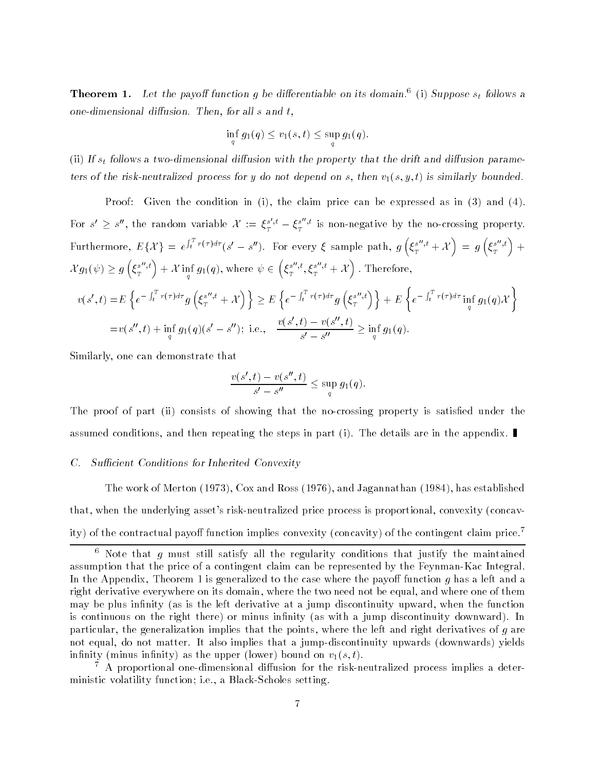**Theorem 1.** *Let the payoff function $g$ be differentiable on its domain.*[6] *(i) Suppose $s_t$ follows a one-dimensional diffusion. Then, for all $s$ and $t$,*

$$\inf_q g_1(q) \leq v_1(s,t) \leq \sup_q g_1(q).$$

*(ii) If $s_t$ follows a two-dimensional diffusion with the property that the drift and diffusion parameters of the risk-neutralized process for $y$ do not depend on $s$, then $v_1(s,y,t)$ is similarly bounded.*

Proof: Given the condition in (i), the claim price can be expressed as in (3) and (4). For $s' \geq s''$, the random variable $\mathcal{X} := \xi_T^{s',t} - \xi_T^{s'',t}$ is non-negative by the no-crossing property. Furthermore, $E\{\mathcal{X}\} = e^{\int_t^T r(\tau)d\tau}(s' - s'')$. For every $\xi$ sample path, $g\left(\xi_T^{s'',t} + \mathcal{X}\right) = g\left(\xi_T^{s'',t}\right) + \mathcal{X} g_1(\psi) \geq g\left(\xi_T^{s'',t}\right) + \mathcal{X} \inf_q g_1(q)$, where $\psi \in \left(\xi_T^{s'',t}, \xi_T^{s'',t} + \mathcal{X}\right)$. Therefore,

$$\begin{aligned}
v(s',t) =& E\left\{e^{-\int_t^T r(\tau)d\tau} g\left(\xi_T^{s'',t} + \mathcal{X}\right)\right\} \geq E\left\{e^{-\int_t^T r(\tau)d\tau} g\left(\xi_T^{s'',t}\right)\right\} + E\left\{e^{-\int_t^T r(\tau)d\tau} \inf_q g_1(q)\mathcal{X}\right\} \\
=& v(s'',t) + \inf_q g_1(q)(s' - s''); \text{ i.e., } \quad \frac{v(s',t) - v(s'',t)}{s' - s''} \geq \inf_q g_1(q).
\end{aligned}$$

Similarly, one can demonstrate that

$$\frac{v(s',t) - v(s'',t)}{s' - s''} \leq \sup_q g_1(q).$$

The proof of part (ii) consists of showing that the no-crossing property is satisfied under the assumed conditions, and then repeating the steps in part (i). The details are in the appendix. ∎

*C. Sufficient Conditions for Inherited Convexity*

The work of Merton (1973), Cox and Ross (1976), and Jagannathan (1984), has established that, when the underlying asset's risk-neutralized price process is proportional, convexity (concavity) of the contractual payoff function implies convexity (concavity) of the contingent claim price.[7]

---

[6] Note that $g$ must still satisfy all the regularity conditions that justify the maintained assumption that the price of a contingent claim can be represented by the Feynman-Kac Integral. In the Appendix, Theorem 1 is generalized to the case where the payoff function $g$ has a left and a right derivative everywhere on its domain, where the two need not be equal, and where one of them may be plus infinity (as is the left derivative at a jump discontinuity upward, when the function is continuous on the right there) or minus infinity (as with a jump discontinuity downward). In particular, the generalization implies that the points, where the left and right derivatives of $g$ are not equal, do not matter. It also implies that a jump-discontinuity upwards (downwards) yields infinity (minus infinity) as the upper (lower) bound on $v_1(s,t)$.

[7] A proportional one-dimensional diffusion for the risk-neutralized process implies a deterministic volatility function; i.e., a Black-Scholes setting.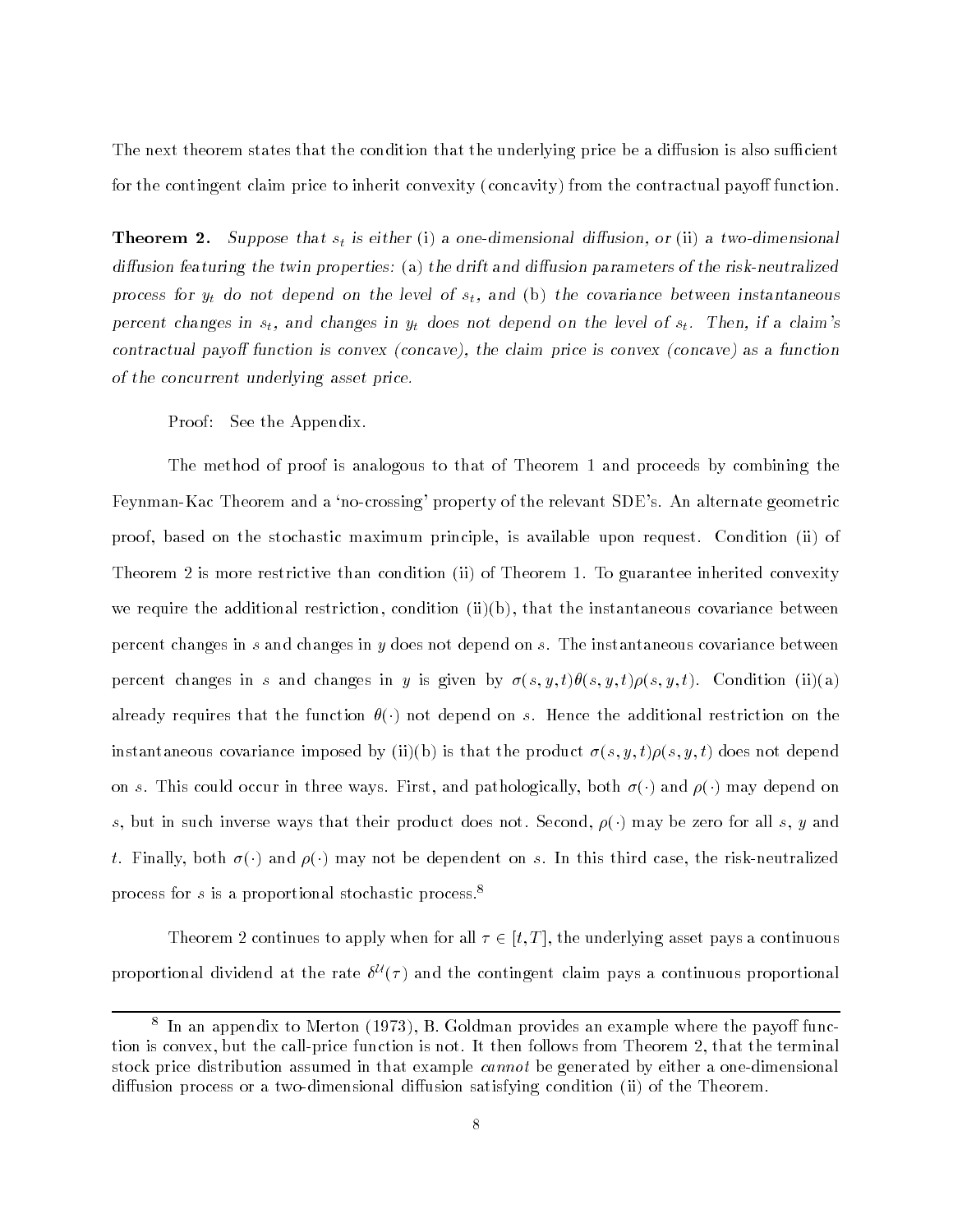The next theorem states that the condition that the underlying price be a diffusion is also sufficient for the contingent claim price to inherit convexity (concavity) from the contractual payoff function.

**Theorem 2.** *Suppose that $s_t$ is either* (i) *a one-dimensional diffusion, or* (ii) *a two-dimensional diffusion featuring the twin properties:* (a) *the drift and diffusion parameters of the risk-neutralized process for $y_t$ do not depend on the level of $s_t$, and* (b) *the covariance between instantaneous percent changes in $s_t$, and changes in $y_t$ does not depend on the level of $s_t$. Then, if a claim's contractual payoff function is convex (concave), the claim price is convex (concave) as a function of the concurrent underlying asset price.*

Proof: See the Appendix.

The method of proof is analogous to that of Theorem 1 and proceeds by combining the Feynman-Kac Theorem and a 'no-crossing' property of the relevant SDE's. An alternate geometric proof, based on the stochastic maximum principle, is available upon request. Condition (ii) of Theorem 2 is more restrictive than condition (ii) of Theorem 1. To guarantee inherited convexity we require the additional restriction, condition (ii)(b), that the instantaneous covariance between percent changes in $s$ and changes in $y$ does not depend on $s$. The instantaneous covariance between percent changes in $s$ and changes in $y$ is given by $\sigma(s, y, t)\theta(s, y, t)\rho(s, y, t)$. Condition (ii)(a) already requires that the function $\theta(\cdot)$ not depend on $s$. Hence the additional restriction on the instantaneous covariance imposed by (ii)(b) is that the product $\sigma(s, y, t)\rho(s, y, t)$ does not depend on $s$. This could occur in three ways. First, and pathologically, both $\sigma(\cdot)$ and $\rho(\cdot)$ may depend on $s$, but in such inverse ways that their product does not. Second, $\rho(\cdot)$ may be zero for all $s$, $y$ and $t$. Finally, both $\sigma(\cdot)$ and $\rho(\cdot)$ may not be dependent on $s$. In this third case, the risk-neutralized process for $s$ is a proportional stochastic process.[8]

Theorem 2 continues to apply when for all $\tau \in [t, T]$, the underlying asset pays a continuous proportional dividend at the rate $\delta^{\mathcal{U}}(\tau)$ and the contingent claim pays a continuous proportional

[8] In an appendix to Merton (1973), B. Goldman provides an example where the payoff function is convex, but the call-price function is not. It then follows from Theorem 2, that the terminal stock price distribution assumed in that example *cannot* be generated by either a one-dimensional diffusion process or a two-dimensional diffusion satisfying condition (ii) of the Theorem.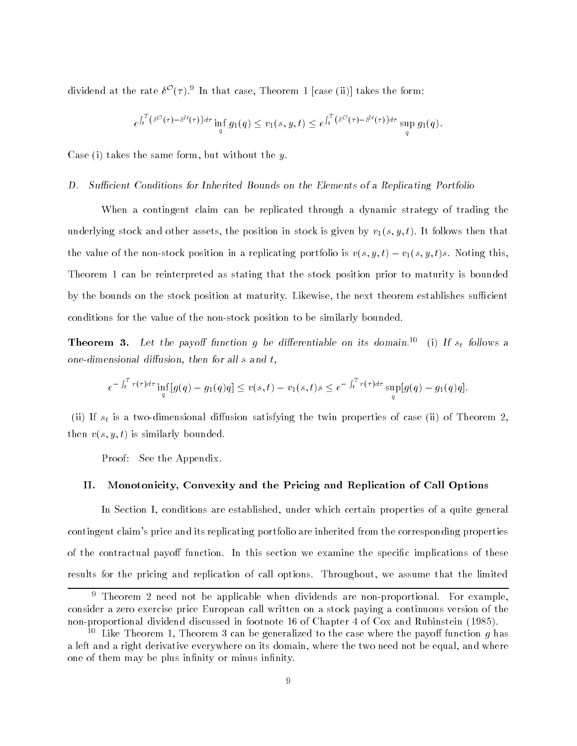dividend at the rate $\delta^{\mathcal{O}}(\tau)$.[9] In that case, Theorem 1 [case (ii)] takes the form:

$$e^{\int_t^T (\delta^{\mathcal{O}}(\tau)-\delta^{\mathcal{U}}(\tau))d\tau} \inf_q g_1(q) \le v_1(s,y,t) \le e^{\int_t^T (\delta^{\mathcal{O}}(\tau)-\delta^{\mathcal{U}}(\tau))d\tau} \sup_q g_1(q).$$

Case (i) takes the same form, but without the $y$.

*D. Sufficient Conditions for Inherited Bounds on the Elements of a Replicating Portfolio*

When a contingent claim can be replicated through a dynamic strategy of trading the underlying stock and other assets, the position in stock is given by $v_1(s,y,t)$. It follows then that the value of the non-stock position in a replicating portfolio is $v(s,y,t) - v_1(s,y,t)s$. Noting this, Theorem 1 can be reinterpreted as stating that the stock position prior to maturity is bounded by the bounds on the stock position at maturity. Likewise, the next theorem establishes sufficient conditions for the value of the non-stock position to be similarly bounded.

**Theorem 3.** *Let the payoff function $g$ be differentiable on its domain.*[10] *(i) If $s_t$ follows a one-dimensional diffusion, then for all $s$ and $t$,*

$$e^{-\int_t^T r(\tau)d\tau} \inf_q [g(q) - g_1(q)q] \le v(s,t) - v_1(s,t)s \le e^{-\int_t^T r(\tau)d\tau} \sup_q [g(q) - g_1(q)q].$$

(ii) If $s_t$ is a two-dimensional diffusion satisfying the twin properties of case (ii) of Theorem 2, then $v(s,y,t)$ is similarly bounded.

Proof: See the Appendix.

## II. Monotonicity, Convexity and the Pricing and Replication of Call Options

In Section I, conditions are established, under which certain properties of a quite general contingent claim's price and its replicating portfolio are inherited from the corresponding properties of the contractual payoff function. In this section we examine the specific implications of these results for the pricing and replication of call options. Throughout, we assume that the limited

[9] Theorem 2 need not be applicable when dividends are non-proportional. For example, consider a zero exercise price European call written on a stock paying a continuous version of the non-proportional dividend discussed in footnote 16 of Chapter 4 of Cox and Rubinstein (1985).

[10] Like Theorem 1, Theorem 3 can be generalized to the case where the payoff function $g$ has a left and a right derivative everywhere on its domain, where the two need not be equal, and where one of them may be plus infinity or minus infinity.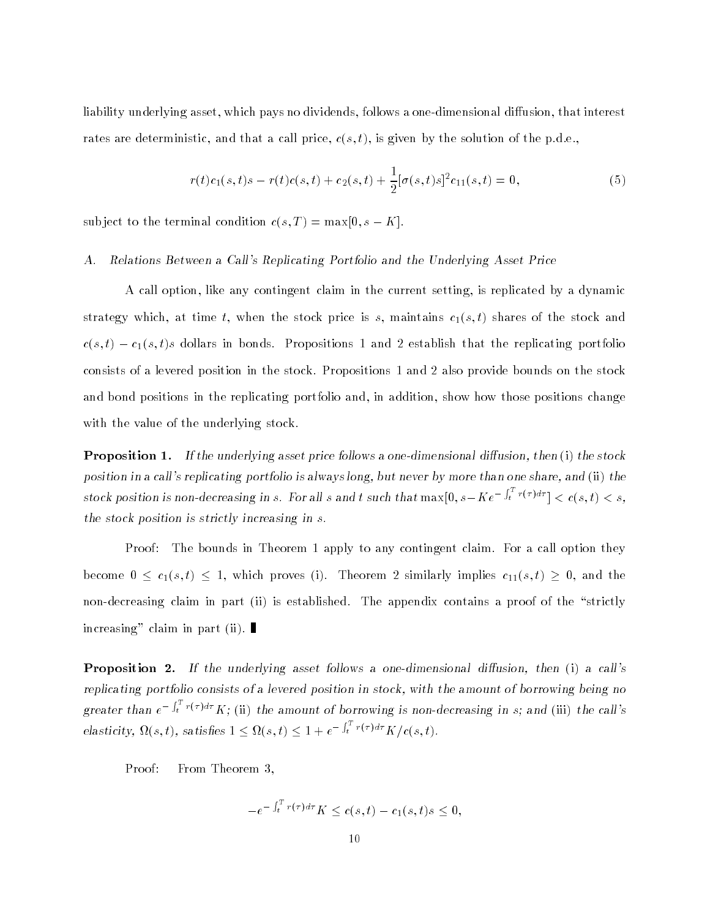liability underlying asset, which pays no dividends, follows a one-dimensional diffusion, that interest rates are deterministic, and that a call price, $c(s,t)$, is given by the solution of the p.d.e.,

$$r(t)c_1(s,t)s - r(t)c(s,t) + c_2(s,t) + \frac{1}{2}[\sigma(s,t)s]^2 c_{11}(s,t) = 0, \tag{5}$$

subject to the terminal condition $c(s,T) = \max[0, s-K]$.

### A. *Relations Between a Call's Replicating Portfolio and the Underlying Asset Price*

A call option, like any contingent claim in the current setting, is replicated by a dynamic strategy which, at time $t$, when the stock price is $s$, maintains $c_1(s,t)$ shares of the stock and $c(s,t) - c_1(s,t)s$ dollars in bonds. Propositions 1 and 2 establish that the replicating portfolio consists of a levered position in the stock. Propositions 1 and 2 also provide bounds on the stock and bond positions in the replicating portfolio and, in addition, show how those positions change with the value of the underlying stock.

**Proposition 1.** *If the underlying asset price follows a one-dimensional diffusion, then* (i) *the stock position in a call's replicating portfolio is always long, but never by more than one share, and* (ii) *the stock position is non-decreasing in* $s$. *For all* $s$ *and* $t$ *such that* $\max[0, s - Ke^{-\int_t^T r(\tau)d\tau}] < c(s,t) < s$, *the stock position is strictly increasing in* $s$.

Proof: The bounds in Theorem 1 apply to any contingent claim. For a call option they become $0 \leq c_1(s,t) \leq 1$, which proves (i). Theorem 2 similarly implies $c_{11}(s,t) \geq 0$, and the non-decreasing claim in part (ii) is established. The appendix contains a proof of the "strictly increasing" claim in part (ii). ∎

**Proposition 2.** *If the underlying asset follows a one-dimensional diffusion, then* (i) *a call's replicating portfolio consists of a levered position in stock, with the amount of borrowing being no greater than* $e^{-\int_t^T r(\tau)d\tau}K$; (ii) *the amount of borrowing is non-decreasing in* $s$; *and* (iii) *the call's elasticity,* $\Omega(s,t)$, *satisfies* $1 \leq \Omega(s,t) \leq 1 + e^{-\int_t^T r(\tau)d\tau}K/c(s,t)$.

Proof: From Theorem 3,

$$-e^{-\int_t^T r(\tau)d\tau}K \leq c(s,t) - c_1(s,t)s \leq 0,$$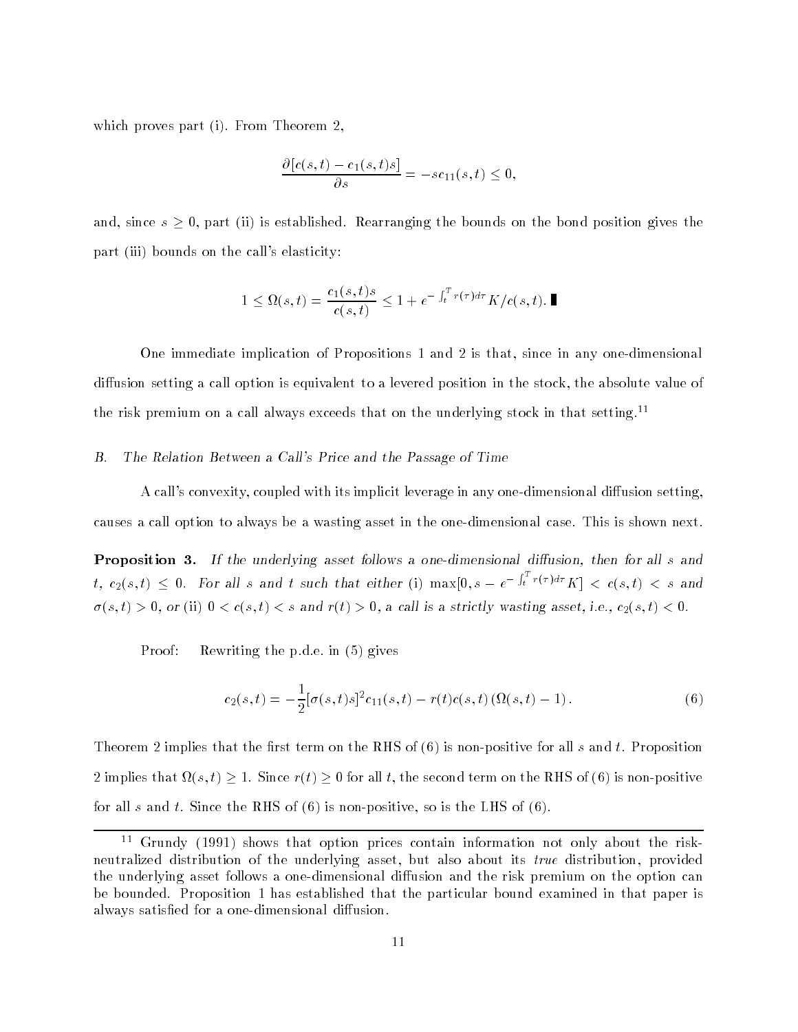which proves part (i). From Theorem 2,

$$\frac{\partial[c(s,t) - c_1(s,t)s]}{\partial s} = -sc_{11}(s,t) \leq 0,$$

and, since $s \geq 0$, part (ii) is established. Rearranging the bounds on the bond position gives the part (iii) bounds on the call's elasticity:

$$1 \leq \Omega(s,t) = \frac{c_1(s,t)s}{c(s,t)} \leq 1 + e^{-\int_t^T r(\tau)d\tau} K/c(s,t). \blacksquare$$

One immediate implication of Propositions 1 and 2 is that, since in any one-dimensional diffusion setting a call option is equivalent to a levered position in the stock, the absolute value of the risk premium on a call always exceeds that on the underlying stock in that setting.[11]

*B. The Relation Between a Call's Price and the Passage of Time*

A call's convexity, coupled with its implicit leverage in any one-dimensional diffusion setting, causes a call option to always be a wasting asset in the one-dimensional case. This is shown next.

**Proposition 3.** *If the underlying asset follows a one-dimensional diffusion, then for all $s$ and $t$, $c_2(s,t) \leq 0$. For all $s$ and $t$ such that either* (i) $\max[0, s - e^{-\int_t^T r(\tau)d\tau}K] < c(s,t) < s$ *and* $\sigma(s,t) > 0$, *or* (ii) $0 < c(s,t) < s$ *and* $r(t) > 0$, *a call is a strictly wasting asset, i.e.,* $c_2(s,t) < 0$.

Proof: Rewriting the p.d.e. in (5) gives

$$c_2(s,t) = -\frac{1}{2}[\sigma(s,t)s]^2 c_{11}(s,t) - r(t)c(s,t)\left(\Omega(s,t) - 1\right). \tag{6}$$

Theorem 2 implies that the first term on the RHS of (6) is non-positive for all $s$ and $t$. Proposition 2 implies that $\Omega(s,t) \geq 1$. Since $r(t) \geq 0$ for all $t$, the second term on the RHS of (6) is non-positive for all $s$ and $t$. Since the RHS of (6) is non-positive, so is the LHS of (6).

[11] Grundy (1991) shows that option prices contain information not only about the risk-neutralized distribution of the underlying asset, but also about its *true* distribution, provided the underlying asset follows a one-dimensional diffusion and the risk premium on the option can be bounded. Proposition 1 has established that the particular bound examined in that paper is always satisfied for a one-dimensional diffusion.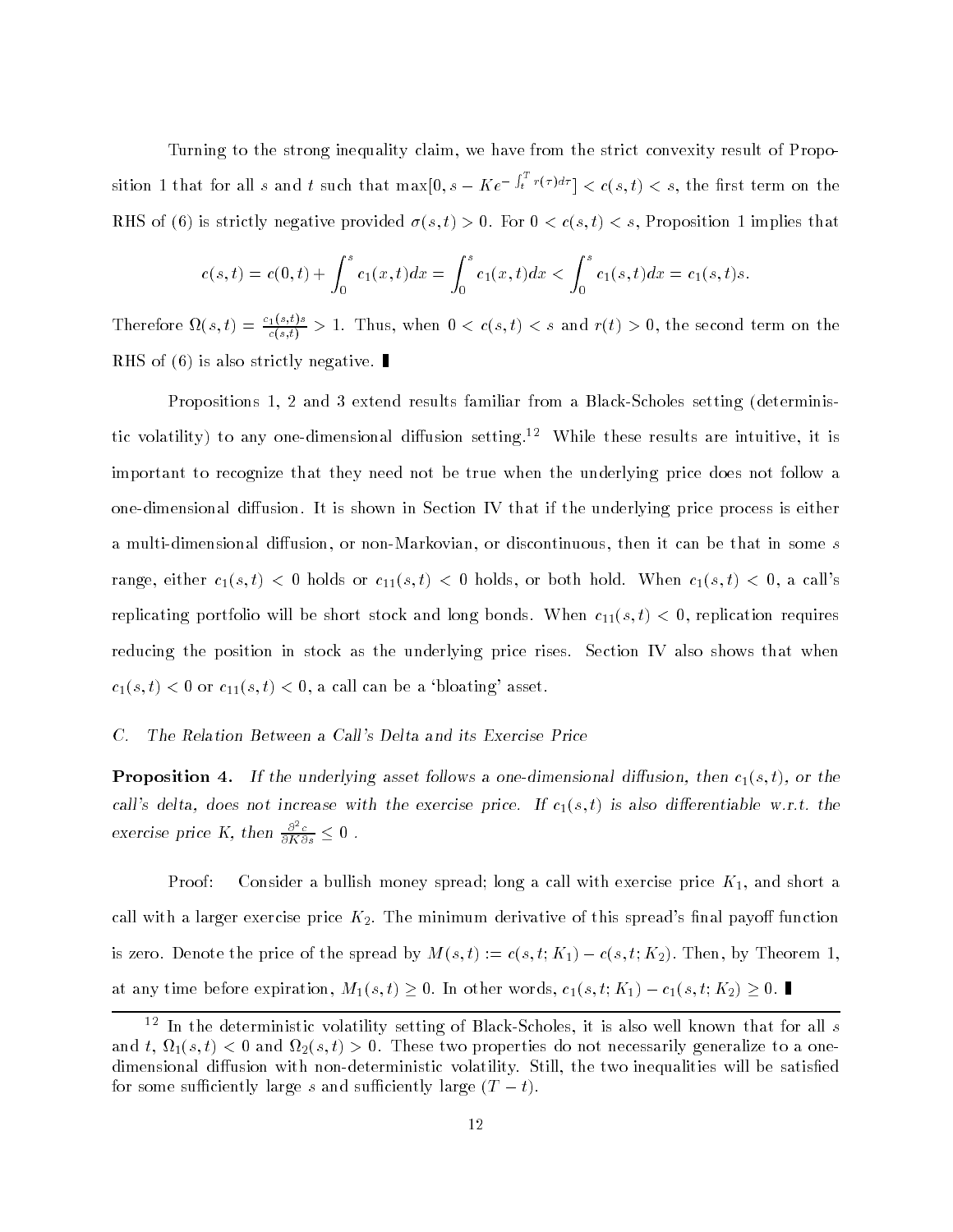Turning to the strong inequality claim, we have from the strict convexity result of Proposition 1 that for all $s$ and $t$ such that $\max[0, s - Ke^{-\int_t^T r(\tau)d\tau}] < c(s,t) < s$, the first term on the RHS of (6) is strictly negative provided $\sigma(s,t) > 0$. For $0 < c(s,t) < s$, Proposition 1 implies that

$$c(s,t) = c(0,t) + \int_0^s c_1(x,t)dx = \int_0^s c_1(x,t)dx < \int_0^s c_1(s,t)dx = c_1(s,t)s.$$

Therefore $\Omega(s,t) = \frac{c_1(s,t)s}{c(s,t)} > 1$. Thus, when $0 < c(s,t) < s$ and $r(t) > 0$, the second term on the RHS of (6) is also strictly negative. ∎

Propositions 1, 2 and 3 extend results familiar from a Black-Scholes setting (deterministic volatility) to any one-dimensional diffusion setting.[12] While these results are intuitive, it is important to recognize that they need not be true when the underlying price does not follow a one-dimensional diffusion. It is shown in Section IV that if the underlying price process is either a multi-dimensional diffusion, or non-Markovian, or discontinuous, then it can be that in some $s$ range, either $c_1(s,t) < 0$ holds or $c_{11}(s,t) < 0$ holds, or both hold. When $c_1(s,t) < 0$, a call's replicating portfolio will be short stock and long bonds. When $c_{11}(s,t) < 0$, replication requires reducing the position in stock as the underlying price rises. Section IV also shows that when $c_1(s,t) < 0$ or $c_{11}(s,t) < 0$, a call can be a 'bloating' asset.

### C. The Relation Between a Call's Delta and its Exercise Price

**Proposition 4.** *If the underlying asset follows a one-dimensional diffusion, then $c_1(s,t)$, or the call's delta, does not increase with the exercise price. If $c_1(s,t)$ is also differentiable w.r.t. the exercise price $K$, then $\frac{\partial^2 c}{\partial K \partial s} \leq 0$ .*

Proof: Consider a bullish money spread; long a call with exercise price $K_1$, and short a call with a larger exercise price $K_2$. The minimum derivative of this spread's final payoff function is zero. Denote the price of the spread by $M(s,t) := c(s,t;K_1) - c(s,t;K_2)$. Then, by Theorem 1, at any time before expiration, $M_1(s,t) \geq 0$. In other words, $c_1(s,t;K_1) - c_1(s,t;K_2) \geq 0$. ∎

[12] In the deterministic volatility setting of Black-Scholes, it is also well known that for all $s$ and $t$, $\Omega_1(s,t) < 0$ and $\Omega_2(s,t) > 0$. These two properties do not necessarily generalize to a one-dimensional diffusion with non-deterministic volatility. Still, the two inequalities will be satisfied for some sufficiently large $s$ and sufficiently large $(T-t)$.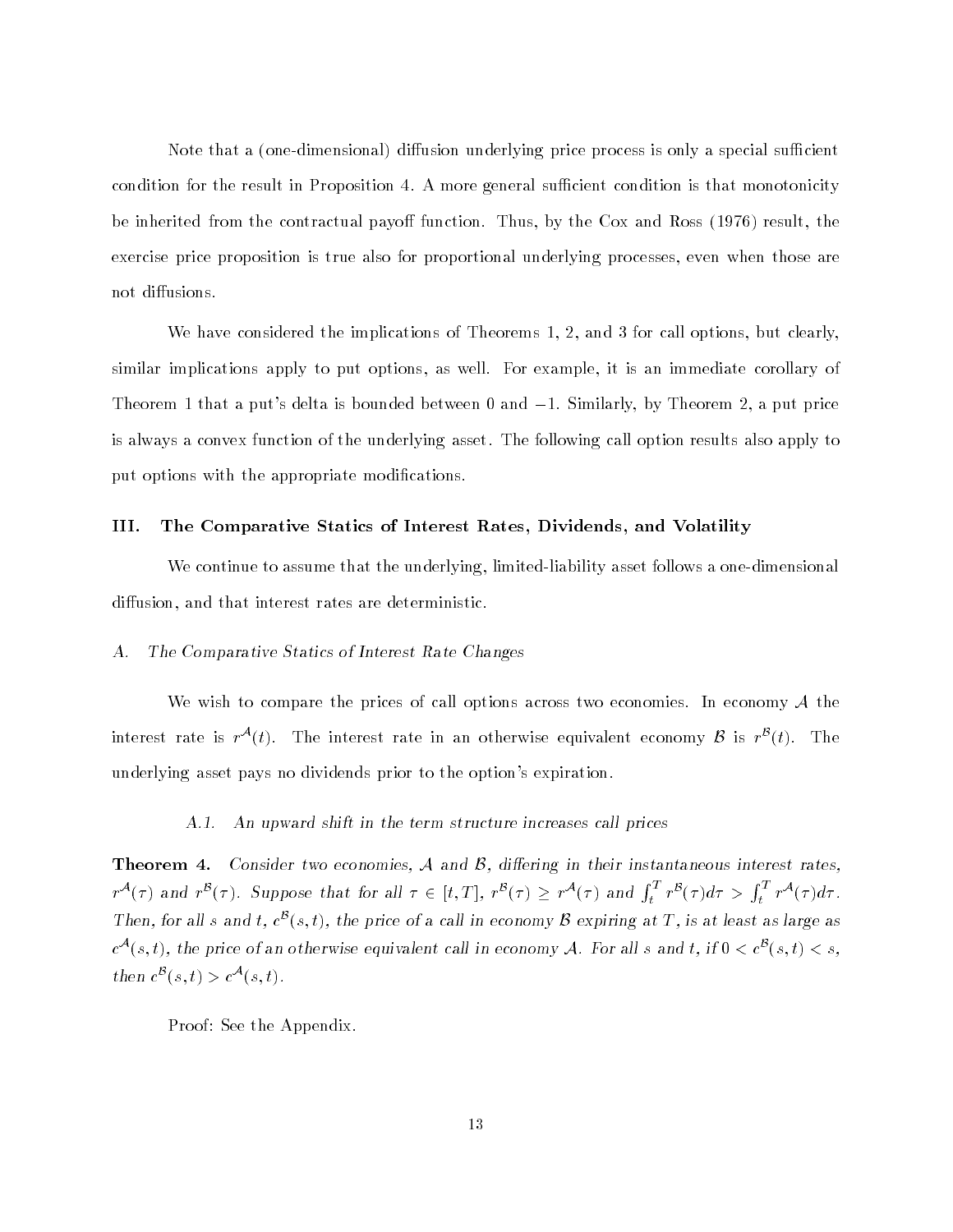Note that a (one-dimensional) diffusion underlying price process is only a special sufficient condition for the result in Proposition 4. A more general sufficient condition is that monotonicity be inherited from the contractual payoff function. Thus, by the Cox and Ross (1976) result, the exercise price proposition is true also for proportional underlying processes, even when those are not diffusions.

We have considered the implications of Theorems 1, 2, and 3 for call options, but clearly, similar implications apply to put options, as well. For example, it is an immediate corollary of Theorem 1 that a put's delta is bounded between 0 and $-1$. Similarly, by Theorem 2, a put price is always a convex function of the underlying asset. The following call option results also apply to put options with the appropriate modifications.

## III. The Comparative Statics of Interest Rates, Dividends, and Volatility

We continue to assume that the underlying, limited-liability asset follows a one-dimensional diffusion, and that interest rates are deterministic.

### A. *The Comparative Statics of Interest Rate Changes*

We wish to compare the prices of call options across two economies. In economy $\mathcal{A}$ the interest rate is $r^{\mathcal{A}}(t)$. The interest rate in an otherwise equivalent economy $\mathcal{B}$ is $r^{\mathcal{B}}(t)$. The underlying asset pays no dividends prior to the option's expiration.

#### *A.1. An upward shift in the term structure increases call prices*

**Theorem 4.** *Consider two economies, $\mathcal{A}$ and $\mathcal{B}$, differing in their instantaneous interest rates, $r^{\mathcal{A}}(\tau)$ and $r^{\mathcal{B}}(\tau)$. Suppose that for all $\tau \in [t, T]$, $r^{\mathcal{B}}(\tau) \geq r^{\mathcal{A}}(\tau)$ and $\int_t^T r^{\mathcal{B}}(\tau) d\tau > \int_t^T r^{\mathcal{A}}(\tau) d\tau$. Then, for all $s$ and $t$, $c^{\mathcal{B}}(s, t)$, the price of a call in economy $\mathcal{B}$ expiring at $T$, is at least as large as $c^{\mathcal{A}}(s, t)$, the price of an otherwise equivalent call in economy $\mathcal{A}$. For all $s$ and $t$, if $0 < c^{\mathcal{B}}(s, t) < s$, then $c^{\mathcal{B}}(s, t) > c^{\mathcal{A}}(s, t)$.*

Proof: See the Appendix.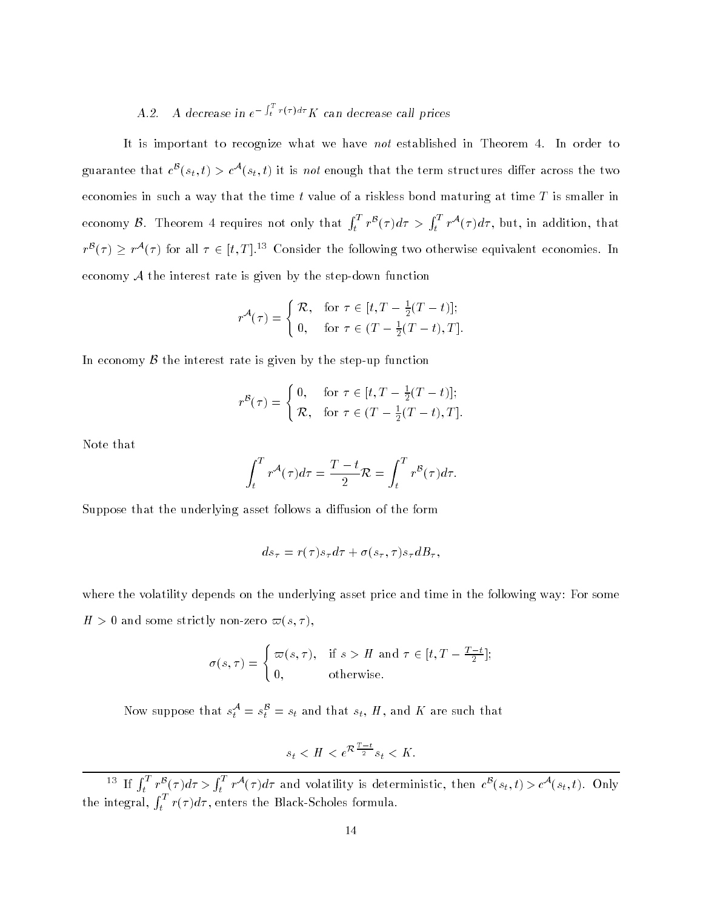### A.2. A decrease in $e^{-\int_t^T r(\tau)d\tau}K$ can decrease call prices

It is important to recognize what we have *not* established in Theorem 4. In order to guarantee that $c^{\mathcal{B}}(s_t, t) > c^{\mathcal{A}}(s_t, t)$ it is *not* enough that the term structures differ across the two economies in such a way that the time $t$ value of a riskless bond maturing at time $T$ is smaller in economy $\mathcal{B}$. Theorem 4 requires not only that $\int_t^T r^{\mathcal{B}}(\tau)d\tau > \int_t^T r^{\mathcal{A}}(\tau)d\tau$, but, in addition, that $r^{\mathcal{B}}(\tau) \geq r^{\mathcal{A}}(\tau)$ for all $\tau \in [t, T]$.[13] Consider the following two otherwise equivalent economies. In economy $\mathcal{A}$ the interest rate is given by the step-down function

$$r^{\mathcal{A}}(\tau) = \begin{cases} \mathcal{R}, & \text{for } \tau \in [t, T - \frac{1}{2}(T-t)]; \\ 0, & \text{for } \tau \in (T - \frac{1}{2}(T-t), T]. \end{cases}$$

In economy $\mathcal{B}$ the interest rate is given by the step-up function

$$r^{\mathcal{B}}(\tau) = \begin{cases} 0, & \text{for } \tau \in [t, T - \frac{1}{2}(T-t)]; \\ \mathcal{R}, & \text{for } \tau \in (T - \frac{1}{2}(T-t), T]. \end{cases}$$

Note that

$$\int_t^T r^{\mathcal{A}}(\tau)d\tau = \frac{T-t}{2}\mathcal{R} = \int_t^T r^{\mathcal{B}}(\tau)d\tau.$$

Suppose that the underlying asset follows a diffusion of the form

$$ds_\tau = r(\tau)s_\tau d\tau + \sigma(s_\tau, \tau)s_\tau dB_\tau,$$

where the volatility depends on the underlying asset price and time in the following way: For some $H > 0$ and some strictly non-zero $\varpi(s, \tau)$,

$$\sigma(s, \tau) = \begin{cases} \varpi(s, \tau), & \text{if } s > H \text{ and } \tau \in [t, T - \frac{T-t}{2}]; \\ 0, & \text{otherwise.} \end{cases}$$

Now suppose that $s_t^{\mathcal{A}} = s_t^{\mathcal{B}} = s_t$ and that $s_t$, $H$, and $K$ are such that

$$s_t < H < e^{\mathcal{R}\frac{T-t}{2}} s_t < K.$$

[13] If $\int_t^T r^{\mathcal{B}}(\tau)d\tau > \int_t^T r^{\mathcal{A}}(\tau)d\tau$ and volatility is deterministic, then $c^{\mathcal{B}}(s_t, t) > c^{\mathcal{A}}(s_t, t)$. Only the integral, $\int_t^T r(\tau)d\tau$, enters the Black-Scholes formula.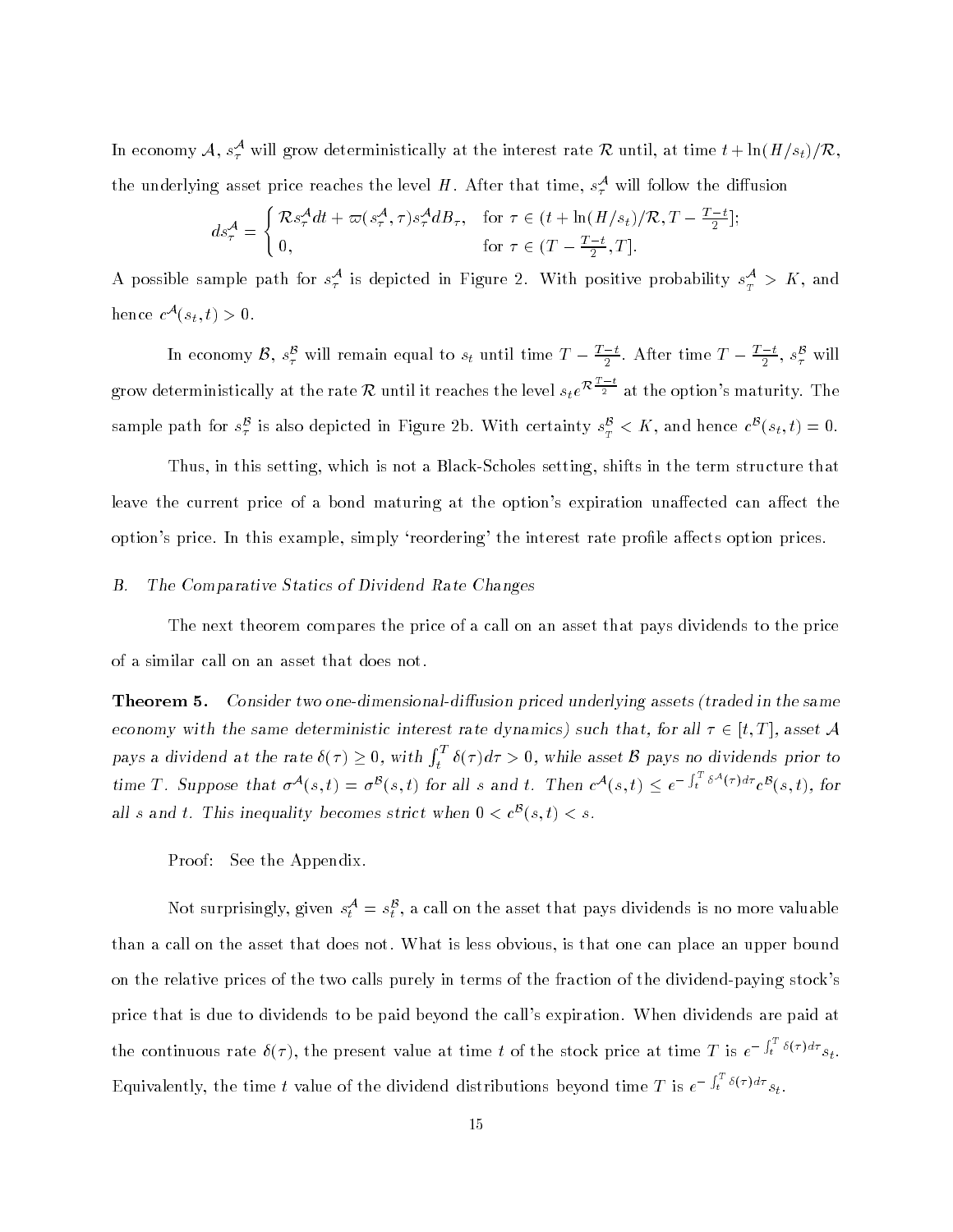In economy $\mathcal{A}$, $s_\tau^\mathcal{A}$ will grow deterministically at the interest rate $\mathcal{R}$ until, at time $t + \ln(H/s_t)/\mathcal{R}$, the underlying asset price reaches the level $H$. After that time, $s_\tau^\mathcal{A}$ will follow the diffusion

$$ds_\tau^\mathcal{A} = \begin{cases} \mathcal{R} s_\tau^\mathcal{A} dt + \varpi(s_\tau^\mathcal{A}, \tau) s_\tau^\mathcal{A} dB_\tau, & \text{for } \tau \in (t + \ln(H/s_t)/\mathcal{R}, T - \frac{T-t}{2}]; \\ 0, & \text{for } \tau \in (T - \frac{T-t}{2}, T]. \end{cases}$$

A possible sample path for $s_\tau^\mathcal{A}$ is depicted in Figure 2. With positive probability $s_T^\mathcal{A} > K$, and hence $c^\mathcal{A}(s_t, t) > 0$.

In economy $\mathcal{B}$, $s_\tau^\mathcal{B}$ will remain equal to $s_t$ until time $T - \frac{T-t}{2}$. After time $T - \frac{T-t}{2}$, $s_\tau^\mathcal{B}$ will grow deterministically at the rate $\mathcal{R}$ until it reaches the level $s_t e^{\mathcal{R}\frac{T-t}{2}}$ at the option's maturity. The sample path for $s_\tau^\mathcal{B}$ is also depicted in Figure 2b. With certainty $s_T^\mathcal{B} < K$, and hence $c^\mathcal{B}(s_t, t) = 0$.

Thus, in this setting, which is not a Black-Scholes setting, shifts in the term structure that leave the current price of a bond maturing at the option's expiration unaffected can affect the option's price. In this example, simply 'reordering' the interest rate profile affects option prices.

### B. *The Comparative Statics of Dividend Rate Changes*

The next theorem compares the price of a call on an asset that pays dividends to the price of a similar call on an asset that does not.

**Theorem 5.** *Consider two one-dimensional-diffusion priced underlying assets (traded in the same economy with the same deterministic interest rate dynamics) such that, for all $\tau \in [t, T]$, asset $\mathcal{A}$ pays a dividend at the rate $\delta(\tau) \geq 0$, with $\int_t^T \delta(\tau) d\tau > 0$, while asset $\mathcal{B}$ pays no dividends prior to time $T$. Suppose that $\sigma^\mathcal{A}(s,t) = \sigma^\mathcal{B}(s,t)$ for all $s$ and $t$. Then $c^\mathcal{A}(s,t) \leq e^{-\int_t^T \delta^\mathcal{A}(\tau)d\tau} c^\mathcal{B}(s,t)$, for all $s$ and $t$. This inequality becomes strict when $0 < c^\mathcal{B}(s,t) < s$.*

Proof: See the Appendix.

Not surprisingly, given $s_t^\mathcal{A} = s_t^\mathcal{B}$, a call on the asset that pays dividends is no more valuable than a call on the asset that does not. What is less obvious, is that one can place an upper bound on the relative prices of the two calls purely in terms of the fraction of the dividend-paying stock's price that is due to dividends to be paid beyond the call's expiration. When dividends are paid at the continuous rate $\delta(\tau)$, the present value at time $t$ of the stock price at time $T$ is $e^{-\int_t^T \delta(\tau)d\tau} s_t$. Equivalently, the time $t$ value of the dividend distributions beyond time $T$ is $e^{-\int_t^T \delta(\tau)d\tau} s_t$.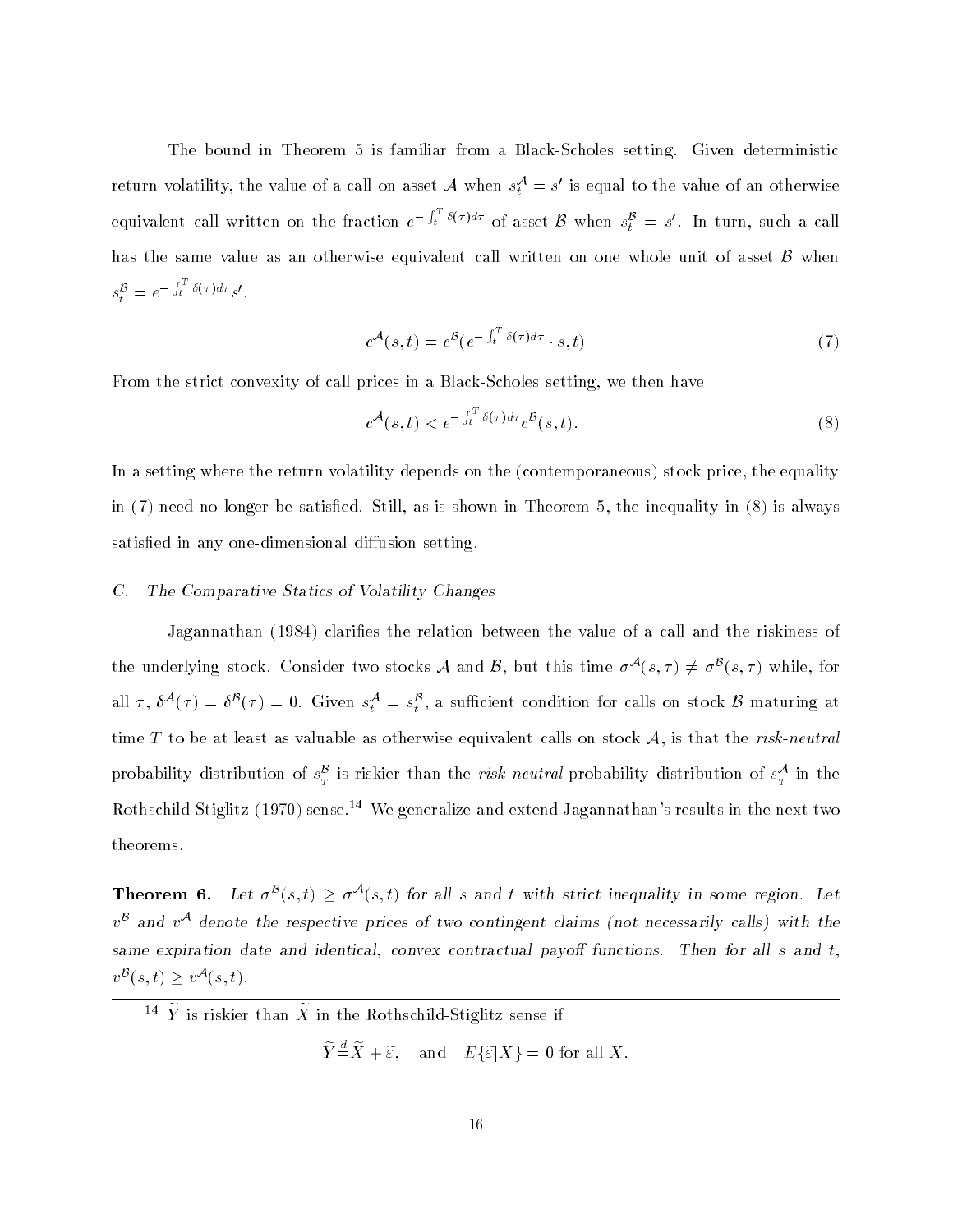The bound in Theorem 5 is familiar from a Black-Scholes setting. Given deterministic return volatility, the value of a call on asset $\mathcal{A}$ when $s_t^{\mathcal{A}} = s'$ is equal to the value of an otherwise equivalent call written on the fraction $e^{-\int_t^T \delta(\tau)d\tau}$ of asset $\mathcal{B}$ when $s_t^{\mathcal{B}} = s'$. In turn, such a call has the same value as an otherwise equivalent call written on one whole unit of asset $\mathcal{B}$ when $s_t^{\mathcal{B}} = e^{-\int_t^T \delta(\tau)d\tau} s'$.

$$c^{\mathcal{A}}(s,t) = c^{\mathcal{B}}(e^{-\int_t^T \delta(\tau)d\tau} \cdot s, t) \tag{7}$$

From the strict convexity of call prices in a Black-Scholes setting, we then have

$$c^{\mathcal{A}}(s,t) < e^{-\int_t^T \delta(\tau)d\tau} c^{\mathcal{B}}(s,t). \tag{8}$$

In a setting where the return volatility depends on the (contemporaneous) stock price, the equality in (7) need no longer be satisfied. Still, as is shown in Theorem 5, the inequality in (8) is always satisfied in any one-dimensional diffusion setting.

### C. *The Comparative Statics of Volatility Changes*

Jagannathan (1984) clarifies the relation between the value of a call and the riskiness of the underlying stock. Consider two stocks $\mathcal{A}$ and $\mathcal{B}$, but this time $\sigma^{\mathcal{A}}(s,\tau) \neq \sigma^{\mathcal{B}}(s,\tau)$ while, for all $\tau$, $\delta^{\mathcal{A}}(\tau) = \delta^{\mathcal{B}}(\tau) = 0$. Given $s_t^{\mathcal{A}} = s_t^{\mathcal{B}}$, a sufficient condition for calls on stock $\mathcal{B}$ maturing at time $T$ to be at least as valuable as otherwise equivalent calls on stock $\mathcal{A}$, is that the *risk-neutral* probability distribution of $s_T^{\mathcal{B}}$ is riskier than the *risk-neutral* probability distribution of $s_T^{\mathcal{A}}$ in the Rothschild-Stiglitz (1970) sense.[14] We generalize and extend Jagannathan's results in the next two theorems.

**Theorem 6.** *Let $\sigma^{\mathcal{B}}(s,t) \geq \sigma^{\mathcal{A}}(s,t)$ for all $s$ and $t$ with strict inequality in some region. Let $v^{\mathcal{B}}$ and $v^{\mathcal{A}}$ denote the respective prices of two contingent claims (not necessarily calls) with the same expiration date and identical, convex contractual payoff functions. Then for all $s$ and $t$, $v^{\mathcal{B}}(s,t) \geq v^{\mathcal{A}}(s,t)$.*

---

[14] $\widetilde{Y}$ is riskier than $\widetilde{X}$ in the Rothschild-Stiglitz sense if

$$\widetilde{Y} \overset{d}{=} \widetilde{X} + \widetilde{\varepsilon}, \quad \text{and} \quad E\{\widetilde{\varepsilon}|X\} = 0 \text{ for all } X.$$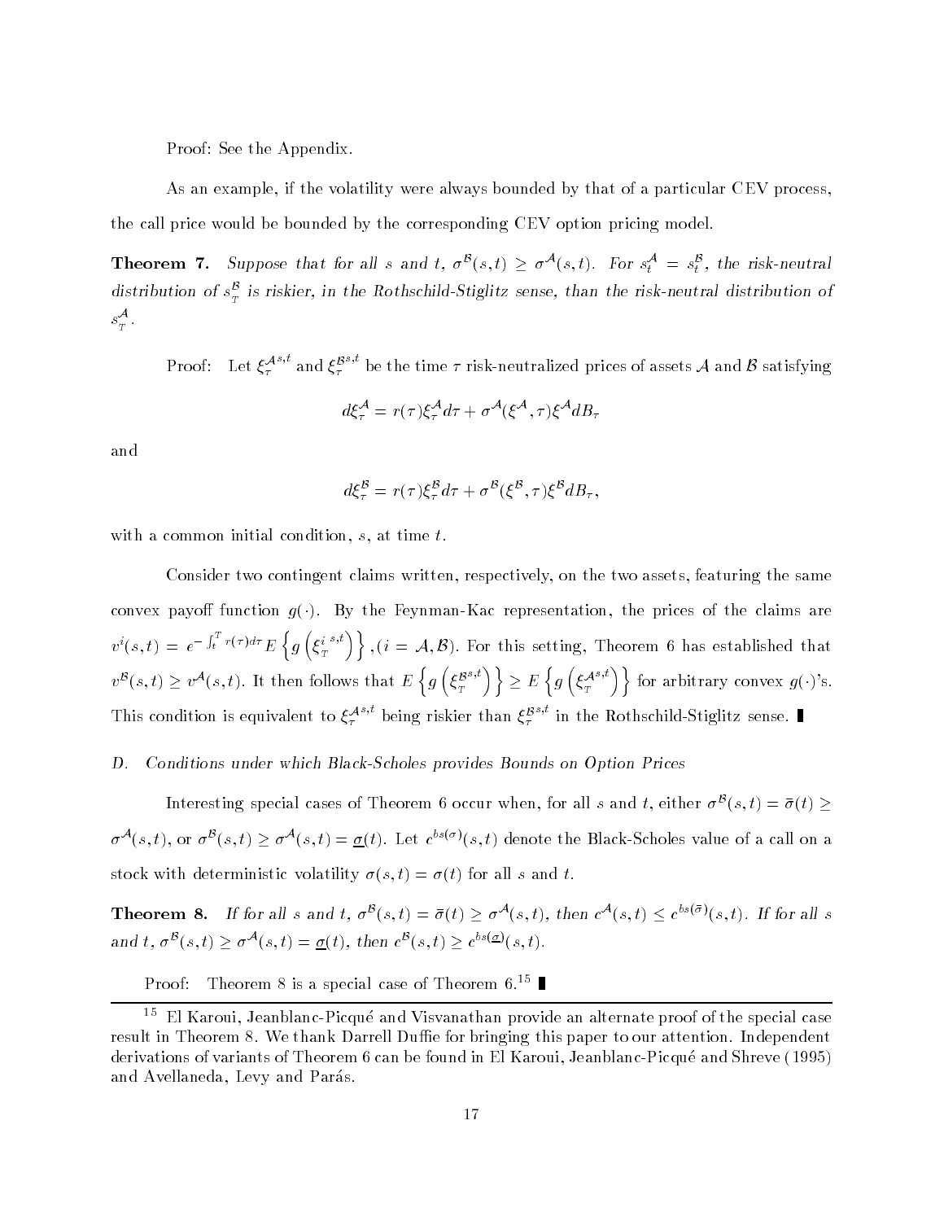Proof: See the Appendix.

As an example, if the volatility were always bounded by that of a particular CEV process, the call price would be bounded by the corresponding CEV option pricing model.

**Theorem 7.** *Suppose that for all $s$ and $t$, $\sigma^{\mathcal{B}}(s,t) \geq \sigma^{\mathcal{A}}(s,t)$. For $s_t^{\mathcal{A}} = s_t^{\mathcal{B}}$, the risk-neutral distribution of $s_T^{\mathcal{B}}$ is riskier, in the Rothschild-Stiglitz sense, than the risk-neutral distribution of $s_T^{\mathcal{A}}$.*

Proof: Let $\xi_\tau^{\mathcal{A}^{s,t}}$ and $\xi_\tau^{\mathcal{B}^{s,t}}$ be the time $\tau$ risk-neutralized prices of assets $\mathcal{A}$ and $\mathcal{B}$ satisfying

$$d\xi_\tau^{\mathcal{A}} = r(\tau)\xi_\tau^{\mathcal{A}} d\tau + \sigma^{\mathcal{A}}(\xi^{\mathcal{A}}, \tau)\xi^{\mathcal{A}} dB_\tau$$

and

$$d\xi_\tau^{\mathcal{B}} = r(\tau)\xi_\tau^{\mathcal{B}} d\tau + \sigma^{\mathcal{B}}(\xi^{\mathcal{B}}, \tau)\xi^{\mathcal{B}} dB_\tau,$$

with a common initial condition, $s$, at time $t$.

Consider two contingent claims written, respectively, on the two assets, featuring the same convex payoff function $g(\cdot)$. By the Feynman-Kac representation, the prices of the claims are $v^i(s,t) = e^{-\int_t^T r(\tau)d\tau} E\left\{g\left(\xi_T^{i\,s,t}\right)\right\}, (i = \mathcal{A}, \mathcal{B})$. For this setting, Theorem 6 has established that $v^{\mathcal{B}}(s,t) \geq v^{\mathcal{A}}(s,t)$. It then follows that $E\left\{g\left(\xi_T^{\mathcal{B}^{s,t}}\right)\right\} \geq E\left\{g\left(\xi_T^{\mathcal{A}^{s,t}}\right)\right\}$ for arbitrary convex $g(\cdot)$'s. This condition is equivalent to $\xi_\tau^{\mathcal{A}^{s,t}}$ being riskier than $\xi_\tau^{\mathcal{B}^{s,t}}$ in the Rothschild-Stiglitz sense. ∎

*D. Conditions under which Black-Scholes provides Bounds on Option Prices*

Interesting special cases of Theorem 6 occur when, for all $s$ and $t$, either $\sigma^{\mathcal{B}}(s,t) = \bar{\sigma}(t) \geq \sigma^{\mathcal{A}}(s,t)$, or $\sigma^{\mathcal{B}}(s,t) \geq \sigma^{\mathcal{A}}(s,t) = \underline{\sigma}(t)$. Let $c^{bs(\sigma)}(s,t)$ denote the Black-Scholes value of a call on a stock with deterministic volatility $\sigma(s,t) = \sigma(t)$ for all $s$ and $t$.

**Theorem 8.** *If for all $s$ and $t$, $\sigma^{\mathcal{B}}(s,t) = \bar{\sigma}(t) \geq \sigma^{\mathcal{A}}(s,t)$, then $c^{\mathcal{A}}(s,t) \leq c^{bs(\bar{\sigma})}(s,t)$. If for all $s$ and $t$, $\sigma^{\mathcal{B}}(s,t) \geq \sigma^{\mathcal{A}}(s,t) = \underline{\sigma}(t)$, then $c^{\mathcal{B}}(s,t) \geq c^{bs(\underline{\sigma})}(s,t)$.*

Proof: Theorem 8 is a special case of Theorem 6.[15] ∎

[15] El Karoui, Jeanblanc-Picqué and Visvanathan provide an alternate proof of the special case result in Theorem 8. We thank Darrell Duffie for bringing this paper to our attention. Independent derivations of variants of Theorem 6 can be found in El Karoui, Jeanblanc-Picqué and Shreve (1995) and Avellaneda, Levy and Parás.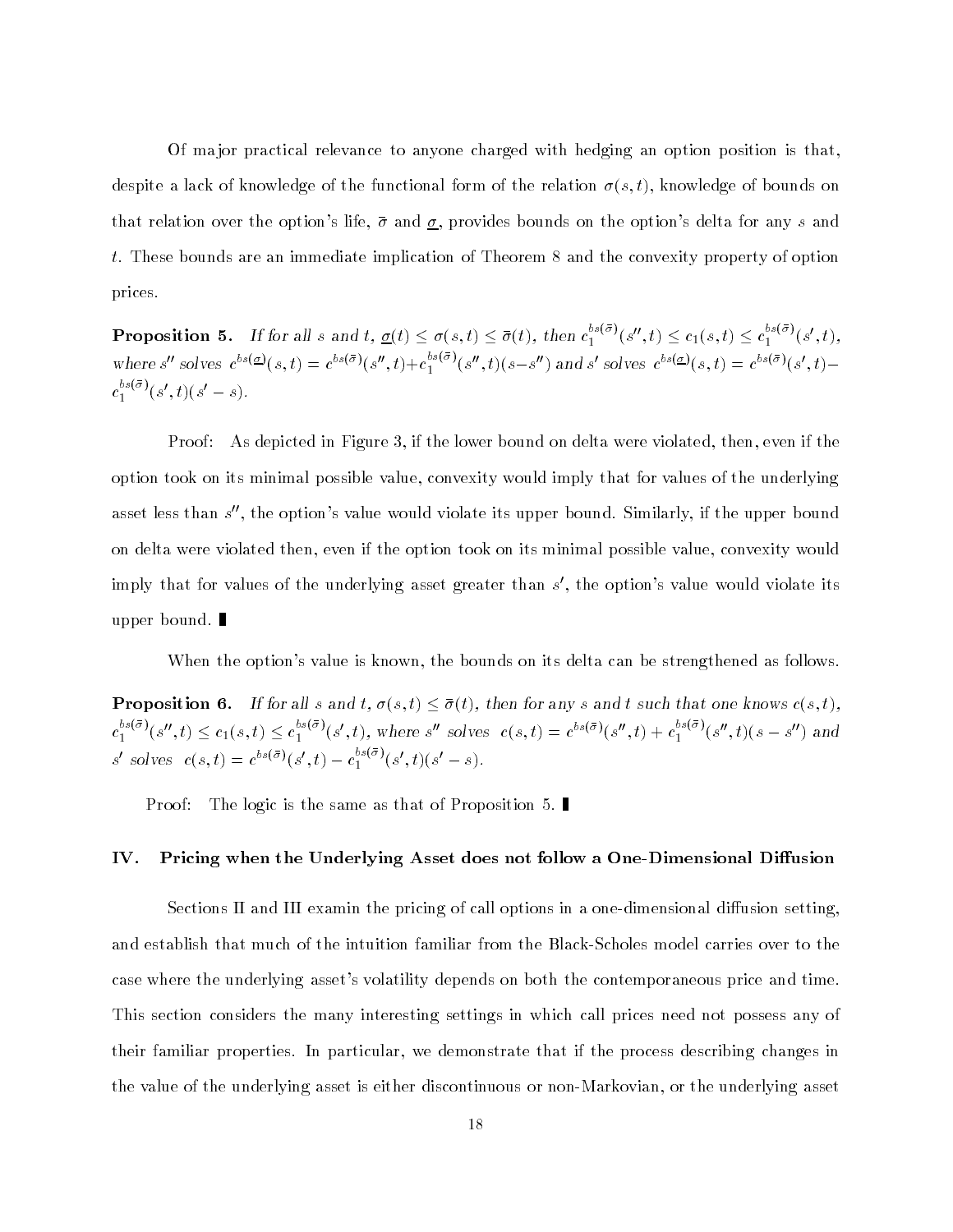Of major practical relevance to anyone charged with hedging an option position is that, despite a lack of knowledge of the functional form of the relation $\sigma(s,t)$, knowledge of bounds on that relation over the option's life, $\bar{\sigma}$ and $\underline{\sigma}$, provides bounds on the option's delta for any $s$ and $t$. These bounds are an immediate implication of Theorem 8 and the convexity property of option prices.

**Proposition 5.** *If for all $s$ and $t$, $\underline{\sigma}(t) \le \sigma(s,t) \le \bar{\sigma}(t)$, then $c_1^{bs(\bar{\sigma})}(s'',t) \le c_1(s,t) \le c_1^{bs(\bar{\sigma})}(s',t)$, where $s''$ solves $c^{bs(\underline{\sigma})}(s,t) = c^{bs(\bar{\sigma})}(s'',t) + c_1^{bs(\bar{\sigma})}(s'',t)(s-s'')$ and $s'$ solves $c^{bs(\underline{\sigma})}(s,t) = c^{bs(\bar{\sigma})}(s',t) - c_1^{bs(\bar{\sigma})}(s',t)(s'-s)$.*

Proof: As depicted in Figure 3, if the lower bound on delta were violated, then, even if the option took on its minimal possible value, convexity would imply that for values of the underlying asset less than $s''$, the option's value would violate its upper bound. Similarly, if the upper bound on delta were violated then, even if the option took on its minimal possible value, convexity would imply that for values of the underlying asset greater than $s'$, the option's value would violate its upper bound. ∎

When the option's value is known, the bounds on its delta can be strengthened as follows.

**Proposition 6.** *If for all $s$ and $t$, $\sigma(s,t) \le \bar{\sigma}(t)$, then for any $s$ and $t$ such that one knows $c(s,t)$, $c_1^{bs(\bar{\sigma})}(s'',t) \le c_1(s,t) \le c_1^{bs(\bar{\sigma})}(s',t)$, where $s''$ solves $c(s,t) = c^{bs(\bar{\sigma})}(s'',t) + c_1^{bs(\bar{\sigma})}(s'',t)(s-s'')$ and $s'$ solves $c(s,t) = c^{bs(\bar{\sigma})}(s',t) - c_1^{bs(\bar{\sigma})}(s',t)(s'-s)$.*

Proof: The logic is the same as that of Proposition 5. ∎

## IV. Pricing when the Underlying Asset does not follow a One-Dimensional Diffusion

Sections II and III examin the pricing of call options in a one-dimensional diffusion setting, and establish that much of the intuition familiar from the Black-Scholes model carries over to the case where the underlying asset's volatility depends on both the contemporaneous price and time. This section considers the many interesting settings in which call prices need not possess any of their familiar properties. In particular, we demonstrate that if the process describing changes in the value of the underlying asset is either discontinuous or non-Markovian, or the underlying asset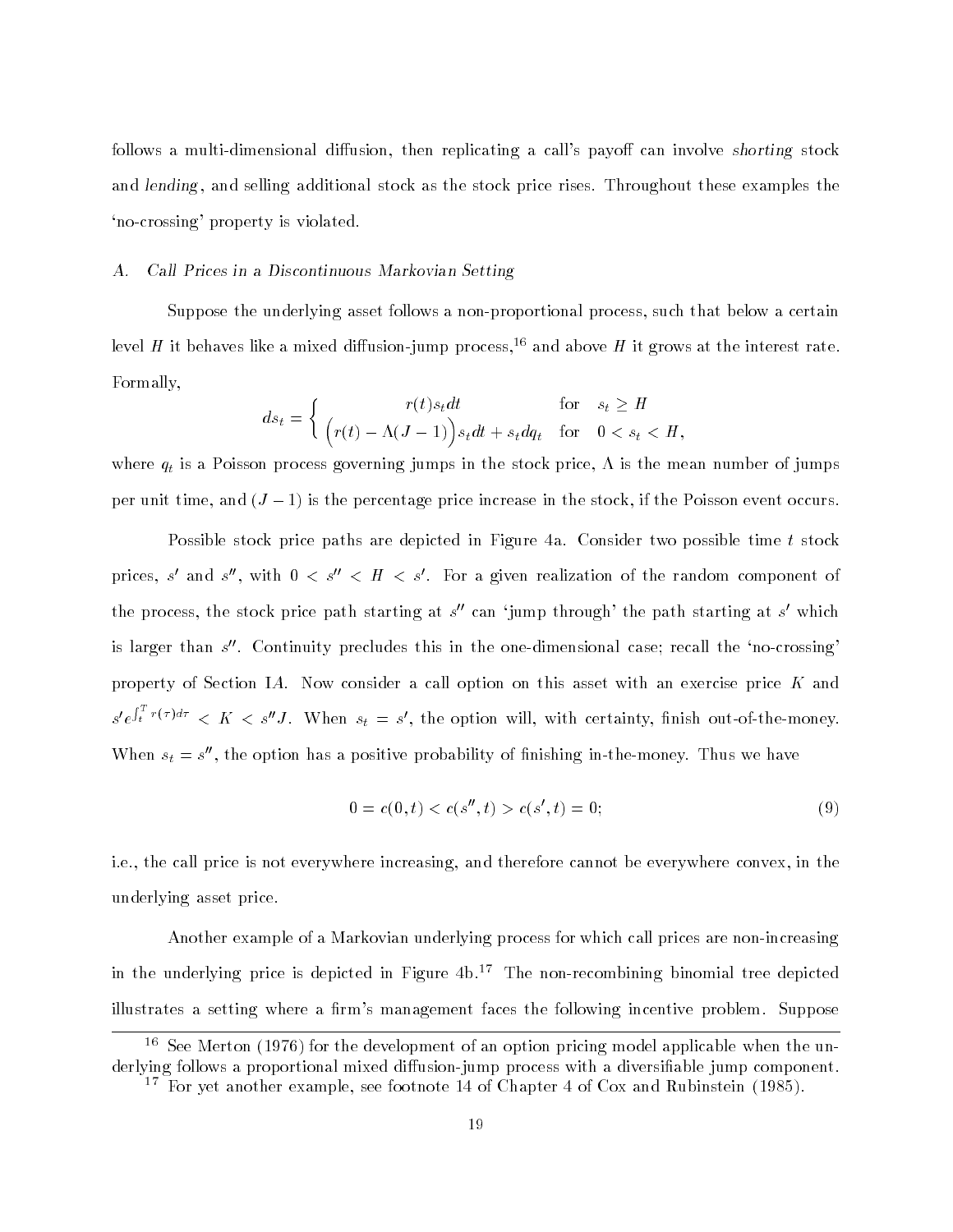follows a multi-dimensional diffusion, then replicating a call's payoff can involve *shorting* stock and *lending*, and selling additional stock as the stock price rises. Throughout these examples the 'no-crossing' property is violated.

### A. Call Prices in a Discontinuous Markovian Setting

Suppose the underlying asset follows a non-proportional process, such that below a certain level $H$ it behaves like a mixed diffusion-jump process,[16] and above $H$ it grows at the interest rate. Formally,

$$ds_t = \begin{cases} r(t)s_t dt & \text{for} \quad s_t \geq H \\ \Big(r(t) - \Lambda(J-1)\Big)s_t dt + s_t dq_t & \text{for} \quad 0 < s_t < H, \end{cases}$$

where $q_t$ is a Poisson process governing jumps in the stock price, $\Lambda$ is the mean number of jumps per unit time, and $(J-1)$ is the percentage price increase in the stock, if the Poisson event occurs.

Possible stock price paths are depicted in Figure 4a. Consider two possible time $t$ stock prices, $s'$ and $s''$, with $0 < s'' < H < s'$. For a given realization of the random component of the process, the stock price path starting at $s''$ can 'jump through' the path starting at $s'$ which is larger than $s''$. Continuity precludes this in the one-dimensional case; recall the 'no-crossing' property of Section IA. Now consider a call option on this asset with an exercise price $K$ and $s' e^{\int_t^T r(\tau)d\tau} < K < s''J$. When $s_t = s'$, the option will, with certainty, finish out-of-the-money. When $s_t = s''$, the option has a positive probability of finishing in-the-money. Thus we have

$$0 = c(0,t) < c(s'',t) > c(s',t) = 0; \tag{9}$$

i.e., the call price is not everywhere increasing, and therefore cannot be everywhere convex, in the underlying asset price.

Another example of a Markovian underlying process for which call prices are non-increasing in the underlying price is depicted in Figure 4b.[17] The non-recombining binomial tree depicted illustrates a setting where a firm's management faces the following incentive problem. Suppose

---

[16] See Merton (1976) for the development of an option pricing model applicable when the underlying follows a proportional mixed diffusion-jump process with a diversifiable jump component.

[17] For yet another example, see footnote 14 of Chapter 4 of Cox and Rubinstein (1985).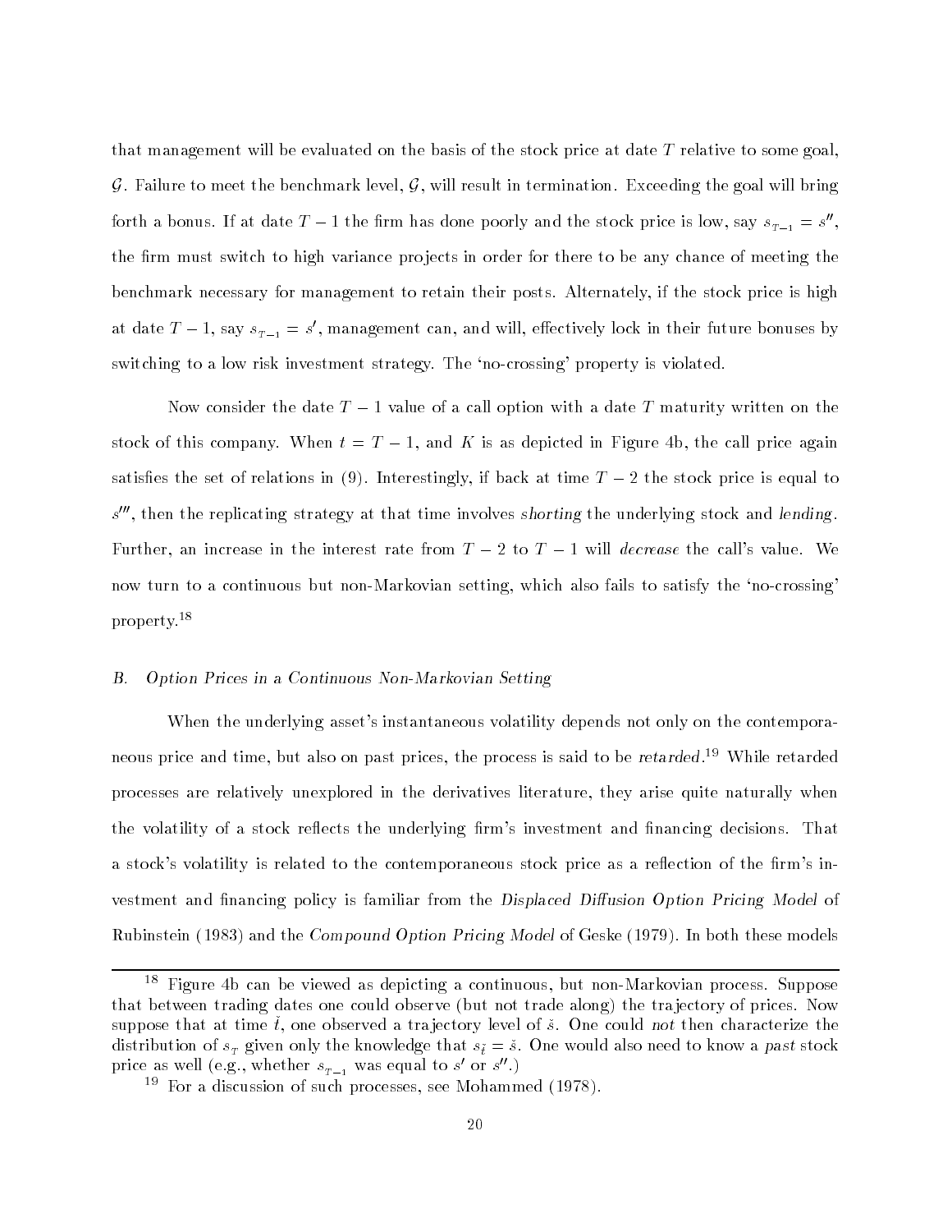that management will be evaluated on the basis of the stock price at date $T$ relative to some goal, $\mathcal{G}$. Failure to meet the benchmark level, $\mathcal{G}$, will result in termination. Exceeding the goal will bring forth a bonus. If at date $T-1$ the firm has done poorly and the stock price is low, say $s_{T-1} = s''$, the firm must switch to high variance projects in order for there to be any chance of meeting the benchmark necessary for management to retain their posts. Alternately, if the stock price is high at date $T-1$, say $s_{T-1} = s'$, management can, and will, effectively lock in their future bonuses by switching to a low risk investment strategy. The 'no-crossing' property is violated.

Now consider the date $T-1$ value of a call option with a date $T$ maturity written on the stock of this company. When $t = T-1$, and $K$ is as depicted in Figure 4b, the call price again satisfies the set of relations in (9). Interestingly, if back at time $T-2$ the stock price is equal to $s'''$, then the replicating strategy at that time involves *shorting* the underlying stock and *lending*. Further, an increase in the interest rate from $T-2$ to $T-1$ will *decrease* the call's value. We now turn to a continuous but non-Markovian setting, which also fails to satisfy the 'no-crossing' property.[18]

### B. *Option Prices in a Continuous Non-Markovian Setting*

When the underlying asset's instantaneous volatility depends not only on the contemporaneous price and time, but also on past prices, the process is said to be *retarded*.[19] While retarded processes are relatively unexplored in the derivatives literature, they arise quite naturally when the volatility of a stock reflects the underlying firm's investment and financing decisions. That a stock's volatility is related to the contemporaneous stock price as a reflection of the firm's investment and financing policy is familiar from the *Displaced Diffusion Option Pricing Model* of Rubinstein (1983) and the *Compound Option Pricing Model* of Geske (1979). In both these models

---

[18] Figure 4b can be viewed as depicting a continuous, but non-Markovian process. Suppose that between trading dates one could observe (but not trade along) the trajectory of prices. Now suppose that at time $\check{t}$, one observed a trajectory level of $\check{s}$. One could *not* then characterize the distribution of $s_T$ given only the knowledge that $s_{\check{t}} = \check{s}$. One would also need to know a *past* stock price as well (e.g., whether $s_{T-1}$ was equal to $s'$ or $s''$.)

[19] For a discussion of such processes, see Mohammed (1978).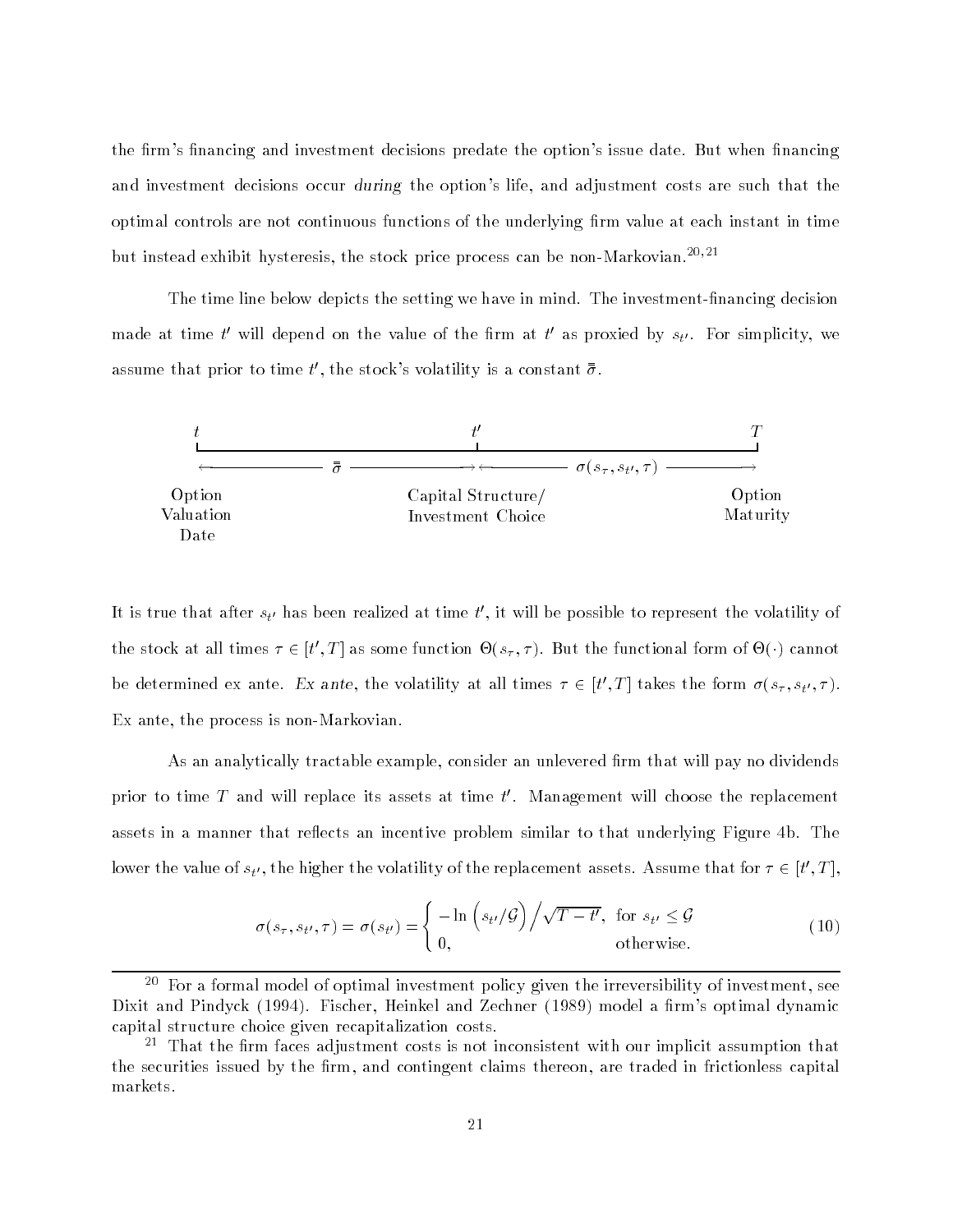the firm's financing and investment decisions predate the option's issue date. But when financing and investment decisions occur *during* the option's life, and adjustment costs are such that the optimal controls are not continuous functions of the underlying firm value at each instant in time but instead exhibit hysteresis, the stock price process can be non-Markovian.[20,21]

The time line below depicts the setting we have in mind. The investment-financing decision made at time $t'$ will depend on the value of the firm at $t'$ as proxied by $s_{t'}$. For simplicity, we assume that prior to time $t'$, the stock's volatility is a constant $\bar{\bar{\sigma}}$.

| $t$ | $t'$ | $T$ |
|---|---|---|
| $\longleftarrow$ $\bar{\bar{\sigma}}$ $\longrightarrow$ | $\longleftarrow$ $\sigma(s_\tau, s_{t'}, \tau)$ $\longrightarrow$ | |
| Option Valuation Date | Capital Structure/ Investment Choice | Option Maturity |

It is true that after $s_{t'}$ has been realized at time $t'$, it will be possible to represent the volatility of the stock at all times $\tau \in [t', T]$ as some function $\Theta(s_\tau, \tau)$. But the functional form of $\Theta(\cdot)$ cannot be determined ex ante. *Ex ante*, the volatility at all times $\tau \in [t', T]$ takes the form $\sigma(s_\tau, s_{t'}, \tau)$. Ex ante, the process is non-Markovian.

As an analytically tractable example, consider an unlevered firm that will pay no dividends prior to time $T$ and will replace its assets at time $t'$. Management will choose the replacement assets in a manner that reflects an incentive problem similar to that underlying Figure 4b. The lower the value of $s_{t'}$, the higher the volatility of the replacement assets. Assume that for $\tau \in [t', T]$,

$$\sigma(s_\tau, s_{t'}, \tau) = \sigma(s_{t'}) = \begin{cases} -\ln\left(s_{t'}/\mathcal{G}\right) \Big/ \sqrt{T - t'}, & \text{for } s_{t'} \leq \mathcal{G} \\ 0, & \text{otherwise.} \end{cases} \tag{10}$$

---

[20] For a formal model of optimal investment policy given the irreversibility of investment, see Dixit and Pindyck (1994). Fischer, Heinkel and Zechner (1989) model a firm's optimal dynamic capital structure choice given recapitalization costs.

[21] That the firm faces adjustment costs is not inconsistent with our implicit assumption that the securities issued by the firm, and contingent claims thereon, are traded in frictionless capital markets.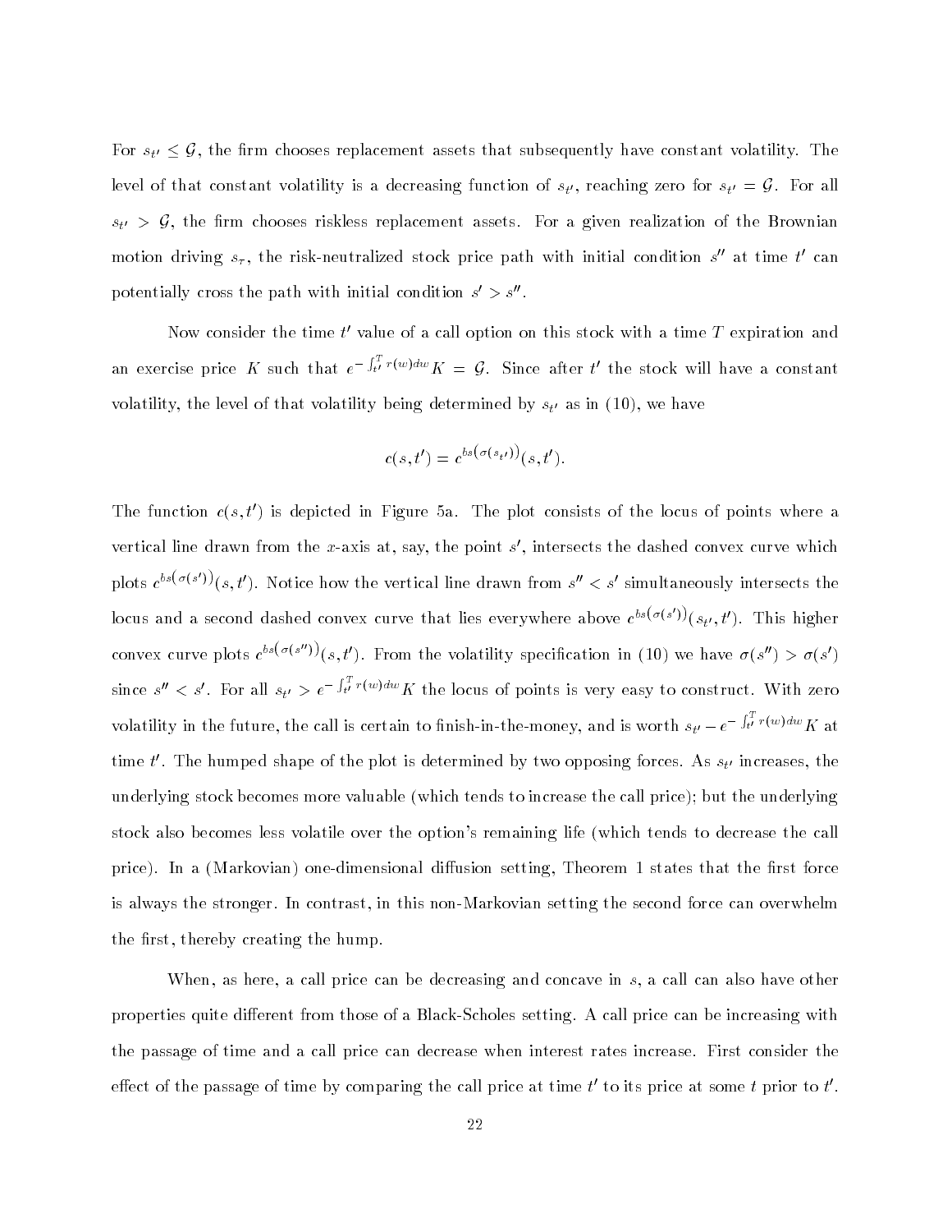For $s_{t'} \leq \mathcal{G}$, the firm chooses replacement assets that subsequently have constant volatility. The level of that constant volatility is a decreasing function of $s_{t'}$, reaching zero for $s_{t'} = \mathcal{G}$. For all $s_{t'} > \mathcal{G}$, the firm chooses riskless replacement assets. For a given realization of the Brownian motion driving $s_\tau$, the risk-neutralized stock price path with initial condition $s''$ at time $t'$ can potentially cross the path with initial condition $s' > s''$.

Now consider the time $t'$ value of a call option on this stock with a time $T$ expiration and an exercise price $K$ such that $e^{-\int_{t'}^{T} r(w)dw} K = \mathcal{G}$. Since after $t'$ the stock will have a constant volatility, the level of that volatility being determined by $s_{t'}$ as in (10), we have

$$c(s, t') = c^{bs(\sigma(s_{t'}))}(s, t').$$

The function $c(s, t')$ is depicted in Figure 5a. The plot consists of the locus of points where a vertical line drawn from the $x$-axis at, say, the point $s'$, intersects the dashed convex curve which plots $c^{bs(\sigma(s'))}(s, t')$. Notice how the vertical line drawn from $s'' < s'$ simultaneously intersects the locus and a second dashed convex curve that lies everywhere above $c^{bs(\sigma(s'))}(s_{t'}, t')$. This higher convex curve plots $c^{bs(\sigma(s''))}(s, t')$. From the volatility specification in (10) we have $\sigma(s'') > \sigma(s')$ since $s'' < s'$. For all $s_{t'} > e^{-\int_{t'}^{T} r(w)dw} K$ the locus of points is very easy to construct. With zero volatility in the future, the call is certain to finish-in-the-money, and is worth $s_{t'} - e^{-\int_{t'}^{T} r(w)dw} K$ at time $t'$. The humped shape of the plot is determined by two opposing forces. As $s_{t'}$ increases, the underlying stock becomes more valuable (which tends to increase the call price); but the underlying stock also becomes less volatile over the option's remaining life (which tends to decrease the call price). In a (Markovian) one-dimensional diffusion setting, Theorem 1 states that the first force is always the stronger. In contrast, in this non-Markovian setting the second force can overwhelm the first, thereby creating the hump.

When, as here, a call price can be decreasing and concave in $s$, a call can also have other properties quite different from those of a Black-Scholes setting. A call price can be increasing with the passage of time and a call price can decrease when interest rates increase. First consider the effect of the passage of time by comparing the call price at time $t'$ to its price at some $t$ prior to $t'$.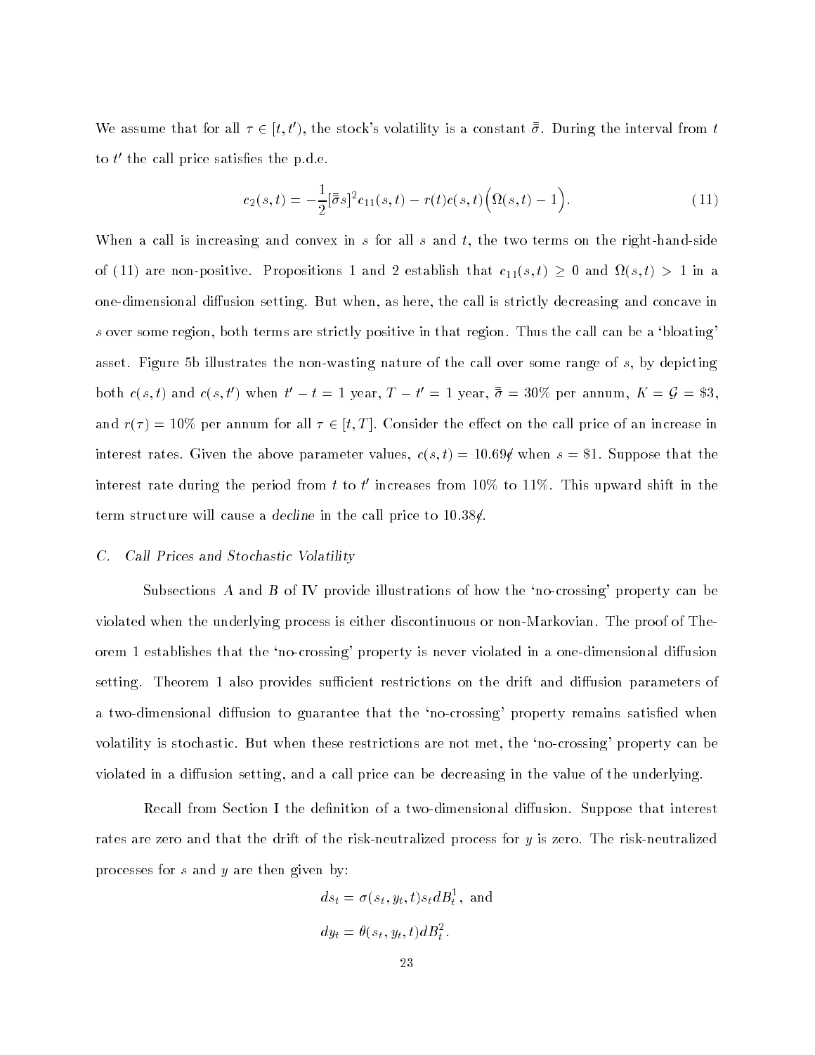We assume that for all $\tau \in [t, t')$, the stock's volatility is a constant $\bar{\bar{\sigma}}$. During the interval from $t$ to $t'$ the call price satisfies the p.d.e.

$$c_2(s,t) = -\frac{1}{2}[\bar{\bar{\sigma}} s]^2 c_{11}(s,t) - r(t)c(s,t)\Big(\Omega(s,t) - 1\Big). \tag{11}$$

When a call is increasing and convex in $s$ for all $s$ and $t$, the two terms on the right-hand-side of (11) are non-positive. Propositions 1 and 2 establish that $c_{11}(s,t) \geq 0$ and $\Omega(s,t) > 1$ in a one-dimensional diffusion setting. But when, as here, the call is strictly decreasing and concave in $s$ over some region, both terms are strictly positive in that region. Thus the call can be a 'bloating' asset. Figure 5b illustrates the non-wasting nature of the call over some range of $s$, by depicting both $c(s,t)$ and $c(s,t')$ when $t' - t = 1$ year, $T - t' = 1$ year, $\bar{\bar{\sigma}} = 30\%$ per annum, $K = \mathcal{G} = \$3$, and $r(\tau) = 10\%$ per annum for all $\tau \in [t, T]$. Consider the effect on the call price of an increase in interest rates. Given the above parameter values, $c(s,t) = 10.69$¢ when $s = \$1$. Suppose that the interest rate during the period from $t$ to $t'$ increases from 10% to 11%. This upward shift in the term structure will cause a *decline* in the call price to 10.38¢.

### *C. Call Prices and Stochastic Volatility*

Subsections *A* and *B* of IV provide illustrations of how the 'no-crossing' property can be violated when the underlying process is either discontinuous or non-Markovian. The proof of Theorem 1 establishes that the 'no-crossing' property is never violated in a one-dimensional diffusion setting. Theorem 1 also provides sufficient restrictions on the drift and diffusion parameters of a two-dimensional diffusion to guarantee that the 'no-crossing' property remains satisfied when volatility is stochastic. But when these restrictions are not met, the 'no-crossing' property can be violated in a diffusion setting, and a call price can be decreasing in the value of the underlying.

Recall from Section I the definition of a two-dimensional diffusion. Suppose that interest rates are zero and that the drift of the risk-neutralized process for $y$ is zero. The risk-neutralized processes for $s$ and $y$ are then given by:

$$ds_t = \sigma(s_t, y_t, t)s_t dB_t^1, \text{ and}$$

$$dy_t = \theta(s_t, y_t, t)dB_t^2.$$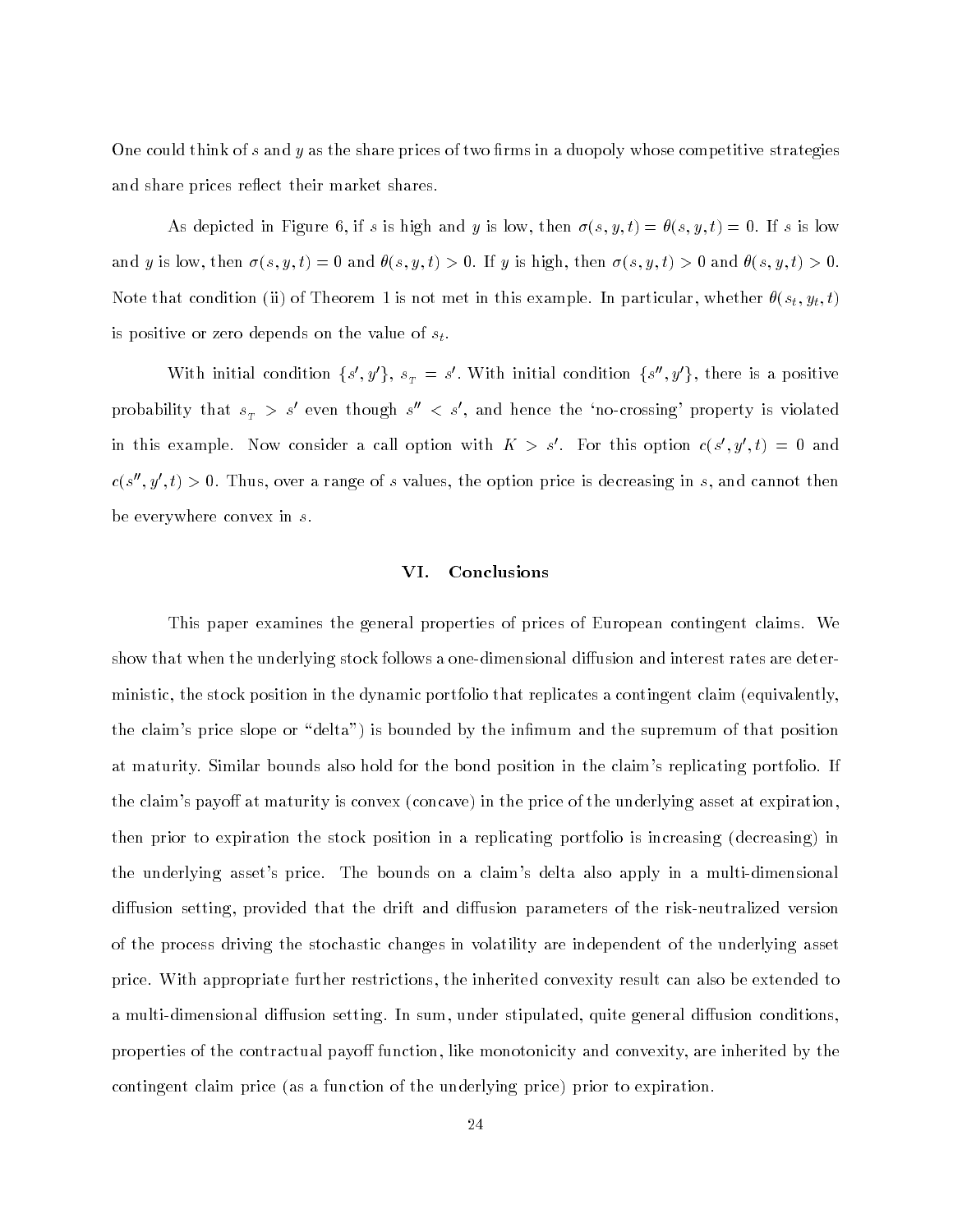One could think of $s$ and $y$ as the share prices of two firms in a duopoly whose competitive strategies and share prices reflect their market shares.

As depicted in Figure 6, if $s$ is high and $y$ is low, then $\sigma(s, y, t) = \theta(s, y, t) = 0$. If $s$ is low and $y$ is low, then $\sigma(s, y, t) = 0$ and $\theta(s, y, t) > 0$. If $y$ is high, then $\sigma(s, y, t) > 0$ and $\theta(s, y, t) > 0$. Note that condition (ii) of Theorem 1 is not met in this example. In particular, whether $\theta(s_t, y_t, t)$ is positive or zero depends on the value of $s_t$.

With initial condition $\{s', y'\}$, $s_T = s'$. With initial condition $\{s'', y'\}$, there is a positive probability that $s_T > s'$ even though $s'' < s'$, and hence the 'no-crossing' property is violated in this example. Now consider a call option with $K > s'$. For this option $c(s', y', t) = 0$ and $c(s'', y', t) > 0$. Thus, over a range of $s$ values, the option price is decreasing in $s$, and cannot then be everywhere convex in $s$.

## VI. Conclusions

This paper examines the general properties of prices of European contingent claims. We show that when the underlying stock follows a one-dimensional diffusion and interest rates are deterministic, the stock position in the dynamic portfolio that replicates a contingent claim (equivalently, the claim's price slope or "delta") is bounded by the infimum and the supremum of that position at maturity. Similar bounds also hold for the bond position in the claim's replicating portfolio. If the claim's payoff at maturity is convex (concave) in the price of the underlying asset at expiration, then prior to expiration the stock position in a replicating portfolio is increasing (decreasing) in the underlying asset's price. The bounds on a claim's delta also apply in a multi-dimensional diffusion setting, provided that the drift and diffusion parameters of the risk-neutralized version of the process driving the stochastic changes in volatility are independent of the underlying asset price. With appropriate further restrictions, the inherited convexity result can also be extended to a multi-dimensional diffusion setting. In sum, under stipulated, quite general diffusion conditions, properties of the contractual payoff function, like monotonicity and convexity, are inherited by the contingent claim price (as a function of the underlying price) prior to expiration.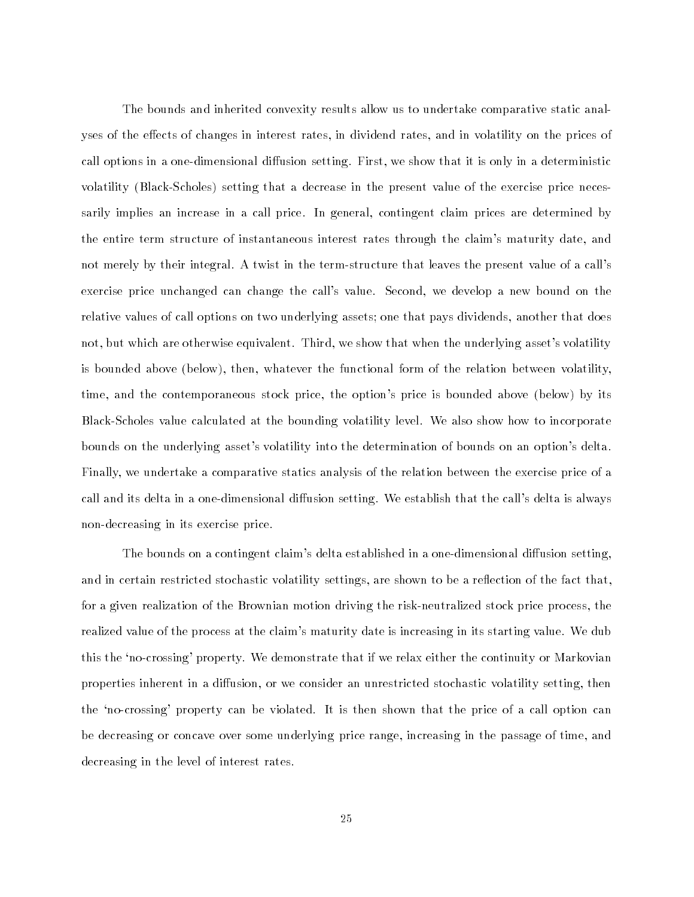The bounds and inherited convexity results allow us to undertake comparative static analyses of the effects of changes in interest rates, in dividend rates, and in volatility on the prices of call options in a one-dimensional diffusion setting. First, we show that it is only in a deterministic volatility (Black-Scholes) setting that a decrease in the present value of the exercise price necessarily implies an increase in a call price. In general, contingent claim prices are determined by the entire term structure of instantaneous interest rates through the claim's maturity date, and not merely by their integral. A twist in the term-structure that leaves the present value of a call's exercise price unchanged can change the call's value. Second, we develop a new bound on the relative values of call options on two underlying assets; one that pays dividends, another that does not, but which are otherwise equivalent. Third, we show that when the underlying asset's volatility is bounded above (below), then, whatever the functional form of the relation between volatility, time, and the contemporaneous stock price, the option's price is bounded above (below) by its Black-Scholes value calculated at the bounding volatility level. We also show how to incorporate bounds on the underlying asset's volatility into the determination of bounds on an option's delta. Finally, we undertake a comparative statics analysis of the relation between the exercise price of a call and its delta in a one-dimensional diffusion setting. We establish that the call's delta is always non-decreasing in its exercise price.

The bounds on a contingent claim's delta established in a one-dimensional diffusion setting, and in certain restricted stochastic volatility settings, are shown to be a reflection of the fact that, for a given realization of the Brownian motion driving the risk-neutralized stock price process, the realized value of the process at the claim's maturity date is increasing in its starting value. We dub this the 'no-crossing' property. We demonstrate that if we relax either the continuity or Markovian properties inherent in a diffusion, or we consider an unrestricted stochastic volatility setting, then the 'no-crossing' property can be violated. It is then shown that the price of a call option can be decreasing or concave over some underlying price range, increasing in the passage of time, and decreasing in the level of interest rates.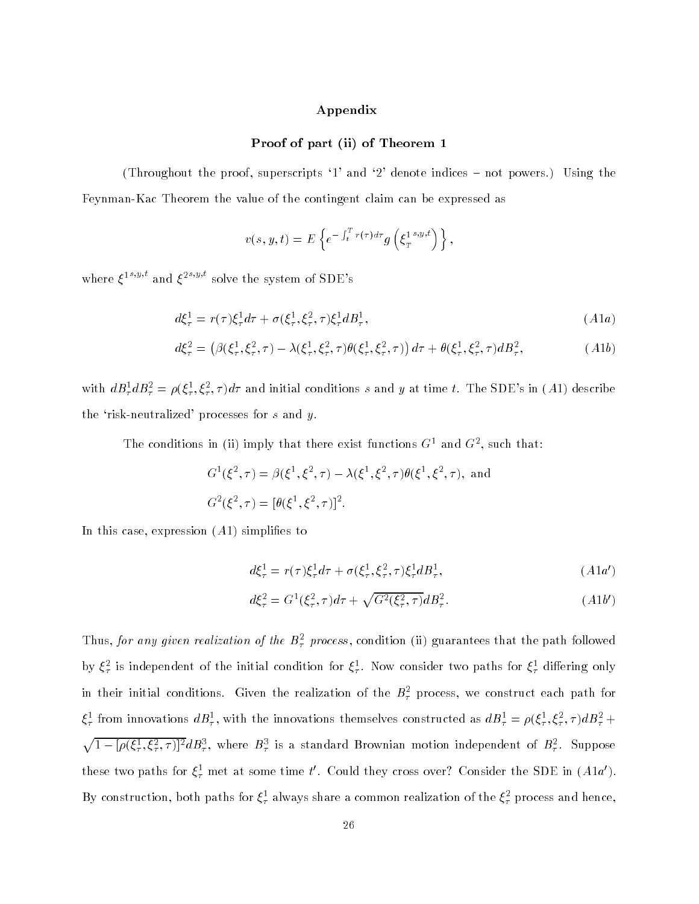## Appendix

### Proof of part (ii) of Theorem 1

(Throughout the proof, superscripts '1' and '2' denote indices – not powers.) Using the Feynman-Kac Theorem the value of the contingent claim can be expressed as

$$v(s,y,t) = E\left\{ e^{-\int_t^T r(\tau)d\tau} g\left(\xi_T^{1\,s,y,t}\right)\right\},$$

where $\xi^{1\,s,y,t}$ and $\xi^{2\,s,y,t}$ solve the system of SDE's

$$d\xi_\tau^1 = r(\tau)\xi_\tau^1 d\tau + \sigma(\xi_\tau^1, \xi_\tau^2, \tau)\xi_\tau^1 dB_\tau^1, \qquad (A1a)$$

$$d\xi_\tau^2 = \left(\beta(\xi_\tau^1, \xi_\tau^2, \tau) - \lambda(\xi_\tau^1, \xi_\tau^2, \tau)\theta(\xi_\tau^1, \xi_\tau^2, \tau)\right)d\tau + \theta(\xi_\tau^1, \xi_\tau^2, \tau)dB_\tau^2, \qquad (A1b)$$

with $dB_\tau^1 dB_\tau^2 = \rho(\xi_\tau^1, \xi_\tau^2, \tau)d\tau$ and initial conditions $s$ and $y$ at time $t$. The SDE's in $(A1)$ describe the 'risk-neutralized' processes for $s$ and $y$.

The conditions in (ii) imply that there exist functions $G^1$ and $G^2$, such that:

$$G^1(\xi^2, \tau) = \beta(\xi^1, \xi^2, \tau) - \lambda(\xi^1, \xi^2, \tau)\theta(\xi^1, \xi^2, \tau), \text{ and}$$

$$G^2(\xi^2, \tau) = [\theta(\xi^1, \xi^2, \tau)]^2.$$

In this case, expression $(A1)$ simplifies to

$$d\xi_\tau^1 = r(\tau)\xi_\tau^1 d\tau + \sigma(\xi_\tau^1, \xi_\tau^2, \tau)\xi_\tau^1 dB_\tau^1, \qquad (A1a')$$

$$d\xi_\tau^2 = G^1(\xi_\tau^2, \tau)d\tau + \sqrt{G^2(\xi_\tau^2, \tau)}dB_\tau^2. \qquad (A1b')$$

Thus, *for any given realization of the $B_\tau^2$ process*, condition (ii) guarantees that the path followed by $\xi_\tau^2$ is independent of the initial condition for $\xi_\tau^1$. Now consider two paths for $\xi_\tau^1$ differing only in their initial conditions. Given the realization of the $B_\tau^2$ process, we construct each path for $\xi_\tau^1$ from innovations $dB_\tau^1$, with the innovations themselves constructed as $dB_\tau^1 = \rho(\xi_\tau^1, \xi_\tau^2, \tau)dB_\tau^2 + \sqrt{1 - [\rho(\xi_\tau^1, \xi_\tau^2, \tau)]^2}dB_\tau^3$, where $B_\tau^3$ is a standard Brownian motion independent of $B_\tau^2$. Suppose these two paths for $\xi_\tau^1$ met at some time $t'$. Could they cross over? Consider the SDE in $(A1a')$. By construction, both paths for $\xi_\tau^1$ always share a common realization of the $\xi_\tau^2$ process and hence,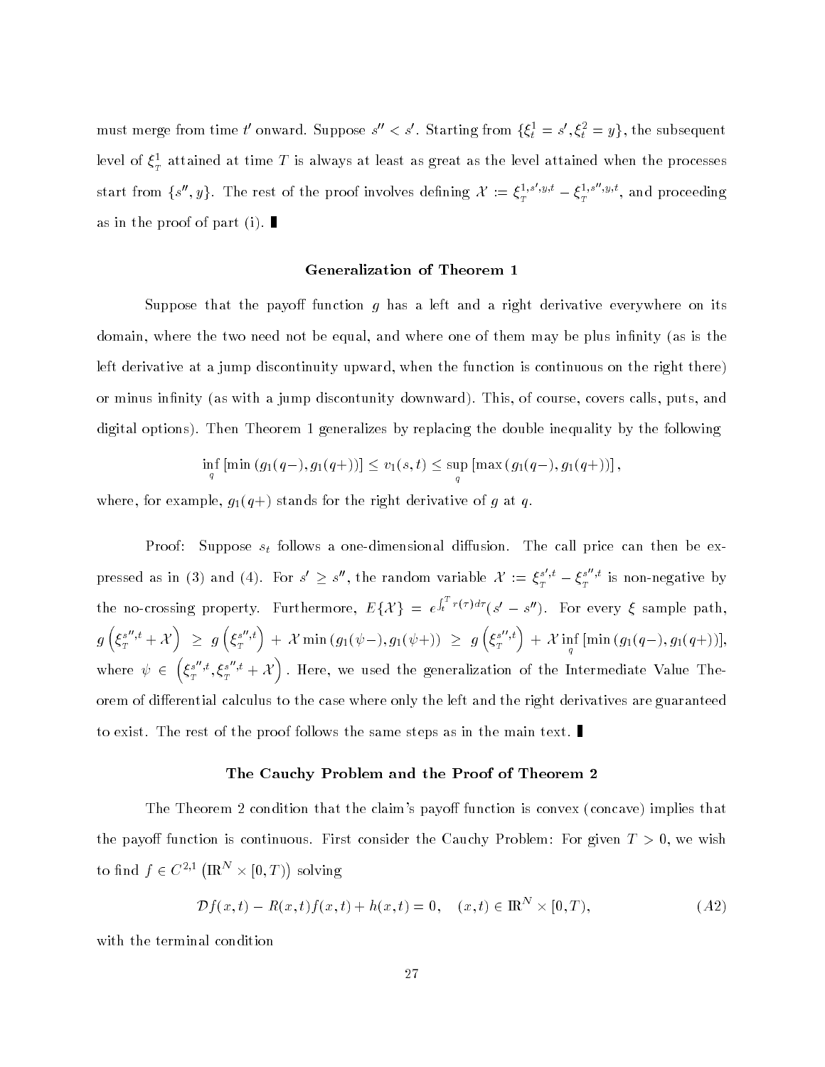must merge from time $t'$ onward. Suppose $s'' < s'$. Starting from $\{\xi^1_t = s', \xi^2_t = y\}$, the subsequent level of $\xi^1_T$ attained at time $T$ is always at least as great as the level attained when the processes start from $\{s'', y\}$. The rest of the proof involves defining $\mathcal{X} := \xi^{1,s',y,t}_T - \xi^{1,s'',y,t}_T$, and proceeding as in the proof of part (i). ∎

### Generalization of Theorem 1

Suppose that the payoff function $g$ has a left and a right derivative everywhere on its domain, where the two need not be equal, and where one of them may be plus infinity (as is the left derivative at a jump discontinuity upward, when the function is continuous on the right there) or minus infinity (as with a jump discontunity downward). This, of course, covers calls, puts, and digital options). Then Theorem 1 generalizes by replacing the double inequality by the following

$$\inf_q [\min(g_1(q-), g_1(q+))] \leq v_1(s,t) \leq \sup_q [\max(g_1(q-), g_1(q+))],$$

where, for example, $g_1(q+)$ stands for the right derivative of $g$ at $q$.

Proof: Suppose $s_t$ follows a one-dimensional diffusion. The call price can then be expressed as in (3) and (4). For $s' \geq s''$, the random variable $\mathcal{X} := \xi^{s',t}_T - \xi^{s'',t}_T$ is non-negative by the no-crossing property. Furthermore, $E\{\mathcal{X}\} = e^{\int_t^T r(\tau)d\tau}(s' - s'')$. For every $\xi$ sample path, $g\left(\xi^{s'',t}_T + \mathcal{X}\right) \geq g\left(\xi^{s'',t}_T\right) + \mathcal{X}\min(g_1(\psi-), g_1(\psi+)) \geq g\left(\xi^{s'',t}_T\right) + \mathcal{X}\inf_q[\min(g_1(q-), g_1(q+))]$, where $\psi \in \left(\xi^{s'',t}_T, \xi^{s'',t}_T + \mathcal{X}\right)$. Here, we used the generalization of the Intermediate Value Theorem of differential calculus to the case where only the left and the right derivatives are guaranteed to exist. The rest of the proof follows the same steps as in the main text. ∎

### The Cauchy Problem and the Proof of Theorem 2

The Theorem 2 condition that the claim's payoff function is convex (concave) implies that the payoff function is continuous. First consider the Cauchy Problem: For given $T > 0$, we wish to find $f \in C^{2,1}\left(\mathbb{R}^N \times [0,T)\right)$ solving

$$\mathcal{D}f(x,t) - R(x,t)f(x,t) + h(x,t) = 0, \quad (x,t) \in \mathbb{R}^N \times [0,T), \tag{A2}$$

with the terminal condition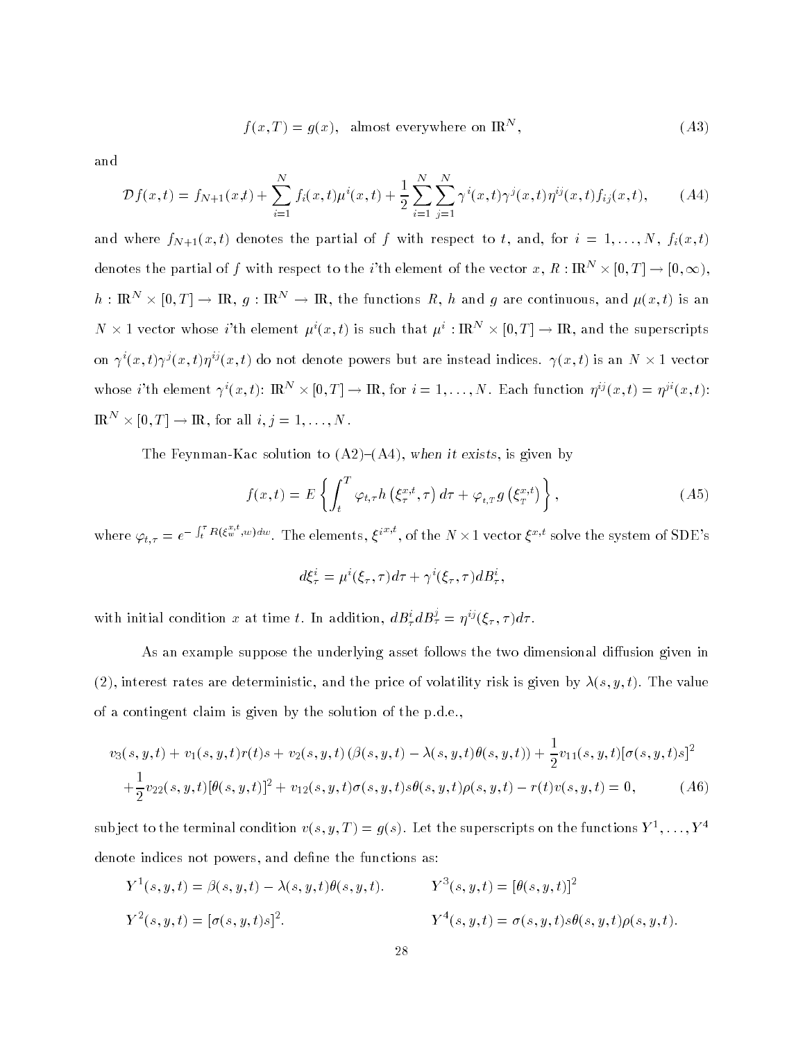$$f(x,T) = g(x), \quad \text{almost everywhere on } \mathbb{R}^N, \tag{A3}$$

and

$$\mathcal{D}f(x,t) = f_{N+1}(x,t) + \sum_{i=1}^{N} f_i(x,t)\mu^i(x,t) + \frac{1}{2}\sum_{i=1}^{N}\sum_{j=1}^{N} \gamma^i(x,t)\gamma^j(x,t)\eta^{ij}(x,t)f_{ij}(x,t), \tag{A4}$$

and where $f_{N+1}(x,t)$ denotes the partial of $f$ with respect to $t$, and, for $i = 1, \ldots, N$, $f_i(x,t)$ denotes the partial of $f$ with respect to the $i$'th element of the vector $x$, $R : \mathbb{R}^N \times [0,T] \to [0,\infty)$, $h : \mathbb{R}^N \times [0,T] \to \mathbb{R}$, $g : \mathbb{R}^N \to \mathbb{R}$, the functions $R$, $h$ and $g$ are continuous, and $\mu(x,t)$ is an $N \times 1$ vector whose $i$'th element $\mu^i(x,t)$ is such that $\mu^i : \mathbb{R}^N \times [0,T] \to \mathbb{R}$, and the superscripts on $\gamma^i(x,t)\gamma^j(x,t)\eta^{ij}(x,t)$ do not denote powers but are instead indices. $\gamma(x,t)$ is an $N \times 1$ vector whose $i$'th element $\gamma^i(x,t)$: $\mathbb{R}^N \times [0,T] \to \mathbb{R}$, for $i = 1, \ldots, N$. Each function $\eta^{ij}(x,t) = \eta^{ji}(x,t)$: $\mathbb{R}^N \times [0,T] \to \mathbb{R}$, for all $i, j = 1, \ldots, N$.

The Feynman-Kac solution to (A2)–(A4), *when it exists*, is given by

$$f(x,t) = E\left\{\int_t^T \varphi_{t,\tau} h\left(\xi_\tau^{x,t}, \tau\right) d\tau + \varphi_{t,T}\, g\left(\xi_T^{x,t}\right)\right\}, \tag{A5}$$

where $\varphi_{t,\tau} = e^{-\int_t^\tau R(\xi_w^{x,t}, w)dw}$. The elements, $\xi^{i\,x,t}$, of the $N \times 1$ vector $\xi^{x,t}$ solve the system of SDE's

$$d\xi_\tau^i = \mu^i(\xi_\tau, \tau)d\tau + \gamma^i(\xi_\tau, \tau)dB_\tau^i,$$

with initial condition $x$ at time $t$. In addition, $dB_\tau^i dB_\tau^j = \eta^{ij}(\xi_\tau, \tau)d\tau$.

As an example suppose the underlying asset follows the two dimensional diffusion given in (2), interest rates are deterministic, and the price of volatility risk is given by $\lambda(s,y,t)$. The value of a contingent claim is given by the solution of the p.d.e.,

$$\begin{aligned} &v_3(s,y,t) + v_1(s,y,t)r(t)s + v_2(s,y,t)\left(\beta(s,y,t) - \lambda(s,y,t)\theta(s,y,t)\right) + \frac{1}{2}v_{11}(s,y,t)[\sigma(s,y,t)s]^2 \\ &+ \frac{1}{2}v_{22}(s,y,t)[\theta(s,y,t)]^2 + v_{12}(s,y,t)\sigma(s,y,t)s\theta(s,y,t)\rho(s,y,t) - r(t)v(s,y,t) = 0, \end{aligned} \tag{A6}$$

subject to the terminal condition $v(s,y,T) = g(s)$. Let the superscripts on the functions $Y^1, \ldots, Y^4$ denote indices not powers, and define the functions as:

$$Y^1(s,y,t) = \beta(s,y,t) - \lambda(s,y,t)\theta(s,y,t). \qquad Y^3(s,y,t) = [\theta(s,y,t)]^2$$

$$Y^2(s,y,t) = [\sigma(s,y,t)s]^2. \qquad Y^4(s,y,t) = \sigma(s,y,t)s\theta(s,y,t)\rho(s,y,t).$$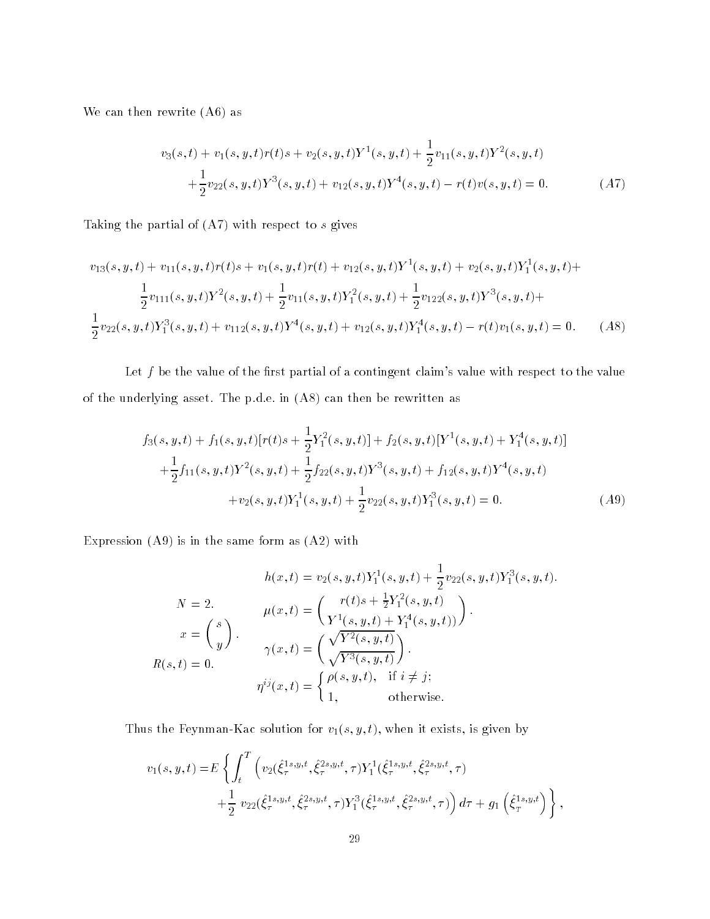We can then rewrite (A6) as

$$v_3(s,t) + v_1(s,y,t)r(t)s + v_2(s,y,t)Y^1(s,y,t) + \frac{1}{2}v_{11}(s,y,t)Y^2(s,y,t)$$
$$+\frac{1}{2}v_{22}(s,y,t)Y^3(s,y,t) + v_{12}(s,y,t)Y^4(s,y,t) - r(t)v(s,y,t) = 0. \qquad (A7)$$

Taking the partial of (A7) with respect to $s$ gives

$$v_{13}(s,y,t) + v_{11}(s,y,t)r(t)s + v_1(s,y,t)r(t) + v_{12}(s,y,t)Y^1(s,y,t) + v_2(s,y,t)Y^1_1(s,y,t)+$$
$$\frac{1}{2}v_{111}(s,y,t)Y^2(s,y,t) + \frac{1}{2}v_{11}(s,y,t)Y^2_1(s,y,t) + \frac{1}{2}v_{122}(s,y,t)Y^3(s,y,t)+$$
$$\frac{1}{2}v_{22}(s,y,t)Y^3_1(s,y,t) + v_{112}(s,y,t)Y^4(s,y,t) + v_{12}(s,y,t)Y^4_1(s,y,t) - r(t)v_1(s,y,t) = 0. \qquad (A8)$$

Let $f$ be the value of the first partial of a contingent claim's value with respect to the value of the underlying asset. The p.d.e. in (A8) can then be rewritten as

$$f_3(s,y,t) + f_1(s,y,t)[r(t)s + \frac{1}{2}Y^2_1(s,y,t)] + f_2(s,y,t)[Y^1(s,y,t) + Y^4_1(s,y,t)]$$
$$+\frac{1}{2}f_{11}(s,y,t)Y^2(s,y,t) + \frac{1}{2}f_{22}(s,y,t)Y^3(s,y,t) + f_{12}(s,y,t)Y^4(s,y,t)$$
$$+v_2(s,y,t)Y^1_1(s,y,t) + \frac{1}{2}v_{22}(s,y,t)Y^3_1(s,y,t) = 0. \qquad (A9)$$

Expression (A9) is in the same form as (A2) with

$$N = 2. \qquad x = \begin{pmatrix} s \\ y \end{pmatrix}. \qquad R(s,t) = 0.$$

$$h(x,t) = v_2(s,y,t)Y^1_1(s,y,t) + \frac{1}{2}v_{22}(s,y,t)Y^3_1(s,y,t).$$
$$\mu(x,t) = \begin{pmatrix} r(t)s + \frac{1}{2}Y^2_1(s,y,t) \\ Y^1(s,y,t) + Y^4_1(s,y,t)) \end{pmatrix}.$$
$$\gamma(x,t) = \begin{pmatrix} \sqrt{Y^2(s,y,t)} \\ \sqrt{Y^3(s,y,t)} \end{pmatrix}.$$
$$\eta^{ij}(x,t) = \begin{cases} \rho(s,y,t), & \text{if } i \neq j; \\ 1, & \text{otherwise.} \end{cases}$$

Thus the Feynman-Kac solution for $v_1(s,y,t)$, when it exists, is given by

$$v_1(s,y,t) = E\left\{\int_t^T \left(v_2(\hat{\xi}^{1s,y,t}_\tau, \hat{\xi}^{2s,y,t}_\tau, \tau)Y^1_1(\hat{\xi}^{1s,y,t}_\tau, \hat{\xi}^{2s,y,t}_\tau, \tau)\right.\right.$$
$$\left.\left.+\frac{1}{2}\, v_{22}(\hat{\xi}^{1s,y,t}_\tau, \hat{\xi}^{2s,y,t}_\tau, \tau)Y^3_1(\hat{\xi}^{1s,y,t}_\tau, \hat{\xi}^{2s,y,t}_\tau, \tau)\right)d\tau + g_1\left(\hat{\xi}^{1s,y,t}_T\right)\right\},$$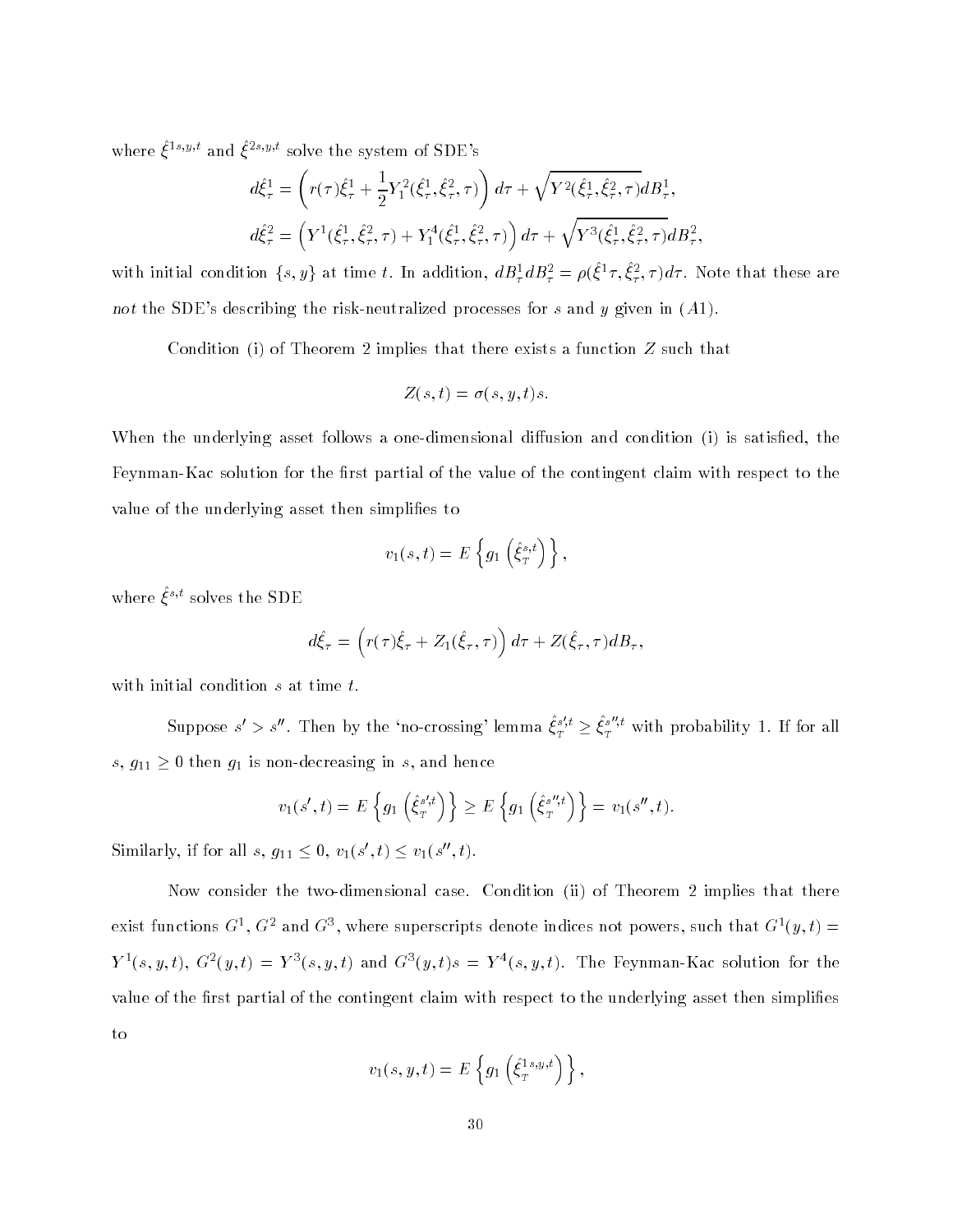where $\hat{\xi}^{1s,y,t}$ and $\hat{\xi}^{2s,y,t}$ solve the system of SDE's

$$d\hat{\xi}^1_\tau = \left( r(\tau)\hat{\xi}^1_\tau + \frac{1}{2}Y^2_1(\hat{\xi}^1_\tau, \hat{\xi}^2_\tau, \tau) \right) d\tau + \sqrt{Y^2(\hat{\xi}^1_\tau, \hat{\xi}^2_\tau, \tau)}dB^1_\tau,$$

$$d\hat{\xi}^2_\tau = \left( Y^1(\hat{\xi}^1_\tau, \hat{\xi}^2_\tau, \tau) + Y^4_1(\hat{\xi}^1_\tau, \hat{\xi}^2_\tau, \tau) \right) d\tau + \sqrt{Y^3(\hat{\xi}^1_\tau, \hat{\xi}^2_\tau, \tau)}dB^2_\tau,$$

with initial condition $\{s, y\}$ at time $t$. In addition, $dB^1_\tau dB^2_\tau = \rho(\hat{\xi}^1\tau, \hat{\xi}^2_\tau, \tau)d\tau$. Note that these are *not* the SDE's describing the risk-neutralized processes for $s$ and $y$ given in $(A1)$.

Condition (i) of Theorem 2 implies that there exists a function $Z$ such that

$$Z(s,t) = \sigma(s,y,t)s.$$

When the underlying asset follows a one-dimensional diffusion and condition (i) is satisfied, the Feynman-Kac solution for the first partial of the value of the contingent claim with respect to the value of the underlying asset then simplifies to

$$v_1(s,t) = E\left\{ g_1\left(\hat{\xi}^{s,t}_T\right)\right\},$$

where $\hat{\xi}^{s,t}$ solves the SDE

$$d\hat{\xi}_\tau = \left( r(\tau)\hat{\xi}_\tau + Z_1(\hat{\xi}_\tau, \tau) \right) d\tau + Z(\hat{\xi}_\tau, \tau)dB_\tau,$$

with initial condition $s$ at time $t$.

Suppose $s' > s''$. Then by the 'no-crossing' lemma $\hat{\xi}^{s',t}_T \geq \hat{\xi}^{s'',t}_T$ with probability 1. If for all $s$, $g_{11} \geq 0$ then $g_1$ is non-decreasing in $s$, and hence

$$v_1(s',t) = E\left\{ g_1\left(\hat{\xi}^{s',t}_T\right)\right\} \geq E\left\{ g_1\left(\hat{\xi}^{s'',t}_T\right)\right\} = v_1(s'',t).$$

Similarly, if for all $s$, $g_{11} \leq 0$, $v_1(s',t) \leq v_1(s'',t)$.

Now consider the two-dimensional case. Condition (ii) of Theorem 2 implies that there exist functions $G^1$, $G^2$ and $G^3$, where superscripts denote indices not powers, such that $G^1(y,t) = Y^1(s,y,t)$, $G^2(y,t) = Y^3(s,y,t)$ and $G^3(y,t)s = Y^4(s,y,t)$. The Feynman-Kac solution for the value of the first partial of the contingent claim with respect to the underlying asset then simplifies to

$$v_1(s,y,t) = E\left\{ g_1\left(\hat{\xi}^{1s,y,t}_T\right)\right\},$$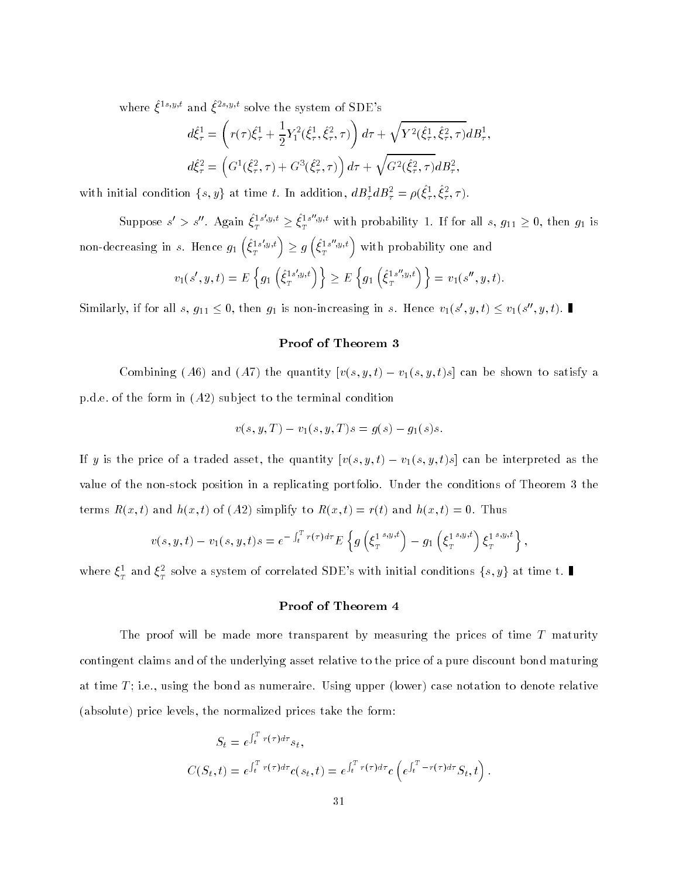where $\hat{\xi}^{1s,y,t}$ and $\hat{\xi}^{2s,y,t}$ solve the system of SDE's

$$d\hat{\xi}^1_\tau = \left( r(\tau)\hat{\xi}^1_\tau + \frac{1}{2}Y^2_1(\hat{\xi}^1_\tau, \hat{\xi}^2_\tau, \tau) \right) d\tau + \sqrt{Y^2(\hat{\xi}^1_\tau, \hat{\xi}^2_\tau, \tau)} dB^1_\tau,$$

$$d\hat{\xi}^2_\tau = \left( G^1(\hat{\xi}^2_\tau, \tau) + G^3(\hat{\xi}^2_\tau, \tau) \right) d\tau + \sqrt{G^2(\hat{\xi}^2_\tau, \tau)} dB^2_\tau,$$

with initial condition $\{s, y\}$ at time $t$. In addition, $dB^1_\tau dB^2_\tau = \rho(\hat{\xi}^1_\tau, \hat{\xi}^2_\tau, \tau)$.

Suppose $s' > s''$. Again $\hat{\xi}^{1s',y,t}_T \geq \hat{\xi}^{1s'',y,t}_T$ with probability 1. If for all $s$, $g_{11} \geq 0$, then $g_1$ is non-decreasing in $s$. Hence $g_1\left(\hat{\xi}^{1s',y,t}_T\right) \geq g\left(\hat{\xi}^{1s'',y,t}_T\right)$ with probability one and

$$v_1(s', y, t) = E\left\{ g_1\left(\hat{\xi}^{1s',y,t}_T\right) \right\} \geq E\left\{ g_1\left(\hat{\xi}^{1s'',y,t}_T\right) \right\} = v_1(s'', y, t).$$

Similarly, if for all $s$, $g_{11} \leq 0$, then $g_1$ is non-increasing in $s$. Hence $v_1(s', y, t) \leq v_1(s'', y, t)$. ∎

### Proof of Theorem 3

Combining $(A6)$ and $(A7)$ the quantity $[v(s, y, t) - v_1(s, y, t)s]$ can be shown to satisfy a p.d.e. of the form in $(A2)$ subject to the terminal condition

$$v(s, y, T) - v_1(s, y, T)s = g(s) - g_1(s)s.$$

If $y$ is the price of a traded asset, the quantity $[v(s, y, t) - v_1(s, y, t)s]$ can be interpreted as the value of the non-stock position in a replicating portfolio. Under the conditions of Theorem 3 the terms $R(x, t)$ and $h(x, t)$ of $(A2)$ simplify to $R(x, t) = r(t)$ and $h(x, t) = 0$. Thus

$$v(s, y, t) - v_1(s, y, t)s = e^{-\int_t^T r(\tau)d\tau} E\left\{ g\left(\xi^{1\,s,y,t}_T\right) - g_1\left(\xi^{1\,s,y,t}_T\right)\xi^{1\,s,y,t}_T \right\},$$

where $\xi^1_T$ and $\xi^2_T$ solve a system of correlated SDE's with initial conditions $\{s, y\}$ at time t. ∎

### Proof of Theorem 4

The proof will be made more transparent by measuring the prices of time $T$ maturity contingent claims and of the underlying asset relative to the price of a pure discount bond maturing at time $T$; i.e., using the bond as numeraire. Using upper (lower) case notation to denote relative (absolute) price levels, the normalized prices take the form:

$$S_t = e^{\int_t^T r(\tau)d\tau} s_t,$$

$$C(S_t, t) = e^{\int_t^T r(\tau)d\tau} c(s_t, t) = e^{\int_t^T r(\tau)d\tau} c\left(e^{\int_t^T -r(\tau)d\tau} S_t, t\right).$$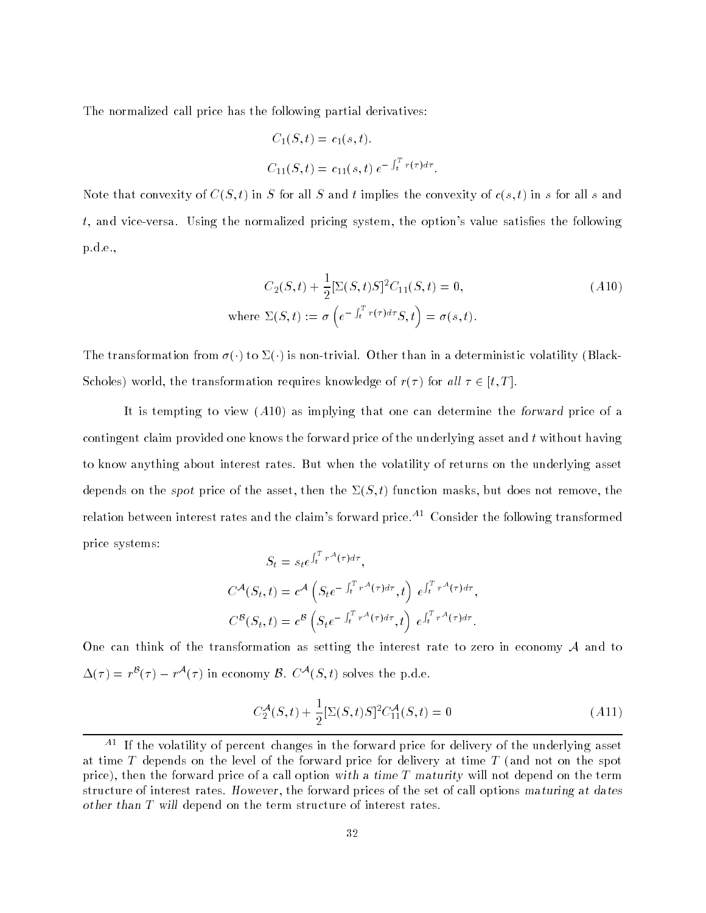The normalized call price has the following partial derivatives:

$$C_1(S,t) = c_1(s,t).$$

$$C_{11}(S,t) = c_{11}(s,t)\, e^{-\int_t^T r(\tau)d\tau}.$$

Note that convexity of $C(S,t)$ in $S$ for all $S$ and $t$ implies the convexity of $c(s,t)$ in $s$ for all $s$ and $t$, and vice-versa. Using the normalized pricing system, the option's value satisfies the following p.d.e.,

$$C_2(S,t) + \frac{1}{2}[\Sigma(S,t)S]^2 C_{11}(S,t) = 0, \tag{A10}$$

$$\text{where } \Sigma(S,t) := \sigma\left(e^{-\int_t^T r(\tau)d\tau} S, t\right) = \sigma(s,t).$$

The transformation from $\sigma(\cdot)$ to $\Sigma(\cdot)$ is non-trivial. Other than in a deterministic volatility (Black-Scholes) world, the transformation requires knowledge of $r(\tau)$ for *all* $\tau \in [t,T]$.

It is tempting to view $(A10)$ as implying that one can determine the *forward* price of a contingent claim provided one knows the forward price of the underlying asset and $t$ without having to know anything about interest rates. But when the volatility of returns on the underlying asset depends on the *spot* price of the asset, then the $\Sigma(S,t)$ function masks, but does not remove, the relation between interest rates and the claim's forward price.[A1] Consider the following transformed price systems:

$$S_t = s_t e^{\int_t^T r^{\mathcal{A}}(\tau)d\tau},$$

$$C^{\mathcal{A}}(S_t,t) = c^{\mathcal{A}}\left(S_t e^{-\int_t^T r^{\mathcal{A}}(\tau)d\tau}, t\right) e^{\int_t^T r^{\mathcal{A}}(\tau)d\tau},$$

$$C^{\mathcal{B}}(S_t,t) = c^{\mathcal{B}}\left(S_t e^{-\int_t^T r^{\mathcal{A}}(\tau)d\tau}, t\right) e^{\int_t^T r^{\mathcal{A}}(\tau)d\tau}.$$

One can think of the transformation as setting the interest rate to zero in economy $\mathcal{A}$ and to $\Delta(\tau) = r^{\mathcal{B}}(\tau) - r^{\mathcal{A}}(\tau)$ in economy $\mathcal{B}$. $C^{\mathcal{A}}(S,t)$ solves the p.d.e.

$$C_2^{\mathcal{A}}(S,t) + \frac{1}{2}[\Sigma(S,t)S]^2 C_{11}^{\mathcal{A}}(S,t) = 0 \tag{A11}$$

---

[A1] If the volatility of percent changes in the forward price for delivery of the underlying asset at time $T$ depends on the level of the forward price for delivery at time $T$ (and not on the spot price), then the forward price of a call option *with a time $T$ maturity* will not depend on the term structure of interest rates. *However*, the forward prices of the set of call options *maturing at dates other than $T$ will* depend on the term structure of interest rates.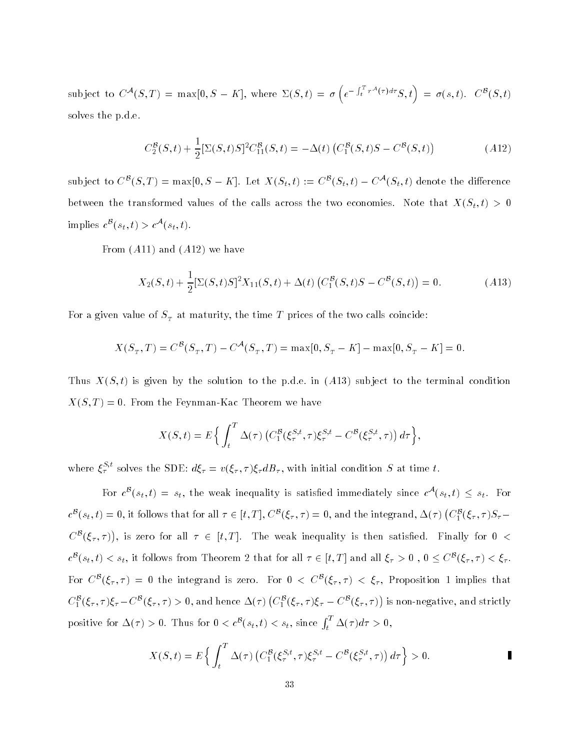subject to $C^{\mathcal{A}}(S,T) = \max[0, S-K]$, where $\Sigma(S,t) = \sigma\left(e^{-\int_t^T r^{\mathcal{A}}(\tau)d\tau} S, t\right) = \sigma(s,t)$. $C^{\mathcal{B}}(S,t)$ solves the p.d.e.

$$C_2^{\mathcal{B}}(S,t) + \frac{1}{2}[\Sigma(S,t)S]^2 C_{11}^{\mathcal{B}}(S,t) = -\Delta(t)\left(C_1^{\mathcal{B}}(S,t)S - C^{\mathcal{B}}(S,t)\right) \tag{A12}$$

subject to $C^{\mathcal{B}}(S,T) = \max[0, S-K]$. Let $X(S_t,t) := C^{\mathcal{B}}(S_t,t) - C^{\mathcal{A}}(S_t,t)$ denote the difference between the transformed values of the calls across the two economies. Note that $X(S_t,t) > 0$ implies $c^{\mathcal{B}}(s_t,t) > c^{\mathcal{A}}(s_t,t)$.

From $(A11)$ and $(A12)$ we have

$$X_2(S,t) + \frac{1}{2}[\Sigma(S,t)S]^2 X_{11}(S,t) + \Delta(t)\left(C_1^{\mathcal{B}}(S,t)S - C^{\mathcal{B}}(S,t)\right) = 0. \tag{A13}$$

For a given value of $S_T$ at maturity, the time $T$ prices of the two calls coincide:

$$X(S_T,T) = C^{\mathcal{B}}(S_T,T) - C^{\mathcal{A}}(S_T,T) = \max[0, S_T - K] - \max[0, S_T - K] = 0.$$

Thus $X(S,t)$ is given by the solution to the p.d.e. in $(A13)$ subject to the terminal condition $X(S,T) = 0$. From the Feynman-Kac Theorem we have

$$X(S,t) = E\Big\{ \int_t^T \Delta(\tau)\left(C_1^{\mathcal{B}}(\xi_\tau^{S,t},\tau)\xi_\tau^{S,t} - C^{\mathcal{B}}(\xi_\tau^{S,t},\tau)\right) d\tau \Big\},$$

where $\xi_\tau^{S,t}$ solves the SDE: $d\xi_\tau = v(\xi_\tau,\tau)\xi_\tau dB_\tau$, with initial condition $S$ at time $t$.

For $c^{\mathcal{B}}(s_t,t) = s_t$, the weak inequality is satisfied immediately since $c^{\mathcal{A}}(s_t,t) \le s_t$. For $c^{\mathcal{B}}(s_t,t) = 0$, it follows that for all $\tau \in [t,T]$, $C^{\mathcal{B}}(\xi_\tau,\tau) = 0$, and the integrand, $\Delta(\tau)\left(C_1^{\mathcal{B}}(\xi_\tau,\tau)S_\tau - C^{\mathcal{B}}(\xi_\tau,\tau)\right)$, is zero for all $\tau \in [t,T]$. The weak inequality is then satisfied. Finally for $0 < c^{\mathcal{B}}(s_t,t) < s_t$, it follows from Theorem 2 that for all $\tau \in [t,T]$ and all $\xi_\tau > 0$, $0 \le C^{\mathcal{B}}(\xi_\tau,\tau) < \xi_\tau$. For $C^{\mathcal{B}}(\xi_\tau,\tau) = 0$ the integrand is zero. For $0 < C^{\mathcal{B}}(\xi_\tau,\tau) < \xi_\tau$, Proposition 1 implies that $C_1^{\mathcal{B}}(\xi_\tau,\tau)\xi_\tau - C^{\mathcal{B}}(\xi_\tau,\tau) > 0$, and hence $\Delta(\tau)\left(C_1^{\mathcal{B}}(\xi_\tau,\tau)\xi_\tau - C^{\mathcal{B}}(\xi_\tau,\tau)\right)$ is non-negative, and strictly positive for $\Delta(\tau) > 0$. Thus for $0 < c^{\mathcal{B}}(s_t,t) < s_t$, since $\int_t^T \Delta(\tau)d\tau > 0$,

$$X(S,t) = E\Big\{ \int_t^T \Delta(\tau)\left(C_1^{\mathcal{B}}(\xi_\tau^{S,t},\tau)\xi_\tau^{S,t} - C^{\mathcal{B}}(\xi_\tau^{S,t},\tau)\right) d\tau \Big\} > 0. \qquad \blacksquare$$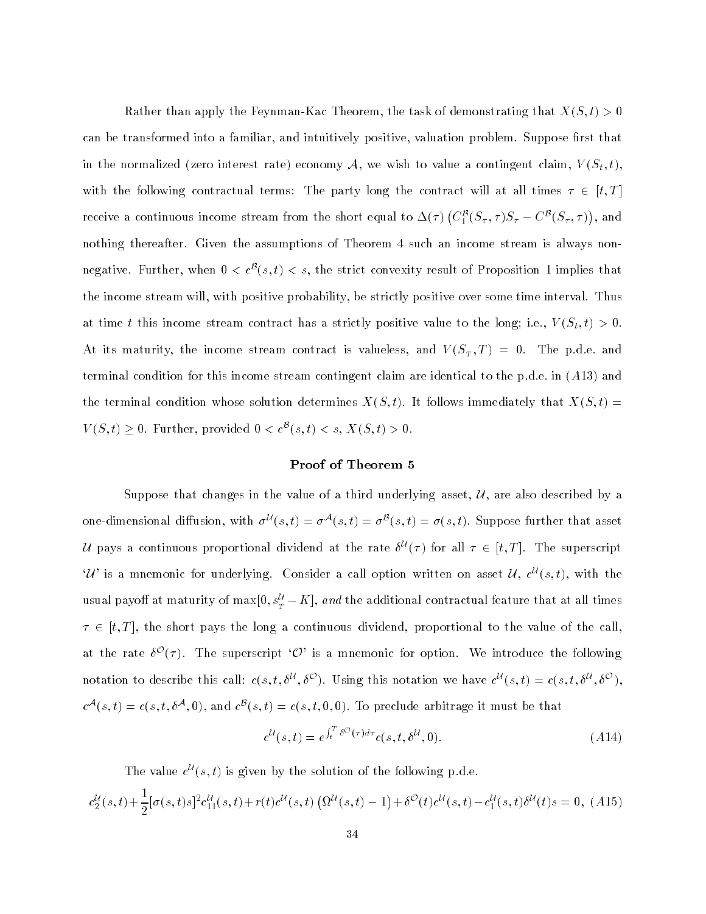Rather than apply the Feynman-Kac Theorem, the task of demonstrating that $X(S,t) > 0$ can be transformed into a familiar, and intuitively positive, valuation problem. Suppose first that in the normalized (zero interest rate) economy $\mathcal{A}$, we wish to value a contingent claim, $V(S_t, t)$, with the following contractual terms: The party long the contract will at all times $\tau \in [t, T]$ receive a continuous income stream from the short equal to $\Delta(\tau)\left(C_1^{\mathcal{B}}(S_\tau, \tau)S_\tau - C^{\mathcal{B}}(S_\tau, \tau)\right)$, and nothing thereafter. Given the assumptions of Theorem 4 such an income stream is always non-negative. Further, when $0 < c^{\mathcal{B}}(s,t) < s$, the strict convexity result of Proposition 1 implies that the income stream will, with positive probability, be strictly positive over some time interval. Thus at time $t$ this income stream contract has a strictly positive value to the long; i.e., $V(S_t, t) > 0$. At its maturity, the income stream contract is valueless, and $V(S_\tau, T) = 0$. The p.d.e. and terminal condition for this income stream contingent claim are identical to the p.d.e. in $(A13)$ and the terminal condition whose solution determines $X(S,t)$. It follows immediately that $X(S,t) = V(S,t) \geq 0$. Further, provided $0 < c^{\mathcal{B}}(s,t) < s$, $X(S,t) > 0$.

## Proof of Theorem 5

Suppose that changes in the value of a third underlying asset, $\mathcal{U}$, are also described by a one-dimensional diffusion, with $\sigma^{\mathcal{U}}(s,t) = \sigma^{\mathcal{A}}(s,t) = \sigma^{\mathcal{B}}(s,t) = \sigma(s,t)$. Suppose further that asset $\mathcal{U}$ pays a continuous proportional dividend at the rate $\delta^{\mathcal{U}}(\tau)$ for all $\tau \in [t,T]$. The superscript '$\mathcal{U}$' is a mnemonic for underlying. Consider a call option written on asset $\mathcal{U}$, $c^{\mathcal{U}}(s,t)$, with the usual payoff at maturity of $\max[0, s_T^{\mathcal{U}} - K]$, *and* the additional contractual feature that at all times $\tau \in [t,T]$, the short pays the long a continuous dividend, proportional to the value of the call, at the rate $\delta^{\mathcal{O}}(\tau)$. The superscript '$\mathcal{O}$' is a mnemonic for option. We introduce the following notation to describe this call: $c(s,t,\delta^{\mathcal{U}},\delta^{\mathcal{O}})$. Using this notation we have $c^{\mathcal{U}}(s,t) = c(s,t,\delta^{\mathcal{U}},\delta^{\mathcal{O}})$, $c^{\mathcal{A}}(s,t) = c(s,t,\delta^{\mathcal{A}},0)$, and $c^{\mathcal{B}}(s,t) = c(s,t,0,0)$. To preclude arbitrage it must be that

$$c^{\mathcal{U}}(s,t) = e^{\int_t^T \delta^{\mathcal{O}}(\tau)d\tau} c(s,t,\delta^{\mathcal{U}},0). \tag{A14}$$

The value $c^{\mathcal{U}}(s,t)$ is given by the solution of the following p.d.e.

$$c_2^{\mathcal{U}}(s,t) + \frac{1}{2}[\sigma(s,t)s]^2 c_{11}^{\mathcal{U}}(s,t) + r(t)c^{\mathcal{U}}(s,t)\left(\Omega^{\mathcal{U}}(s,t) - 1\right) + \delta^{\mathcal{O}}(t)c^{\mathcal{U}}(s,t) - c_1^{\mathcal{U}}(s,t)\delta^{\mathcal{U}}(t)s = 0, \tag{A15}$$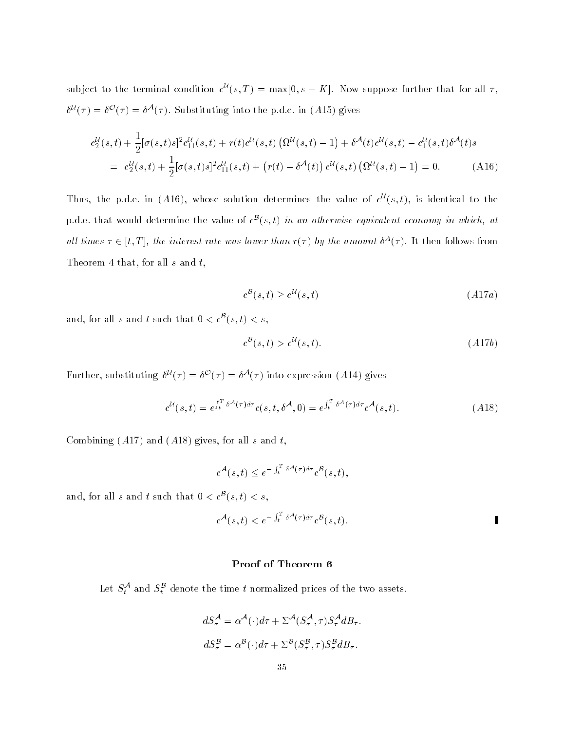subject to the terminal condition $c^{\mathcal{U}}(s,T) = \max[0, s-K]$. Now suppose further that for all $\tau$, $\delta^{\mathcal{U}}(\tau) = \delta^{\mathcal{O}}(\tau) = \delta^{\mathcal{A}}(\tau)$. Substituting into the p.d.e. in $(A15)$ gives

$$
\begin{aligned}
& c_2^{\mathcal{U}}(s,t) + \frac{1}{2}[\sigma(s,t)s]^2 c_{11}^{\mathcal{U}}(s,t) + r(t)c^{\mathcal{U}}(s,t)\left(\Omega^{\mathcal{U}}(s,t) - 1\right) + \delta^{\mathcal{A}}(t)c^{\mathcal{U}}(s,t) - c_1^{\mathcal{U}}(s,t)\delta^{\mathcal{A}}(t)s \\
&= c_2^{\mathcal{U}}(s,t) + \frac{1}{2}[\sigma(s,t)s]^2 c_{11}^{\mathcal{U}}(s,t) + \left(r(t) - \delta^{\mathcal{A}}(t)\right)c^{\mathcal{U}}(s,t)\left(\Omega^{\mathcal{U}}(s,t) - 1\right) = 0. \qquad \text{(A16)}
\end{aligned}
$$

Thus, the p.d.e. in $(A16)$, whose solution determines the value of $c^{\mathcal{U}}(s,t)$, is identical to the p.d.e. that would determine the value of $c^{\mathcal{B}}(s,t)$ *in an otherwise equivalent economy in which, at all times $\tau \in [t,T]$, the interest rate was lower than $r(\tau)$ by the amount $\delta^{\mathcal{A}}(\tau)$.* It then follows from Theorem 4 that, for all $s$ and $t$,

$$
c^{\mathcal{B}}(s,t) \geq c^{\mathcal{U}}(s,t) \qquad (A17a)
$$

and, for all $s$ and $t$ such that $0 < c^{\mathcal{B}}(s,t) < s$,

$$
c^{\mathcal{B}}(s,t) > c^{\mathcal{U}}(s,t). \qquad (A17b)
$$

Further, substituting $\delta^{\mathcal{U}}(\tau) = \delta^{\mathcal{O}}(\tau) = \delta^{\mathcal{A}}(\tau)$ into expression $(A14)$ gives

$$
c^{\mathcal{U}}(s,t) = e^{\int_t^T \delta^{\mathcal{A}}(\tau)d\tau} c(s,t,\delta^{\mathcal{A}},0) = e^{\int_t^T \delta^{\mathcal{A}}(\tau)d\tau} c^{\mathcal{A}}(s,t). \qquad (A18)
$$

Combining $(A17)$ and $(A18)$ gives, for all $s$ and $t$,

$$
c^{\mathcal{A}}(s,t) \leq e^{-\int_t^T \delta^{\mathcal{A}}(\tau)d\tau} c^{\mathcal{B}}(s,t),
$$

and, for all $s$ and $t$ such that $0 < c^{\mathcal{B}}(s,t) < s$,

$$
c^{\mathcal{A}}(s,t) < e^{-\int_t^T \delta^{\mathcal{A}}(\tau)d\tau} c^{\mathcal{B}}(s,t).
$$

∎

### Proof of Theorem 6

Let $S_t^{\mathcal{A}}$ and $S_t^{\mathcal{B}}$ denote the time $t$ normalized prices of the two assets.

$$
dS_\tau^{\mathcal{A}} = \alpha^{\mathcal{A}}(\cdot)d\tau + \Sigma^{\mathcal{A}}(S_\tau^{\mathcal{A}}, \tau)S_\tau^{\mathcal{A}} dB_\tau.
$$

$$
dS_\tau^{\mathcal{B}} = \alpha^{\mathcal{B}}(\cdot)d\tau + \Sigma^{\mathcal{B}}(S_\tau^{\mathcal{B}}, \tau)S_\tau^{\mathcal{B}} dB_\tau.
$$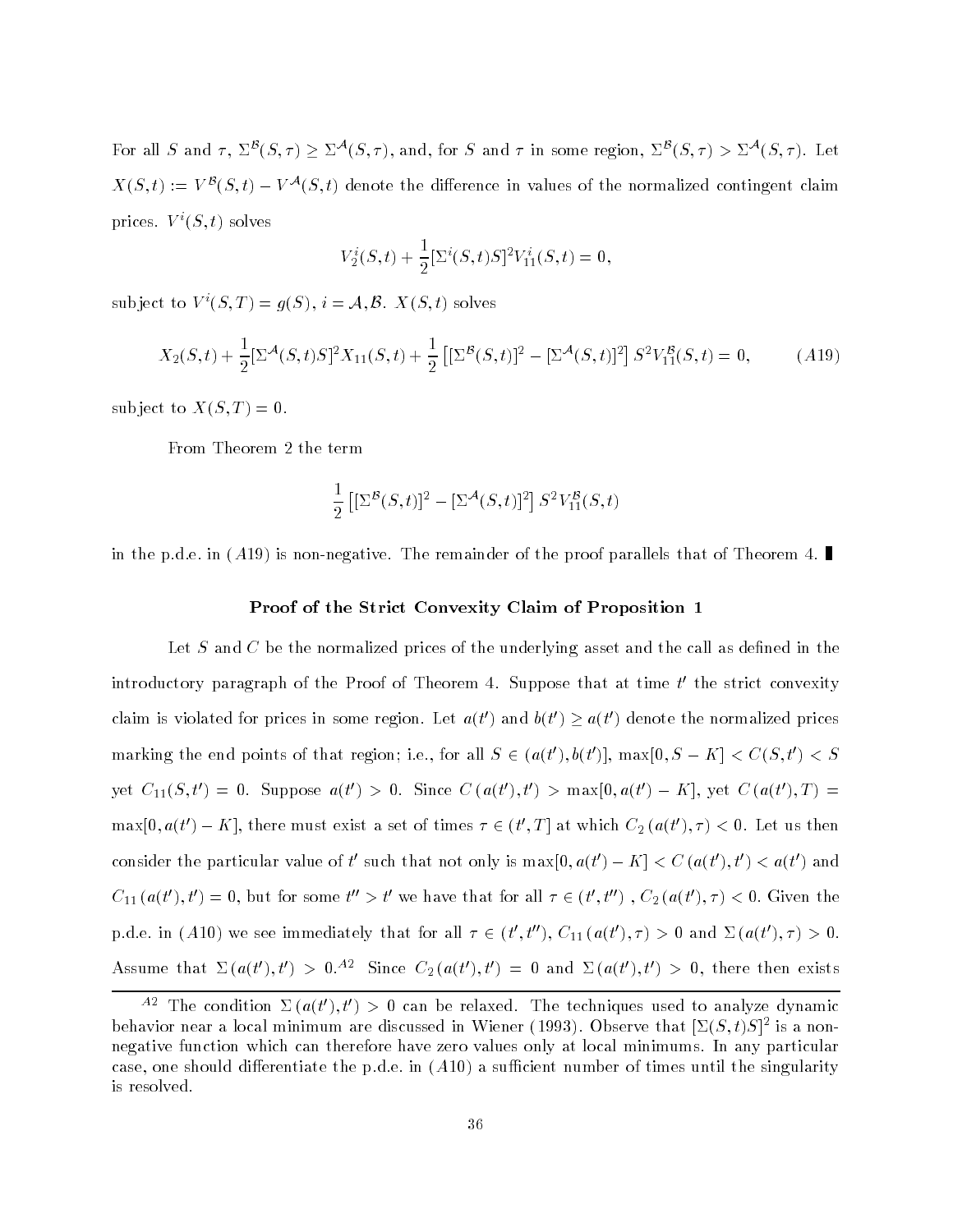For all $S$ and $\tau$, $\Sigma^{\mathcal{B}}(S,\tau) \geq \Sigma^{\mathcal{A}}(S,\tau)$, and, for $S$ and $\tau$ in some region, $\Sigma^{\mathcal{B}}(S,\tau) > \Sigma^{\mathcal{A}}(S,\tau)$. Let $X(S,t) := V^{\mathcal{B}}(S,t) - V^{\mathcal{A}}(S,t)$ denote the difference in values of the normalized contingent claim prices. $V^i(S,t)$ solves

$$V_2^i(S,t) + \frac{1}{2}[\Sigma^i(S,t)S]^2 V_{11}^i(S,t) = 0,$$

subject to $V^i(S,T) = g(S)$, $i = \mathcal{A}, \mathcal{B}$. $X(S,t)$ solves

$$X_2(S,t) + \frac{1}{2}[\Sigma^{\mathcal{A}}(S,t)S]^2 X_{11}(S,t) + \frac{1}{2}\left[[\Sigma^{\mathcal{B}}(S,t)]^2 - [\Sigma^{\mathcal{A}}(S,t)]^2\right] S^2 V_{11}^{\mathcal{B}}(S,t) = 0, \qquad (A19)$$

subject to $X(S,T) = 0$.

From Theorem 2 the term

$$\frac{1}{2}\left[[\Sigma^{\mathcal{B}}(S,t)]^2 - [\Sigma^{\mathcal{A}}(S,t)]^2\right] S^2 V_{11}^{\mathcal{B}}(S,t)$$

in the p.d.e. in $(A19)$ is non-negative. The remainder of the proof parallels that of Theorem 4. ∎

### Proof of the Strict Convexity Claim of Proposition 1

Let $S$ and $C$ be the normalized prices of the underlying asset and the call as defined in the introductory paragraph of the Proof of Theorem 4. Suppose that at time $t'$ the strict convexity claim is violated for prices in some region. Let $a(t')$ and $b(t') \geq a(t')$ denote the normalized prices marking the end points of that region; i.e., for all $S \in (a(t'), b(t')]$, $\max[0, S-K] < C(S,t') < S$ yet $C_{11}(S,t') = 0$. Suppose $a(t') > 0$. Since $C(a(t'),t') > \max[0, a(t') - K]$, yet $C(a(t'),T) = \max[0, a(t') - K]$, there must exist a set of times $\tau \in (t', T]$ at which $C_2(a(t'),\tau) < 0$. Let us then consider the particular value of $t'$ such that not only is $\max[0, a(t') - K] < C(a(t'),t') < a(t')$ and $C_{11}(a(t'),t') = 0$, but for some $t'' > t'$ we have that for all $\tau \in (t', t'')$, $C_2(a(t'),\tau) < 0$. Given the p.d.e. in $(A10)$ we see immediately that for all $\tau \in (t', t'')$, $C_{11}(a(t'),\tau) > 0$ and $\Sigma(a(t'),\tau) > 0$. Assume that $\Sigma(a(t'),t') > 0$.[A2] Since $C_2(a(t'),t') = 0$ and $\Sigma(a(t'),t') > 0$, there then exists

[A2] The condition $\Sigma(a(t'),t') > 0$ can be relaxed. The techniques used to analyze dynamic behavior near a local minimum are discussed in Wiener (1993). Observe that $[\Sigma(S,t)S]^2$ is a non-negative function which can therefore have zero values only at local minimums. In any particular case, one should differentiate the p.d.e. in $(A10)$ a sufficient number of times until the singularity is resolved.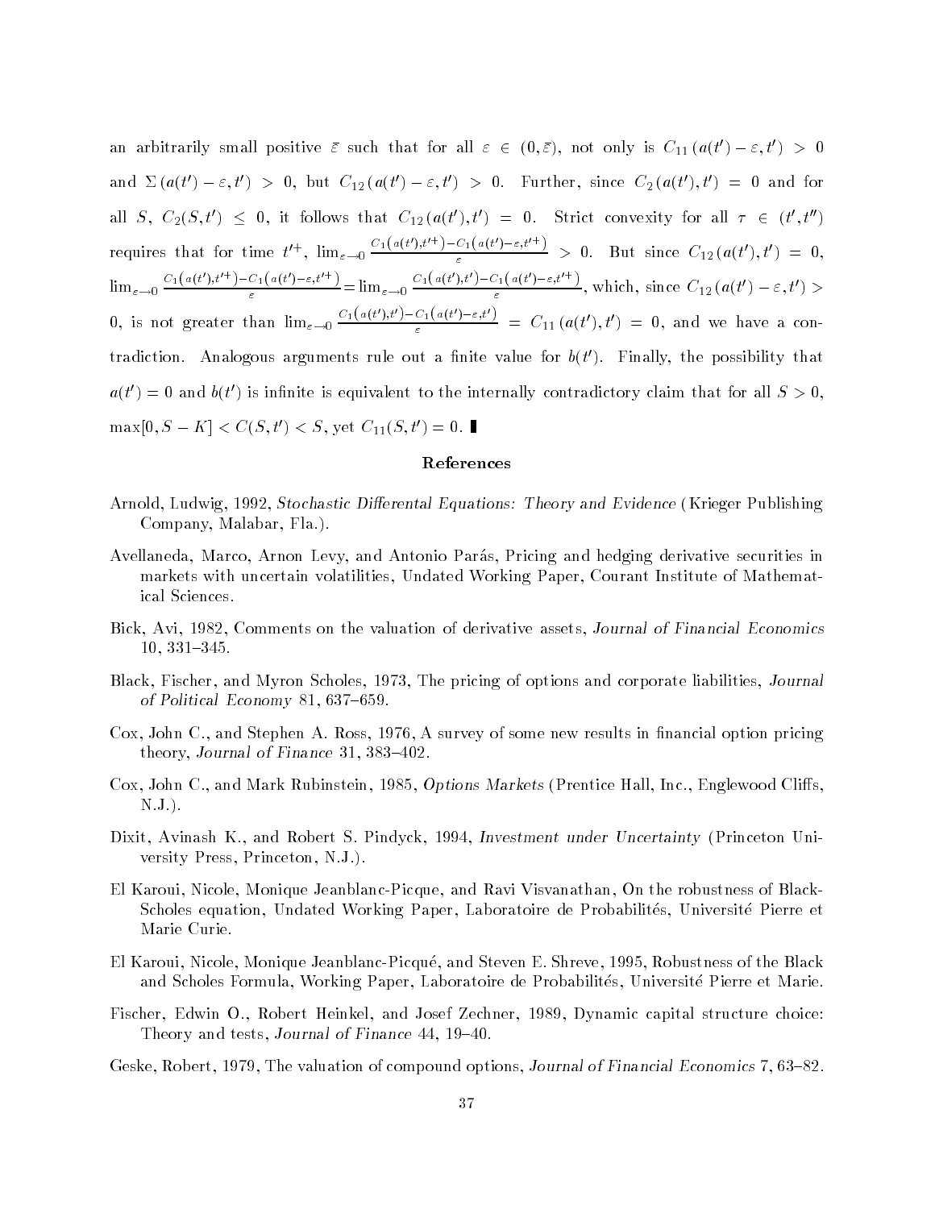an arbitrarily small positive $\bar{\varepsilon}$ such that for all $\varepsilon \in (0, \bar{\varepsilon})$, not only is $C_{11}(a(t') - \varepsilon, t') > 0$ and $\Sigma(a(t') - \varepsilon, t') > 0$, but $C_{12}(a(t') - \varepsilon, t') > 0$. Further, since $C_2(a(t'), t') = 0$ and for all $S$, $C_2(S, t') \leq 0$, it follows that $C_{12}(a(t'), t') = 0$. Strict convexity for all $\tau \in (t', t'')$ requires that for time $t'^{+}$, $\lim_{\varepsilon \to 0} \frac{C_1(a(t'), t'^{+}) - C_1(a(t') - \varepsilon, t'^{+})}{\varepsilon} > 0$. But since $C_{12}(a(t'), t') = 0$, $\lim_{\varepsilon \to 0} \frac{C_1(a(t'), t'^{+}) - C_1(a(t') - \varepsilon, t'^{+})}{\varepsilon} = \lim_{\varepsilon \to 0} \frac{C_1(a(t'), t') - C_1(a(t') - \varepsilon, t'^{+})}{\varepsilon}$, which, since $C_{12}(a(t') - \varepsilon, t') > 0$, is not greater than $\lim_{\varepsilon \to 0} \frac{C_1(a(t'), t') - C_1(a(t') - \varepsilon, t')}{\varepsilon} = C_{11}(a(t'), t') = 0$, and we have a contradiction. Analogous arguments rule out a finite value for $b(t')$. Finally, the possibility that $a(t') = 0$ and $b(t')$ is infinite is equivalent to the internally contradictory claim that for all $S > 0$, $\max[0, S - K] < C(S, t') < S$, yet $C_{11}(S, t') = 0$. ∎

## References

Arnold, Ludwig, 1992, *Stochastic Differental Equations: Theory and Evidence* (Krieger Publishing Company, Malabar, Fla.).

Avellaneda, Marco, Arnon Levy, and Antonio Parás, Pricing and hedging derivative securities in markets with uncertain volatilities, Undated Working Paper, Courant Institute of Mathematical Sciences.

Bick, Avi, 1982, Comments on the valuation of derivative assets, *Journal of Financial Economics* 10, 331–345.

Black, Fischer, and Myron Scholes, 1973, The pricing of options and corporate liabilities, *Journal of Political Economy* 81, 637–659.

Cox, John C., and Stephen A. Ross, 1976, A survey of some new results in financial option pricing theory, *Journal of Finance* 31, 383–402.

Cox, John C., and Mark Rubinstein, 1985, *Options Markets* (Prentice Hall, Inc., Englewood Cliffs, N.J.).

Dixit, Avinash K., and Robert S. Pindyck, 1994, *Investment under Uncertainty* (Princeton University Press, Princeton, N.J.).

El Karoui, Nicole, Monique Jeanblanc-Picque, and Ravi Visvanathan, On the robustness of Black-Scholes equation, Undated Working Paper, Laboratoire de Probabilités, Université Pierre et Marie Curie.

El Karoui, Nicole, Monique Jeanblanc-Picqué, and Steven E. Shreve, 1995, Robustness of the Black and Scholes Formula, Working Paper, Laboratoire de Probabilités, Université Pierre et Marie.

Fischer, Edwin O., Robert Heinkel, and Josef Zechner, 1989, Dynamic capital structure choice: Theory and tests, *Journal of Finance* 44, 19–40.

Geske, Robert, 1979, The valuation of compound options, *Journal of Financial Economics* 7, 63–82.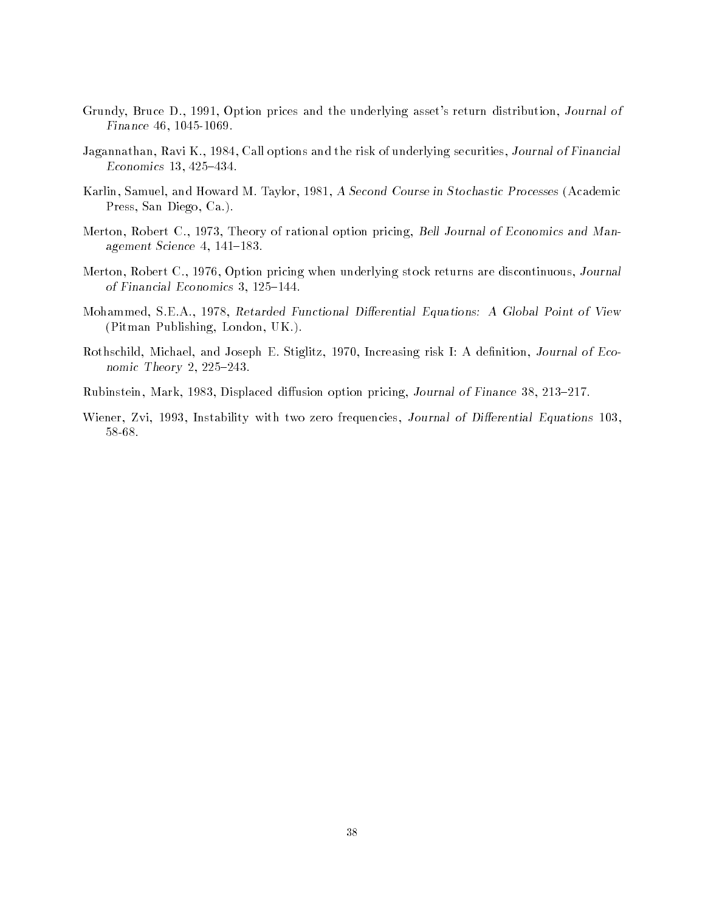Grundy, Bruce D., 1991, Option prices and the underlying asset's return distribution, *Journal of Finance* 46, 1045-1069.

Jagannathan, Ravi K., 1984, Call options and the risk of underlying securities, *Journal of Financial Economics* 13, 425–434.

Karlin, Samuel, and Howard M. Taylor, 1981, *A Second Course in Stochastic Processes* (Academic Press, San Diego, Ca.).

Merton, Robert C., 1973, Theory of rational option pricing, *Bell Journal of Economics and Management Science* 4, 141–183.

Merton, Robert C., 1976, Option pricing when underlying stock returns are discontinuous, *Journal of Financial Economics* 3, 125–144.

Mohammed, S.E.A., 1978, *Retarded Functional Differential Equations: A Global Point of View* (Pitman Publishing, London, UK.).

Rothschild, Michael, and Joseph E. Stiglitz, 1970, Increasing risk I: A definition, *Journal of Economic Theory* 2, 225–243.

Rubinstein, Mark, 1983, Displaced diffusion option pricing, *Journal of Finance* 38, 213–217.

Wiener, Zvi, 1993, Instability with two zero frequencies, *Journal of Differential Equations* 103, 58-68.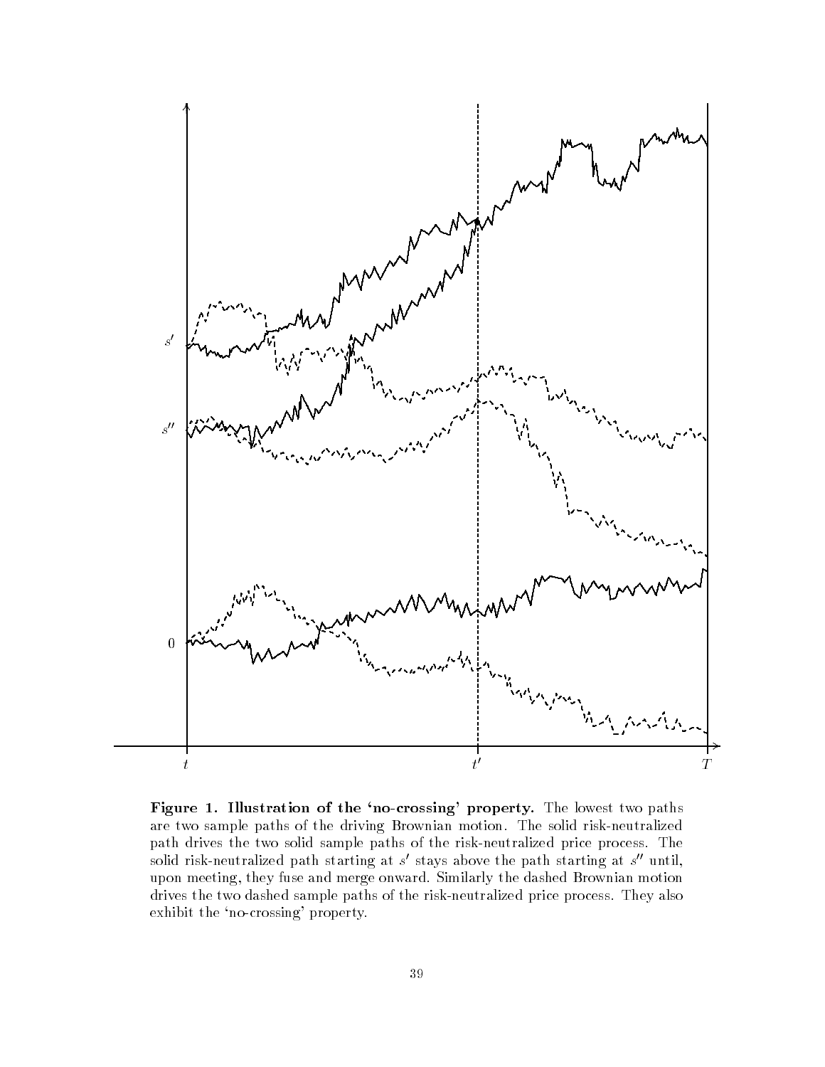**Figure 1. Illustration of the 'no-crossing' property.** The lowest two paths are two sample paths of the driving Brownian motion. The solid risk-neutralized path drives the two solid sample paths of the risk-neutralized price process. The solid risk-neutralized path starting at $s'$ stays above the path starting at $s''$ until, upon meeting, they fuse and merge onward. Similarly the dashed Brownian motion drives the two dashed sample paths of the risk-neutralized price process. They also exhibit the 'no-crossing' property.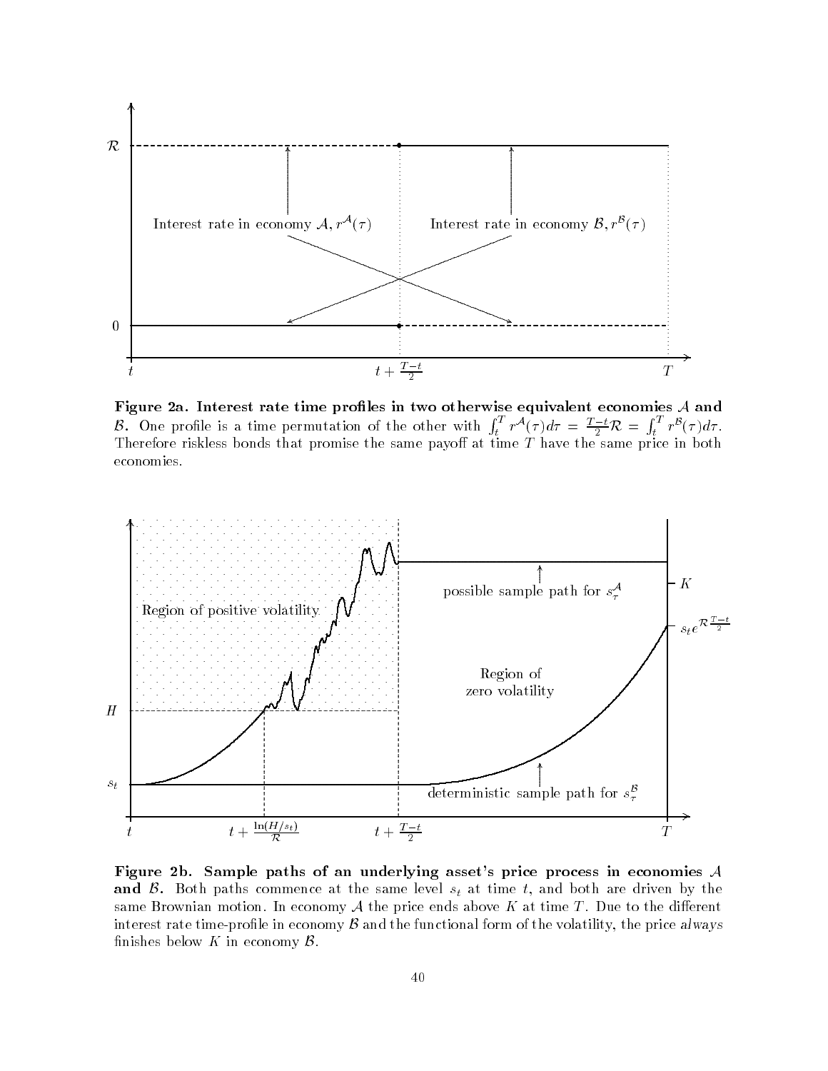**Figure 2a. Interest rate time profiles in two otherwise equivalent economies $\mathcal{A}$ and $\mathcal{B}$.** One profile is a time permutation of the other with $\int_t^T r^{\mathcal{A}}(\tau)d\tau = \frac{T-t}{2}\mathcal{R} = \int_t^T r^{\mathcal{B}}(\tau)d\tau$. Therefore riskless bonds that promise the same payoff at time $T$ have the same price in both economies.

**Figure 2b. Sample paths of an underlying asset's price process in economies $\mathcal{A}$ and $\mathcal{B}$.** Both paths commence at the same level $s_t$ at time $t$, and both are driven by the same Brownian motion. In economy $\mathcal{A}$ the price ends above $K$ at time $T$. Due to the different interest rate time-profile in economy $\mathcal{B}$ and the functional form of the volatility, the price *always* finishes below $K$ in economy $\mathcal{B}$.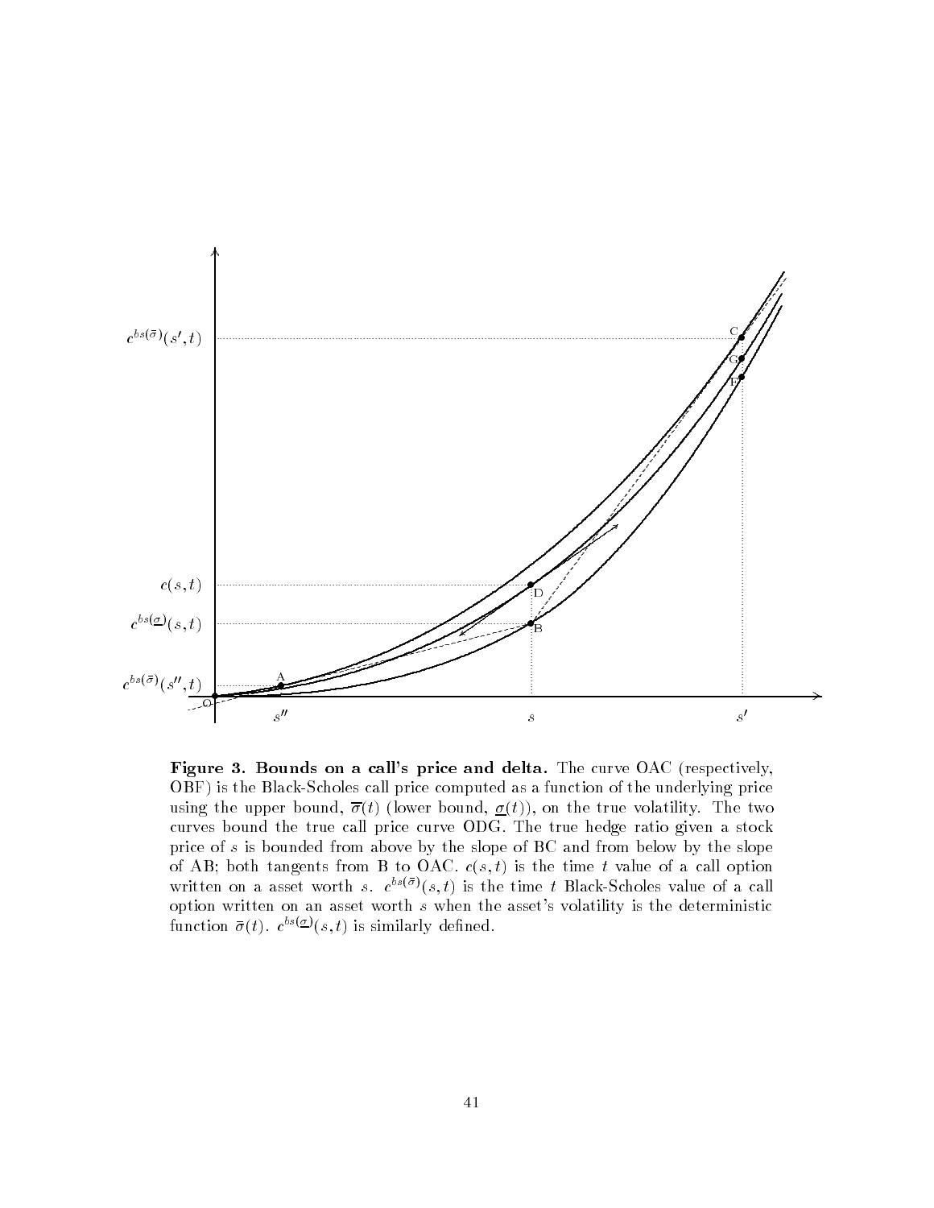**Figure 3. Bounds on a call's price and delta.** The curve OAC (respectively, OBF) is the Black-Scholes call price computed as a function of the underlying price using the upper bound, $\overline{\sigma}(t)$ (lower bound, $\underline{\sigma}(t)$), on the true volatility. The two curves bound the true call price curve ODG. The true hedge ratio given a stock price of $s$ is bounded from above by the slope of BC and from below by the slope of AB; both tangents from B to OAC. $c(s,t)$ is the time $t$ value of a call option written on a asset worth $s$. $c^{bs(\bar{\sigma})}(s,t)$ is the time $t$ Black-Scholes value of a call option written on an asset worth $s$ when the asset's volatility is the deterministic function $\bar{\sigma}(t)$. $c^{bs(\underline{\sigma})}(s,t)$ is similarly defined.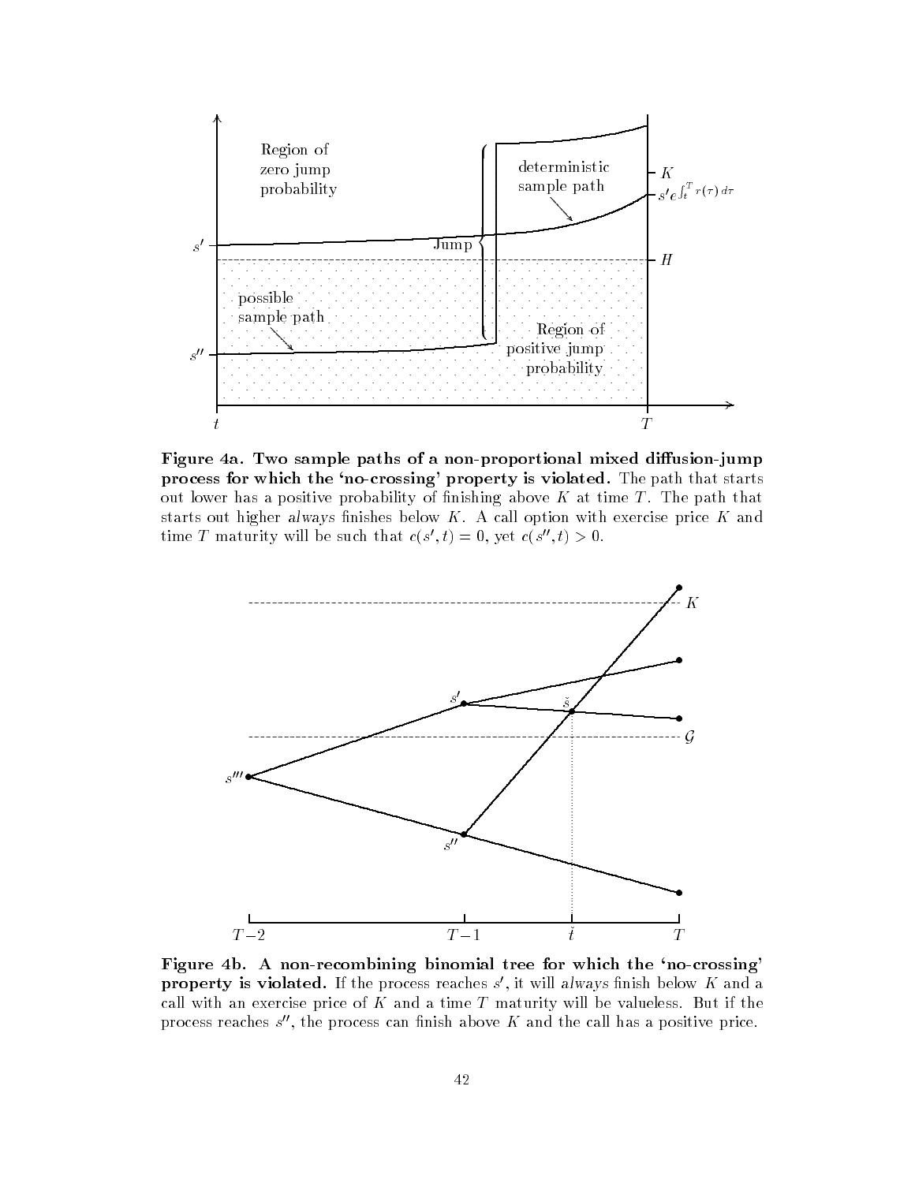**Figure 4a. Two sample paths of a non-proportional mixed diffusion-jump process for which the 'no-crossing' property is violated.** The path that starts out lower has a positive probability of finishing above $K$ at time $T$. The path that starts out higher *always* finishes below $K$. A call option with exercise price $K$ and time $T$ maturity will be such that $c(s', t) = 0$, yet $c(s'', t) > 0$.

**Figure 4b. A non-recombining binomial tree for which the 'no-crossing' property is violated.** If the process reaches $s'$, it will *always* finish below $K$ and a call with an exercise price of $K$ and a time $T$ maturity will be valueless. But if the process reaches $s''$, the process can finish above $K$ and the call has a positive price.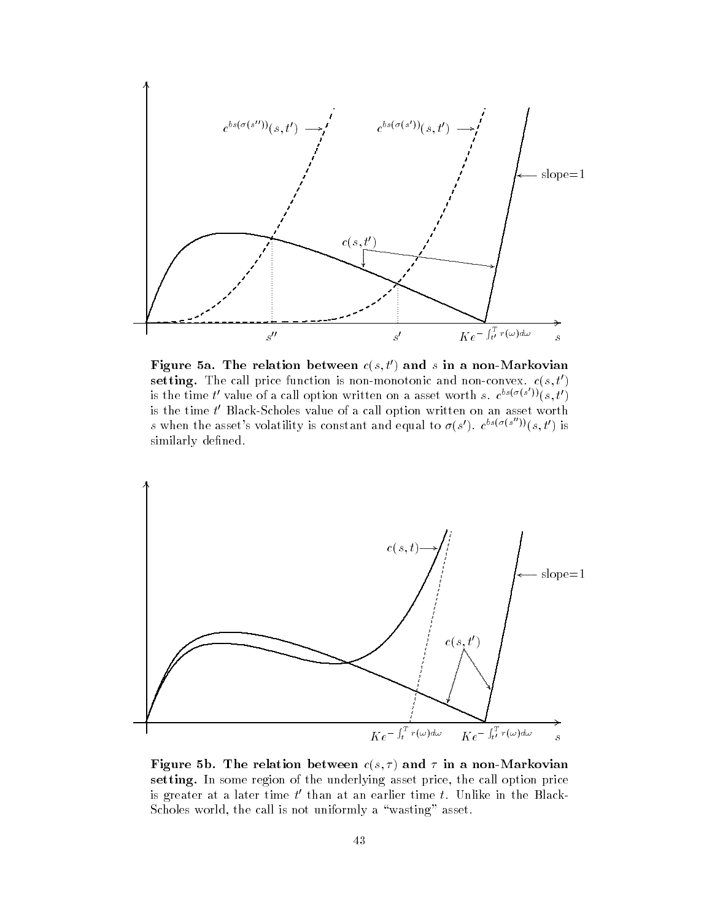**Figure 5a. The relation between $c(s, t')$ and $s$ in a non-Markovian setting.** The call price function is non-monotonic and non-convex. $c(s, t')$ is the time $t'$ value of a call option written on a asset worth $s$. $c^{bs(\sigma(s'))}(s, t')$ is the time $t'$ Black-Scholes value of a call option written on an asset worth $s$ when the asset's volatility is constant and equal to $\sigma(s')$. $c^{bs(\sigma(s''))}(s, t')$ is similarly defined.

**Figure 5b. The relation between $c(s, \tau)$ and $\tau$ in a non-Markovian setting.** In some region of the underlying asset price, the call option price is greater at a later time $t'$ than at an earlier time $t$. Unlike in the Black-Scholes world, the call is not uniformly a "wasting" asset.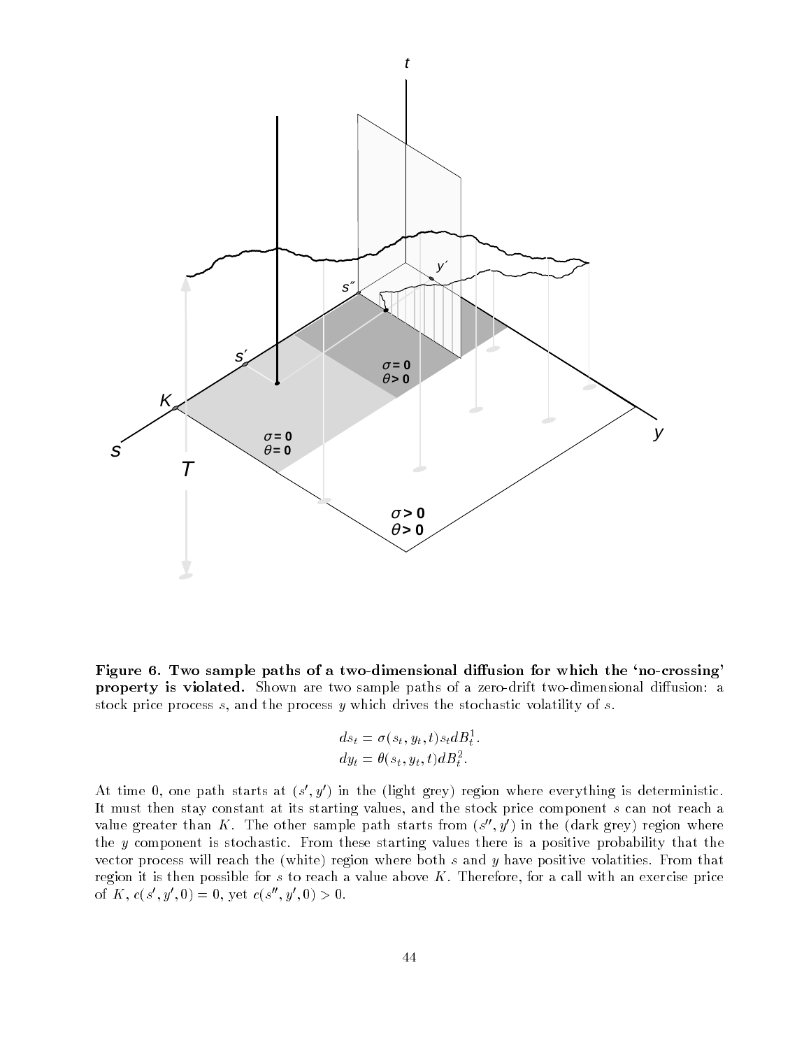t

s″

y′

s′

K

σ = 0
θ > 0

σ = 0
θ = 0

s

T

y

σ > 0
θ > 0

**Figure 6. Two sample paths of a two-dimensional diffusion for which the 'no-crossing' property is violated.** Shown are two sample paths of a zero-drift two-dimensional diffusion: a stock price process $s$, and the process $y$ which drives the stochastic volatility of $s$.

$$
\begin{aligned}
ds_t &= \sigma(s_t, y_t, t)s_t dB_t^1. \\
dy_t &= \theta(s_t, y_t, t)dB_t^2.
\end{aligned}
$$

At time 0, one path starts at $(s', y')$ in the (light grey) region where everything is deterministic. It must then stay constant at its starting values, and the stock price component $s$ can not reach a value greater than $K$. The other sample path starts from $(s'', y')$ in the (dark grey) region where the $y$ component is stochastic. From these starting values there is a positive probability that the vector process will reach the (white) region where both $s$ and $y$ have positive volatities. From that region it is then possible for $s$ to reach a value above $K$. Therefore, for a call with an exercise price of $K$, $c(s', y', 0) = 0$, yet $c(s'', y', 0) > 0$.